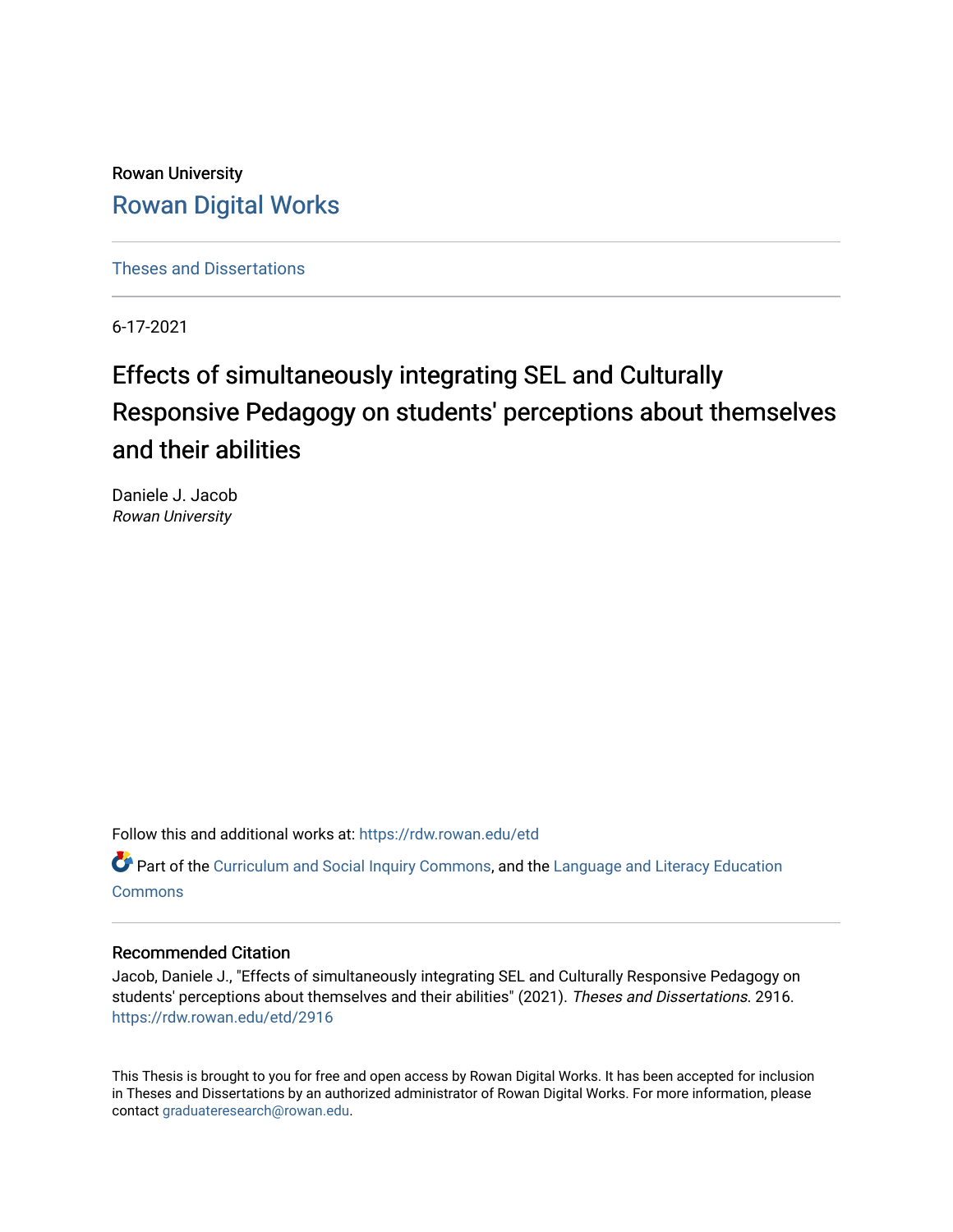Rowan University

Rowan Digital Works

Theses and Dissertations

6-17-2021

# Effects of simultaneously integrating SEL and Culturally Responsive Pedagogy on students' perceptions about themselves and their abilities

Daniele J. Jacob
*Rowan University*

Follow this and additional works at: https://rdw.rowan.edu/etd

Part of the Curriculum and Social Inquiry Commons, and the Language and Literacy Education Commons

## Recommended Citation

Jacob, Daniele J., "Effects of simultaneously integrating SEL and Culturally Responsive Pedagogy on students' perceptions about themselves and their abilities" (2021). *Theses and Dissertations*. 2916.
https://rdw.rowan.edu/etd/2916

This Thesis is brought to you for free and open access by Rowan Digital Works. It has been accepted for inclusion in Theses and Dissertations by an authorized administrator of Rowan Digital Works. For more information, please contact graduateresearch@rowan.edu.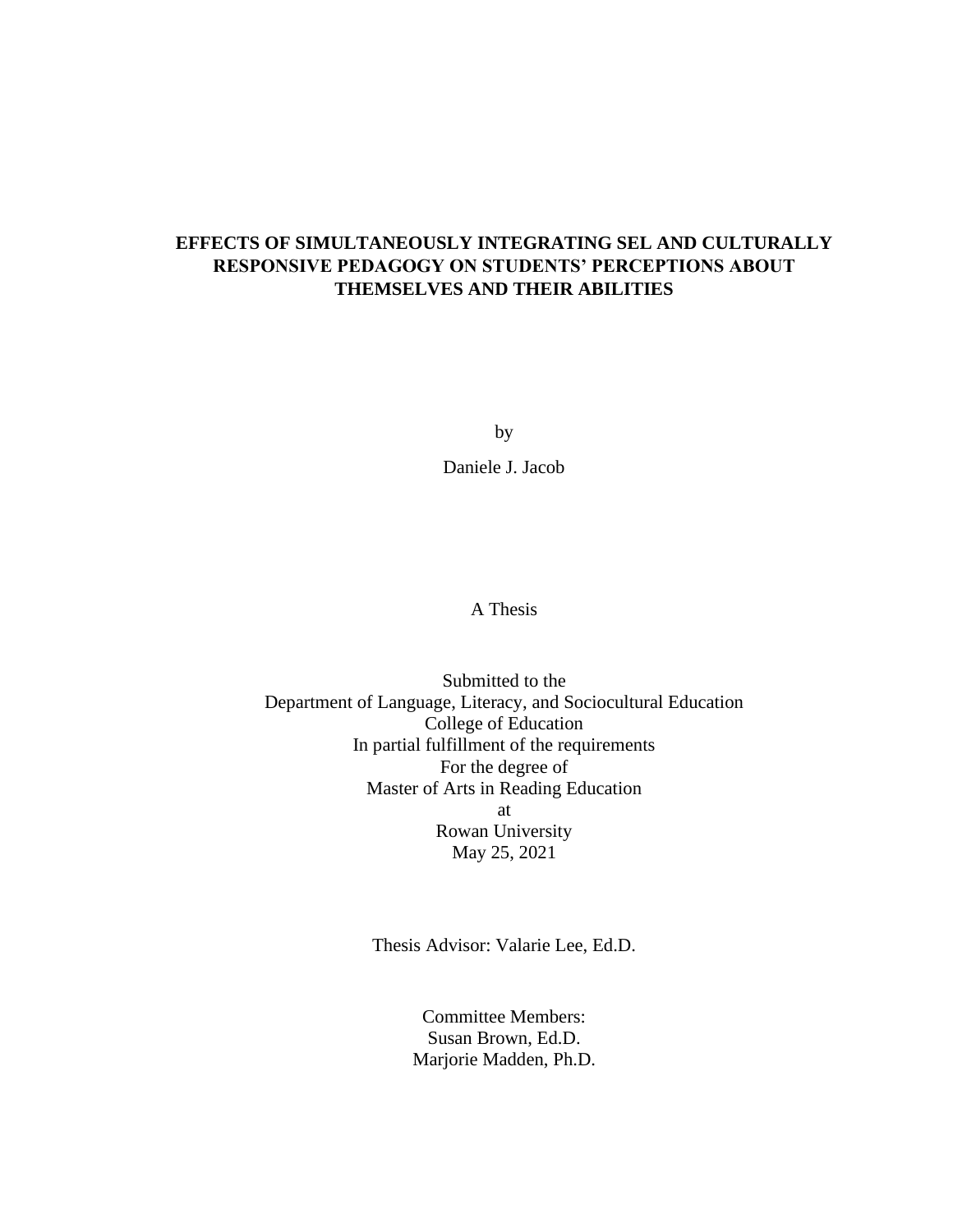# EFFECTS OF SIMULTANEOUSLY INTEGRATING SEL AND CULTURALLY RESPONSIVE PEDAGOGY ON STUDENTS' PERCEPTIONS ABOUT THEMSELVES AND THEIR ABILITIES

by

Daniele J. Jacob

A Thesis

Submitted to the
Department of Language, Literacy, and Sociocultural Education
College of Education
In partial fulfillment of the requirements
For the degree of
Master of Arts in Reading Education
at
Rowan University
May 25, 2021

Thesis Advisor: Valarie Lee, Ed.D.

Committee Members:
Susan Brown, Ed.D.
Marjorie Madden, Ph.D.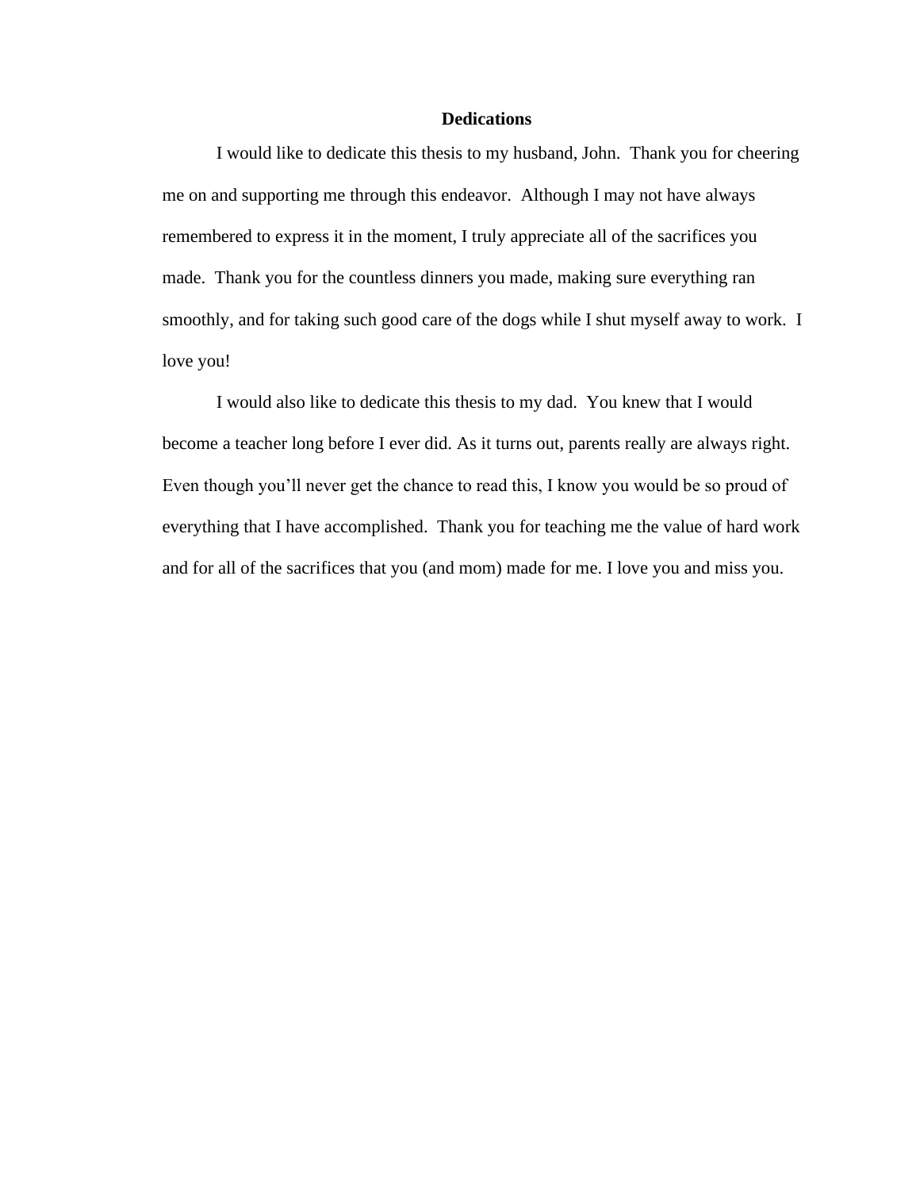# Dedications

I would like to dedicate this thesis to my husband, John. Thank you for cheering me on and supporting me through this endeavor. Although I may not have always remembered to express it in the moment, I truly appreciate all of the sacrifices you made. Thank you for the countless dinners you made, making sure everything ran smoothly, and for taking such good care of the dogs while I shut myself away to work. I love you!

I would also like to dedicate this thesis to my dad. You knew that I would become a teacher long before I ever did. As it turns out, parents really are always right. Even though you'll never get the chance to read this, I know you would be so proud of everything that I have accomplished. Thank you for teaching me the value of hard work and for all of the sacrifices that you (and mom) made for me. I love you and miss you.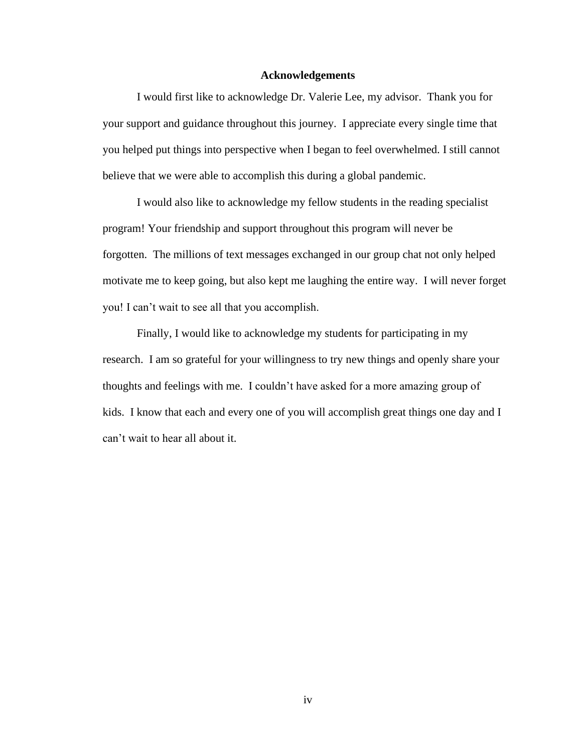# Acknowledgements

I would first like to acknowledge Dr. Valerie Lee, my advisor. Thank you for your support and guidance throughout this journey. I appreciate every single time that you helped put things into perspective when I began to feel overwhelmed. I still cannot believe that we were able to accomplish this during a global pandemic.

I would also like to acknowledge my fellow students in the reading specialist program! Your friendship and support throughout this program will never be forgotten. The millions of text messages exchanged in our group chat not only helped motivate me to keep going, but also kept me laughing the entire way. I will never forget you! I can't wait to see all that you accomplish.

Finally, I would like to acknowledge my students for participating in my research. I am so grateful for your willingness to try new things and openly share your thoughts and feelings with me. I couldn't have asked for a more amazing group of kids. I know that each and every one of you will accomplish great things one day and I can't wait to hear all about it.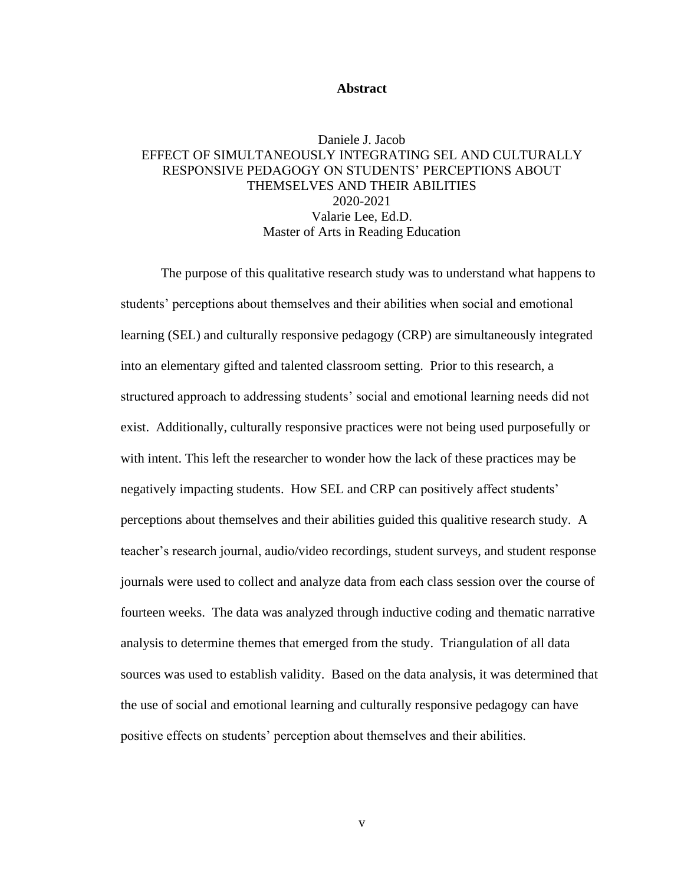# Abstract

Daniele J. Jacob
EFFECT OF SIMULTANEOUSLY INTEGRATING SEL AND CULTURALLY RESPONSIVE PEDAGOGY ON STUDENTS' PERCEPTIONS ABOUT THEMSELVES AND THEIR ABILITIES
2020-2021
Valarie Lee, Ed.D.
Master of Arts in Reading Education

The purpose of this qualitative research study was to understand what happens to students' perceptions about themselves and their abilities when social and emotional learning (SEL) and culturally responsive pedagogy (CRP) are simultaneously integrated into an elementary gifted and talented classroom setting. Prior to this research, a structured approach to addressing students' social and emotional learning needs did not exist. Additionally, culturally responsive practices were not being used purposefully or with intent. This left the researcher to wonder how the lack of these practices may be negatively impacting students. How SEL and CRP can positively affect students' perceptions about themselves and their abilities guided this qualitive research study. A teacher's research journal, audio/video recordings, student surveys, and student response journals were used to collect and analyze data from each class session over the course of fourteen weeks. The data was analyzed through inductive coding and thematic narrative analysis to determine themes that emerged from the study. Triangulation of all data sources was used to establish validity. Based on the data analysis, it was determined that the use of social and emotional learning and culturally responsive pedagogy can have positive effects on students' perception about themselves and their abilities.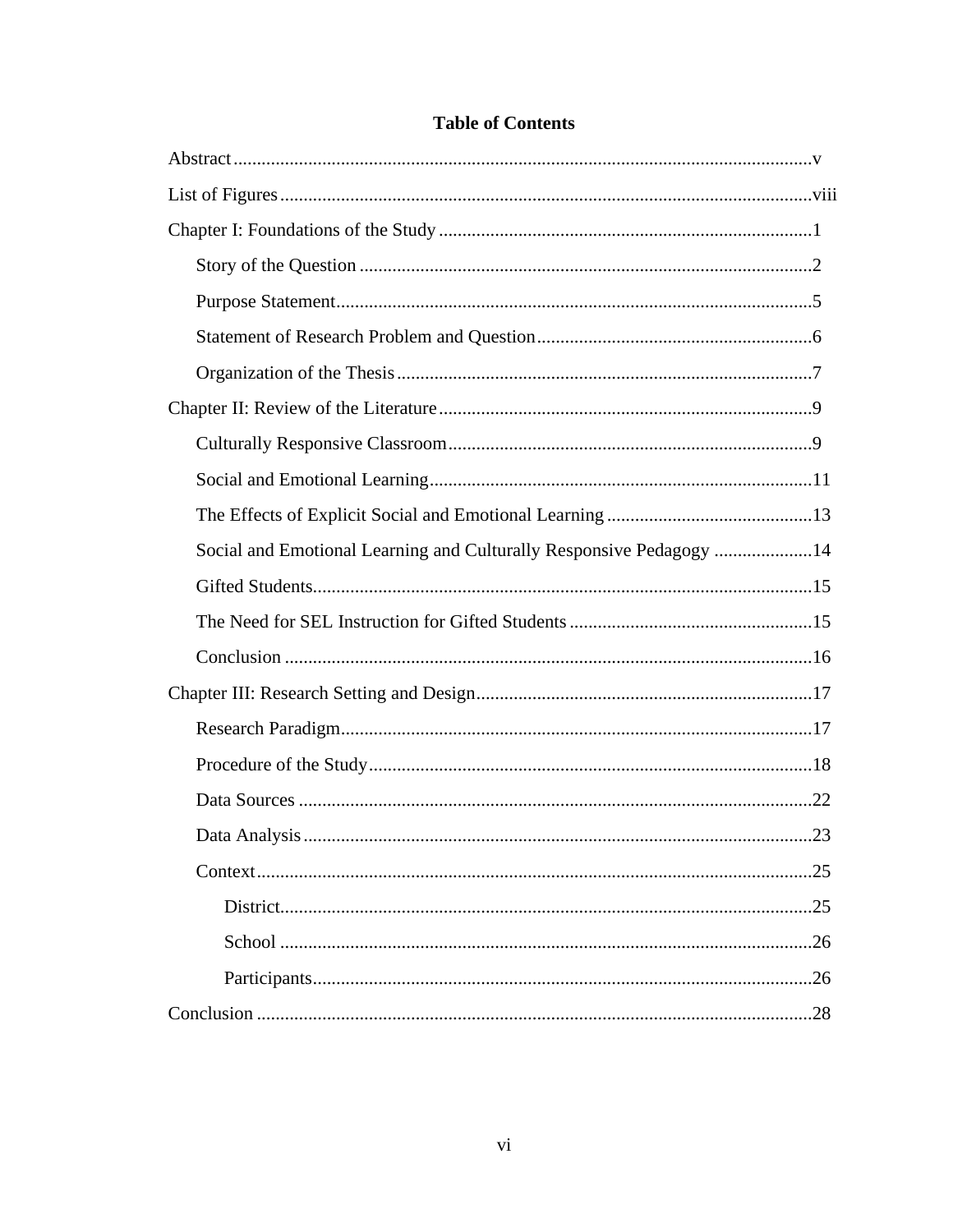**Table of Contents**

Abstract .......... v

List of Figures .......... viii

Chapter I: Foundations of the Study .......... 1

- Story of the Question .......... 2
- Purpose Statement .......... 5
- Statement of Research Problem and Question .......... 6
- Organization of the Thesis .......... 7

Chapter II: Review of the Literature .......... 9

- Culturally Responsive Classroom .......... 9
- Social and Emotional Learning .......... 11
- The Effects of Explicit Social and Emotional Learning .......... 13
- Social and Emotional Learning and Culturally Responsive Pedagogy .......... 14
- Gifted Students .......... 15
- The Need for SEL Instruction for Gifted Students .......... 15
- Conclusion .......... 16

Chapter III: Research Setting and Design .......... 17

- Research Paradigm .......... 17
- Procedure of the Study .......... 18
- Data Sources .......... 22
- Data Analysis .......... 23
- Context .......... 25
  - District .......... 25
  - School .......... 26
  - Participants .......... 26

Conclusion .......... 28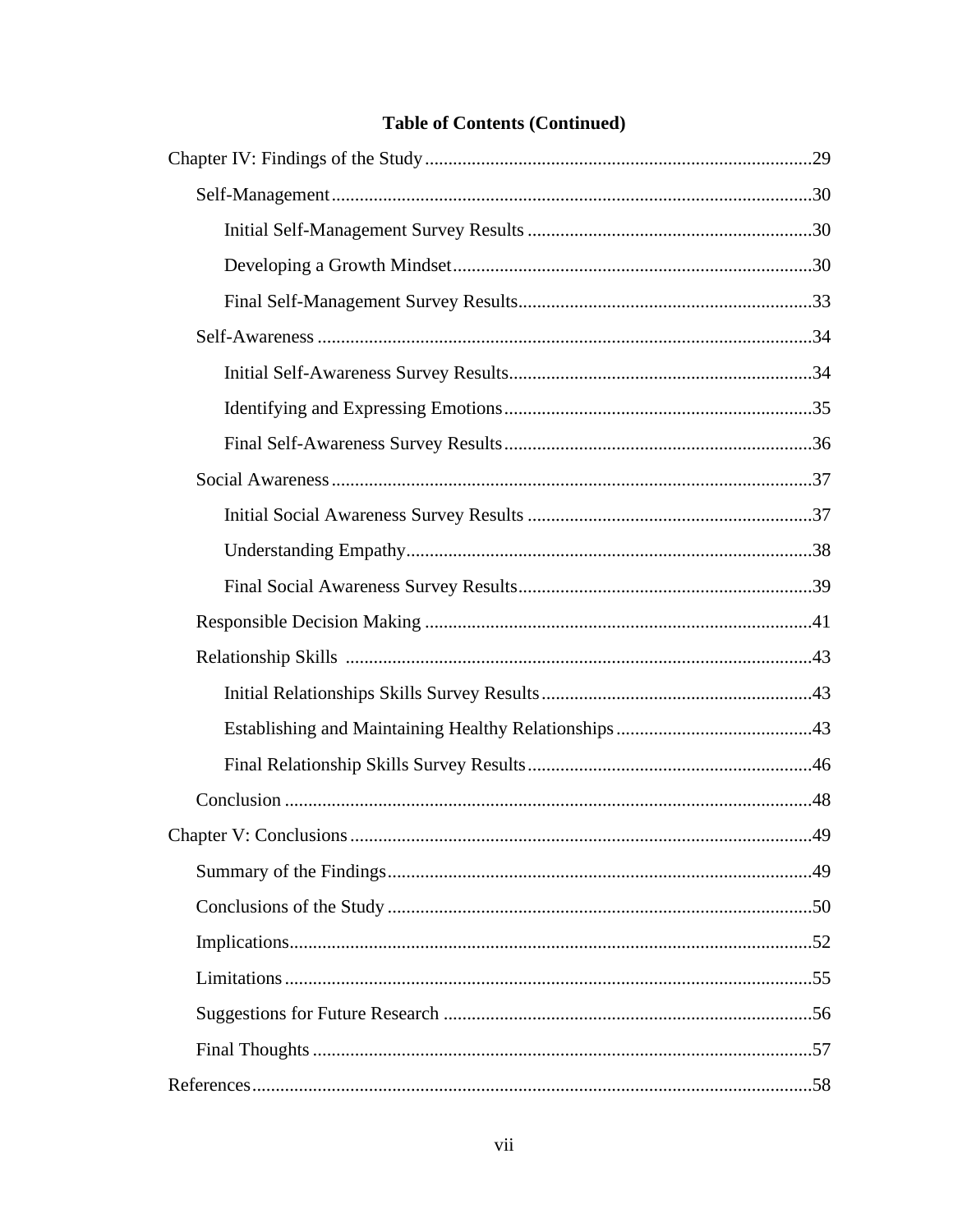**Table of Contents (Continued)**

Chapter IV: Findings of the Study ..... 29

- Self-Management ..... 30
  - Initial Self-Management Survey Results ..... 30
  - Developing a Growth Mindset ..... 30
  - Final Self-Management Survey Results ..... 33
- Self-Awareness ..... 34
  - Initial Self-Awareness Survey Results ..... 34
  - Identifying and Expressing Emotions ..... 35
  - Final Self-Awareness Survey Results ..... 36
- Social Awareness ..... 37
  - Initial Social Awareness Survey Results ..... 37
  - Understanding Empathy ..... 38
  - Final Social Awareness Survey Results ..... 39
- Responsible Decision Making ..... 41
- Relationship Skills ..... 43
  - Initial Relationships Skills Survey Results ..... 43
  - Establishing and Maintaining Healthy Relationships ..... 43
  - Final Relationship Skills Survey Results ..... 46
- Conclusion ..... 48

Chapter V: Conclusions ..... 49

- Summary of the Findings ..... 49
- Conclusions of the Study ..... 50
- Implications ..... 52
- Limitations ..... 55
- Suggestions for Future Research ..... 56
- Final Thoughts ..... 57

References ..... 58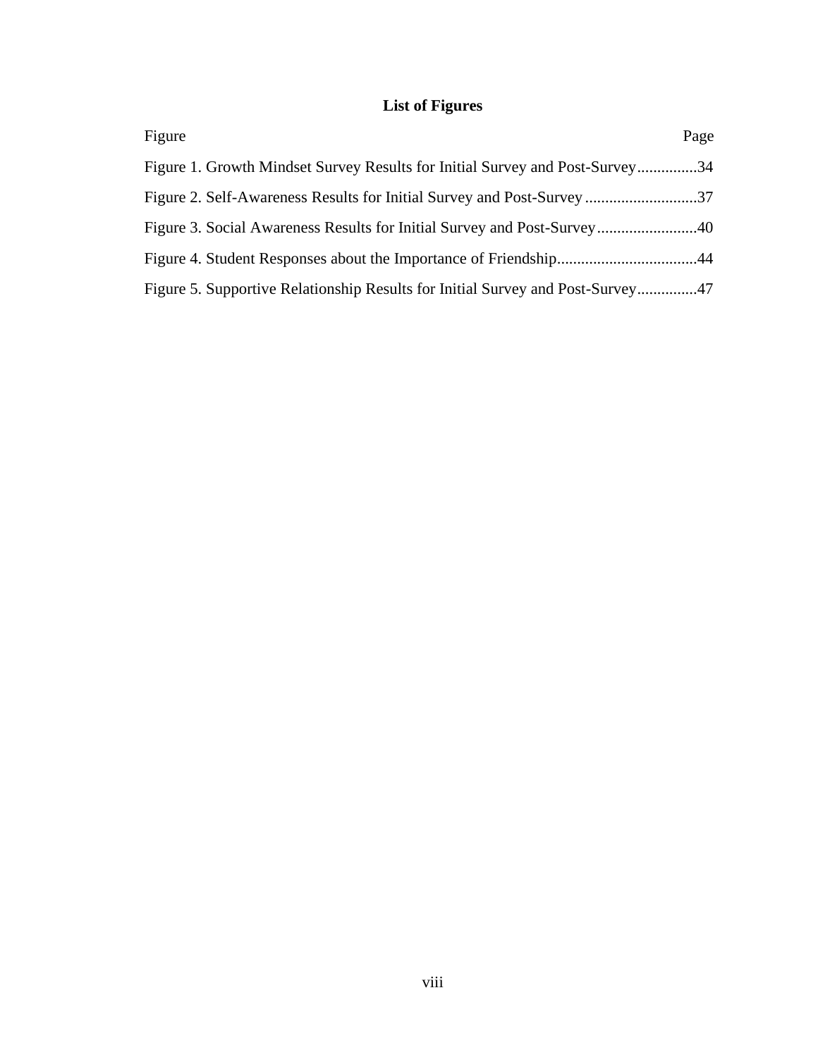## List of Figures

| Figure | Page |
| --- | --- |
| Figure 1. Growth Mindset Survey Results for Initial Survey and Post-Survey | 34 |
| Figure 2. Self-Awareness Results for Initial Survey and Post-Survey | 37 |
| Figure 3. Social Awareness Results for Initial Survey and Post-Survey | 40 |
| Figure 4. Student Responses about the Importance of Friendship | 44 |
| Figure 5. Supportive Relationship Results for Initial Survey and Post-Survey | 47 |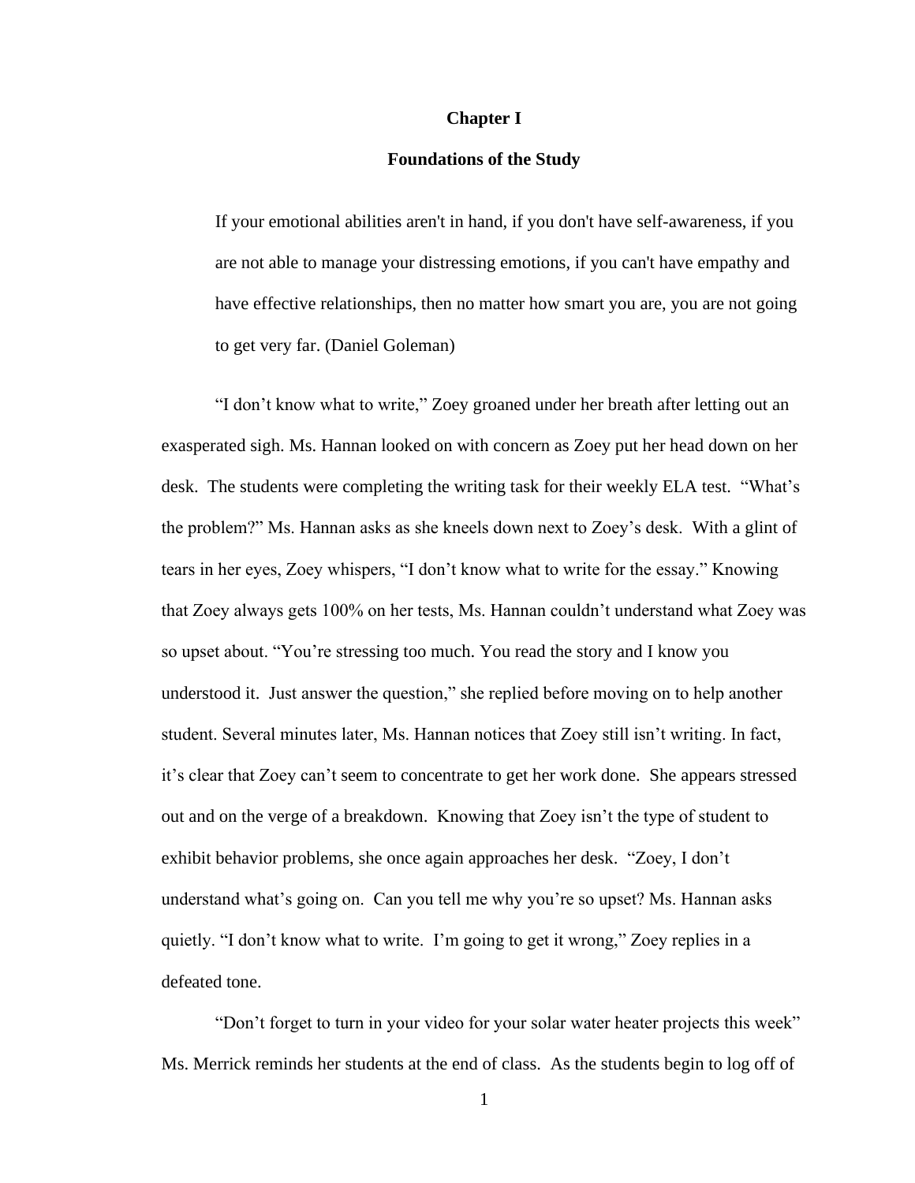# Chapter I

## Foundations of the Study

> If your emotional abilities aren't in hand, if you don't have self-awareness, if you are not able to manage your distressing emotions, if you can't have empathy and have effective relationships, then no matter how smart you are, you are not going to get very far. (Daniel Goleman)

"I don't know what to write," Zoey groaned under her breath after letting out an exasperated sigh. Ms. Hannan looked on with concern as Zoey put her head down on her desk. The students were completing the writing task for their weekly ELA test. "What's the problem?" Ms. Hannan asks as she kneels down next to Zoey's desk. With a glint of tears in her eyes, Zoey whispers, "I don't know what to write for the essay." Knowing that Zoey always gets 100% on her tests, Ms. Hannan couldn't understand what Zoey was so upset about. "You're stressing too much. You read the story and I know you understood it. Just answer the question," she replied before moving on to help another student. Several minutes later, Ms. Hannan notices that Zoey still isn't writing. In fact, it's clear that Zoey can't seem to concentrate to get her work done. She appears stressed out and on the verge of a breakdown. Knowing that Zoey isn't the type of student to exhibit behavior problems, she once again approaches her desk. "Zoey, I don't understand what's going on. Can you tell me why you're so upset? Ms. Hannan asks quietly. "I don't know what to write. I'm going to get it wrong," Zoey replies in a defeated tone.

"Don't forget to turn in your video for your solar water heater projects this week" Ms. Merrick reminds her students at the end of class. As the students begin to log off of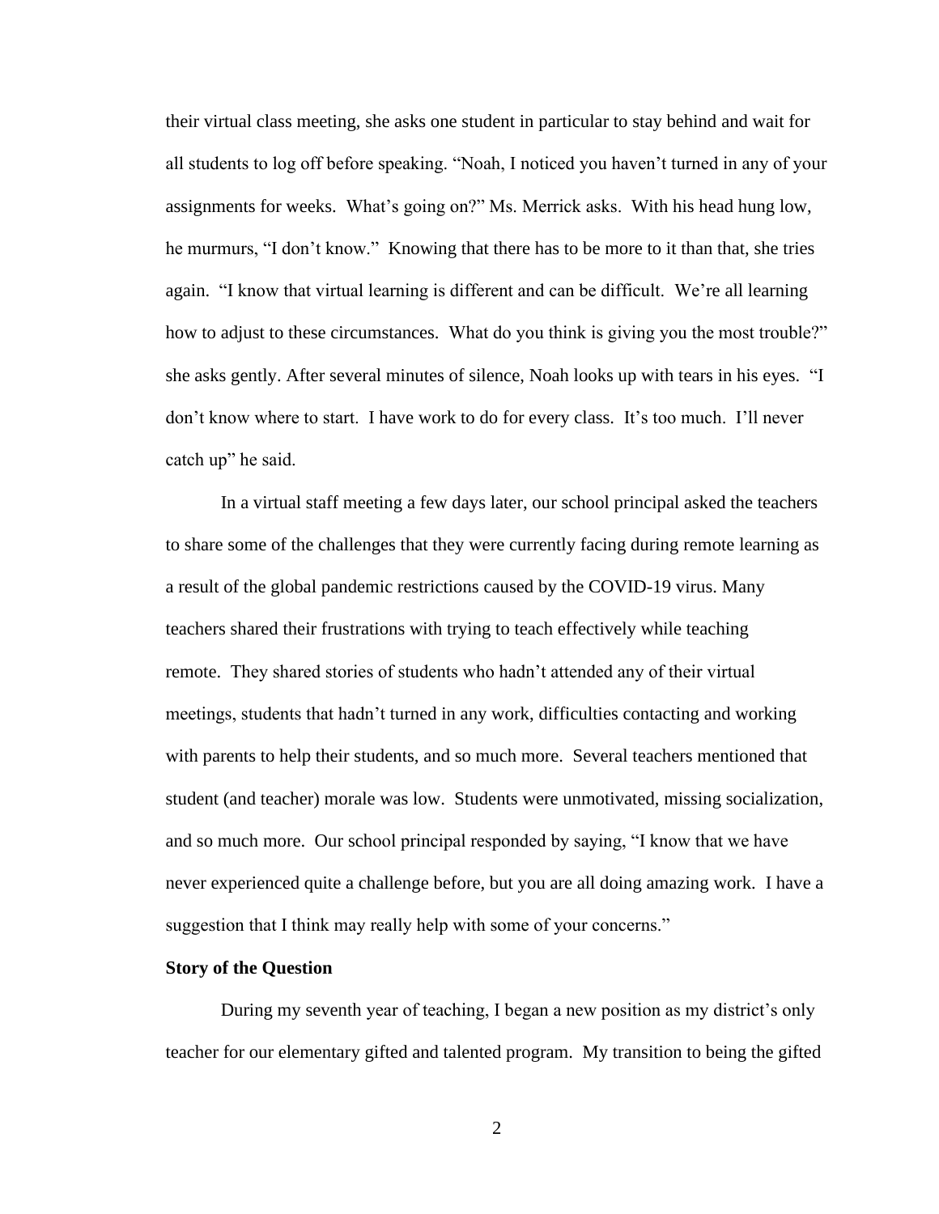their virtual class meeting, she asks one student in particular to stay behind and wait for all students to log off before speaking. "Noah, I noticed you haven't turned in any of your assignments for weeks. What's going on?" Ms. Merrick asks. With his head hung low, he murmurs, "I don't know." Knowing that there has to be more to it than that, she tries again. "I know that virtual learning is different and can be difficult. We're all learning how to adjust to these circumstances. What do you think is giving you the most trouble?" she asks gently. After several minutes of silence, Noah looks up with tears in his eyes. "I don't know where to start. I have work to do for every class. It's too much. I'll never catch up" he said.

In a virtual staff meeting a few days later, our school principal asked the teachers to share some of the challenges that they were currently facing during remote learning as a result of the global pandemic restrictions caused by the COVID-19 virus. Many teachers shared their frustrations with trying to teach effectively while teaching remote. They shared stories of students who hadn't attended any of their virtual meetings, students that hadn't turned in any work, difficulties contacting and working with parents to help their students, and so much more. Several teachers mentioned that student (and teacher) morale was low. Students were unmotivated, missing socialization, and so much more. Our school principal responded by saying, "I know that we have never experienced quite a challenge before, but you are all doing amazing work. I have a suggestion that I think may really help with some of your concerns."

**Story of the Question**

During my seventh year of teaching, I began a new position as my district's only teacher for our elementary gifted and talented program. My transition to being the gifted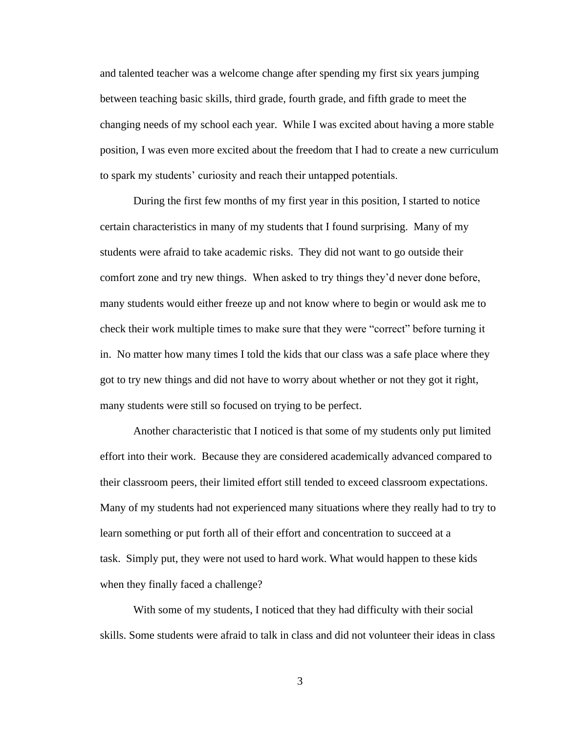and talented teacher was a welcome change after spending my first six years jumping between teaching basic skills, third grade, fourth grade, and fifth grade to meet the changing needs of my school each year. While I was excited about having a more stable position, I was even more excited about the freedom that I had to create a new curriculum to spark my students' curiosity and reach their untapped potentials.

During the first few months of my first year in this position, I started to notice certain characteristics in many of my students that I found surprising. Many of my students were afraid to take academic risks. They did not want to go outside their comfort zone and try new things. When asked to try things they'd never done before, many students would either freeze up and not know where to begin or would ask me to check their work multiple times to make sure that they were "correct" before turning it in. No matter how many times I told the kids that our class was a safe place where they got to try new things and did not have to worry about whether or not they got it right, many students were still so focused on trying to be perfect.

Another characteristic that I noticed is that some of my students only put limited effort into their work. Because they are considered academically advanced compared to their classroom peers, their limited effort still tended to exceed classroom expectations. Many of my students had not experienced many situations where they really had to try to learn something or put forth all of their effort and concentration to succeed at a task. Simply put, they were not used to hard work. What would happen to these kids when they finally faced a challenge?

With some of my students, I noticed that they had difficulty with their social skills. Some students were afraid to talk in class and did not volunteer their ideas in class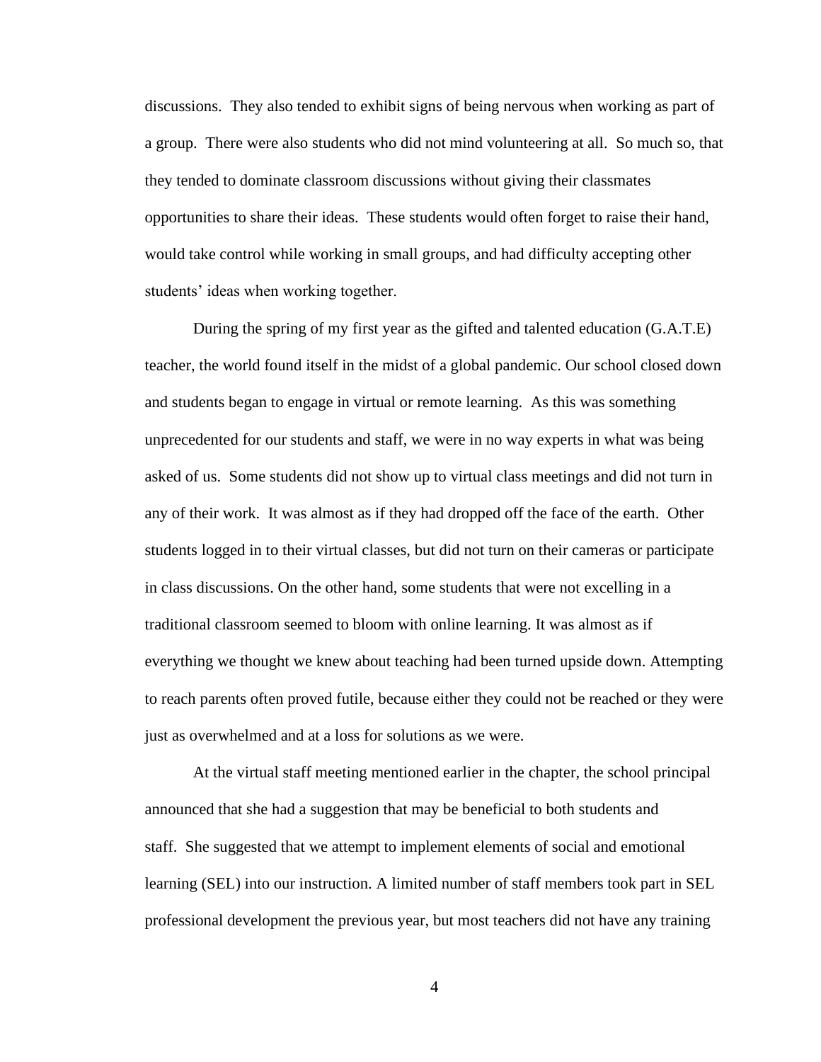discussions. They also tended to exhibit signs of being nervous when working as part of a group. There were also students who did not mind volunteering at all. So much so, that they tended to dominate classroom discussions without giving their classmates opportunities to share their ideas. These students would often forget to raise their hand, would take control while working in small groups, and had difficulty accepting other students' ideas when working together.

During the spring of my first year as the gifted and talented education (G.A.T.E) teacher, the world found itself in the midst of a global pandemic. Our school closed down and students began to engage in virtual or remote learning. As this was something unprecedented for our students and staff, we were in no way experts in what was being asked of us. Some students did not show up to virtual class meetings and did not turn in any of their work. It was almost as if they had dropped off the face of the earth. Other students logged in to their virtual classes, but did not turn on their cameras or participate in class discussions. On the other hand, some students that were not excelling in a traditional classroom seemed to bloom with online learning. It was almost as if everything we thought we knew about teaching had been turned upside down. Attempting to reach parents often proved futile, because either they could not be reached or they were just as overwhelmed and at a loss for solutions as we were.

At the virtual staff meeting mentioned earlier in the chapter, the school principal announced that she had a suggestion that may be beneficial to both students and staff. She suggested that we attempt to implement elements of social and emotional learning (SEL) into our instruction. A limited number of staff members took part in SEL professional development the previous year, but most teachers did not have any training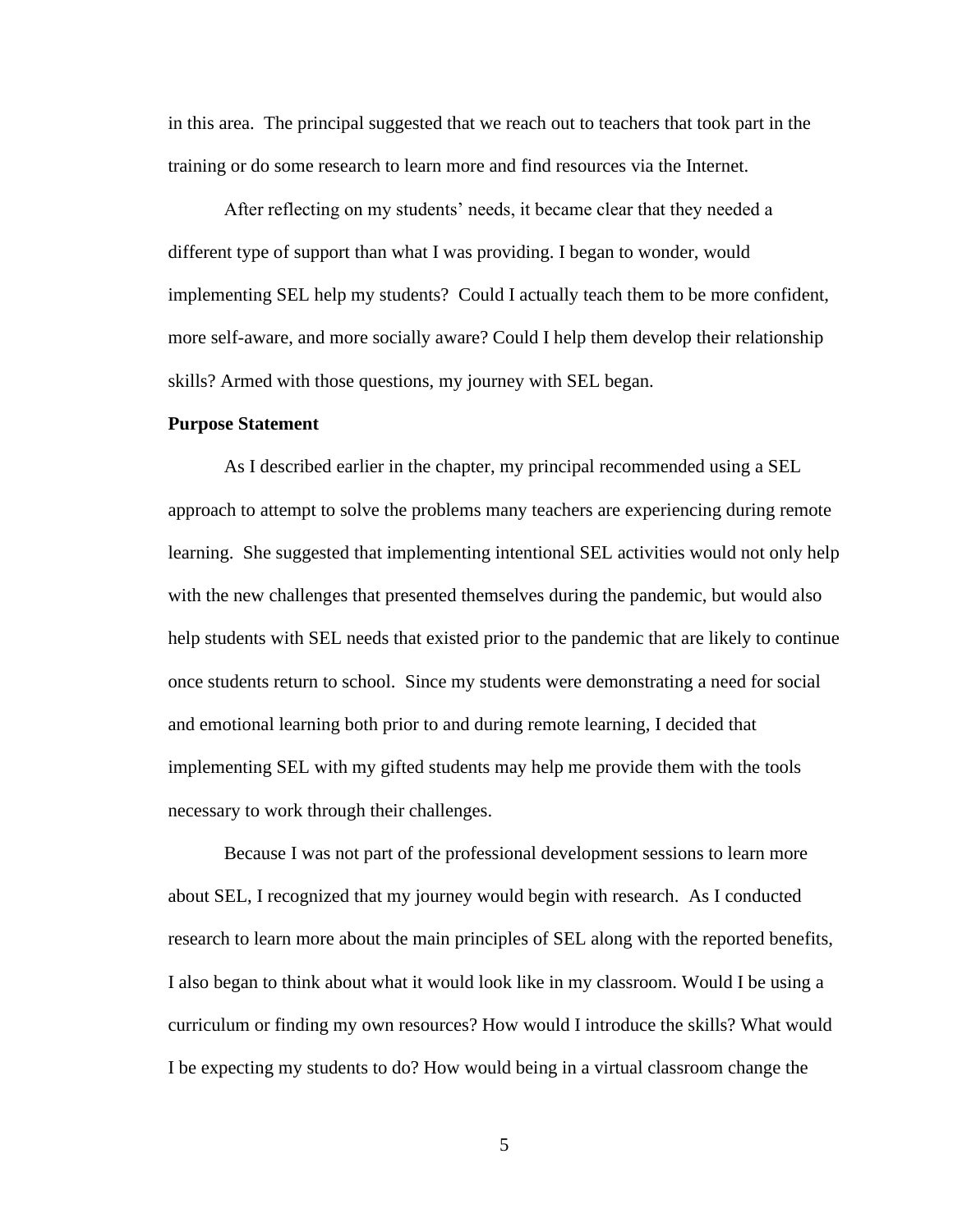in this area. The principal suggested that we reach out to teachers that took part in the training or do some research to learn more and find resources via the Internet.

After reflecting on my students' needs, it became clear that they needed a different type of support than what I was providing. I began to wonder, would implementing SEL help my students? Could I actually teach them to be more confident, more self-aware, and more socially aware? Could I help them develop their relationship skills? Armed with those questions, my journey with SEL began.

**Purpose Statement**

As I described earlier in the chapter, my principal recommended using a SEL approach to attempt to solve the problems many teachers are experiencing during remote learning. She suggested that implementing intentional SEL activities would not only help with the new challenges that presented themselves during the pandemic, but would also help students with SEL needs that existed prior to the pandemic that are likely to continue once students return to school. Since my students were demonstrating a need for social and emotional learning both prior to and during remote learning, I decided that implementing SEL with my gifted students may help me provide them with the tools necessary to work through their challenges.

Because I was not part of the professional development sessions to learn more about SEL, I recognized that my journey would begin with research. As I conducted research to learn more about the main principles of SEL along with the reported benefits, I also began to think about what it would look like in my classroom. Would I be using a curriculum or finding my own resources? How would I introduce the skills? What would I be expecting my students to do? How would being in a virtual classroom change the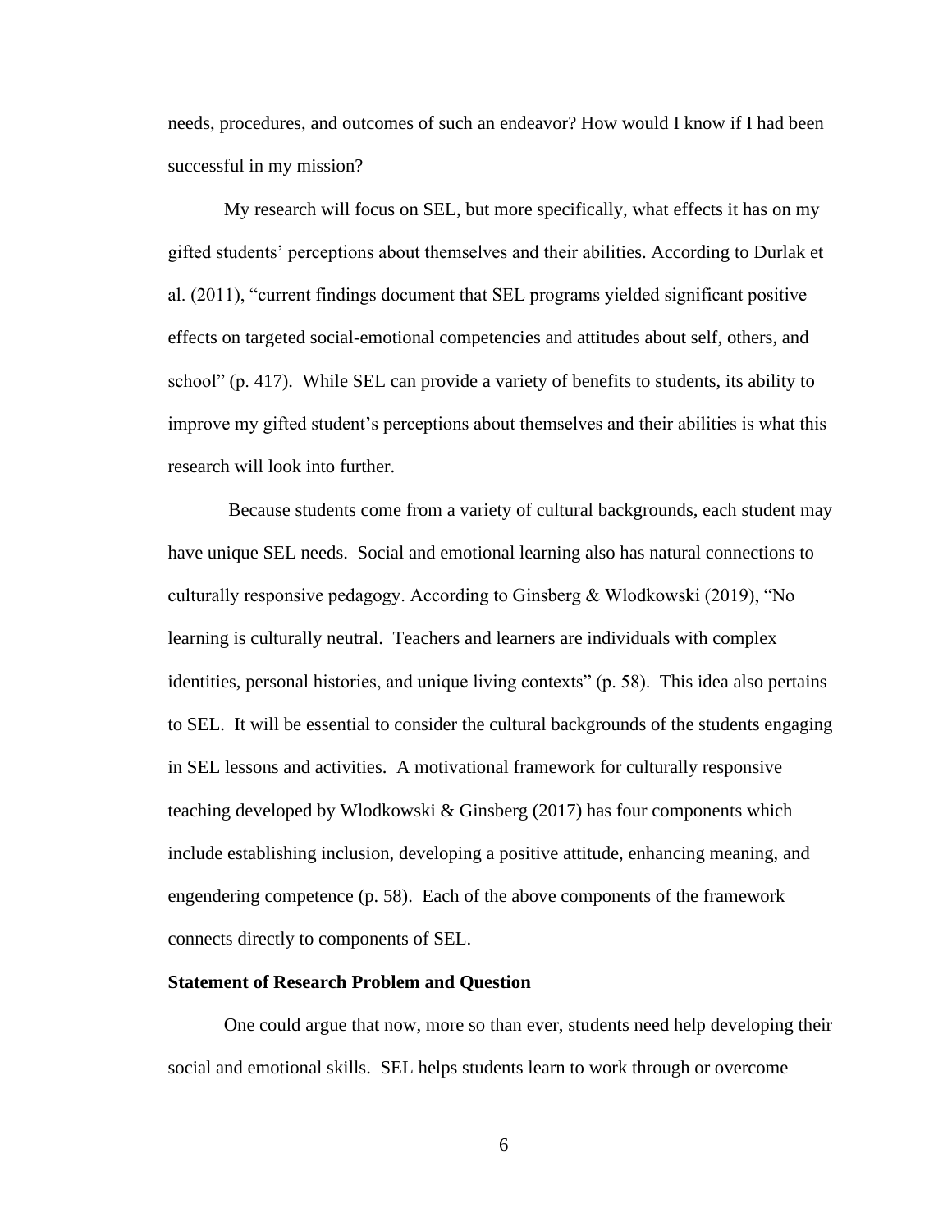needs, procedures, and outcomes of such an endeavor? How would I know if I had been successful in my mission?

My research will focus on SEL, but more specifically, what effects it has on my gifted students' perceptions about themselves and their abilities. According to Durlak et al. (2011), "current findings document that SEL programs yielded significant positive effects on targeted social-emotional competencies and attitudes about self, others, and school" (p. 417). While SEL can provide a variety of benefits to students, its ability to improve my gifted student's perceptions about themselves and their abilities is what this research will look into further.

Because students come from a variety of cultural backgrounds, each student may have unique SEL needs. Social and emotional learning also has natural connections to culturally responsive pedagogy. According to Ginsberg & Wlodkowski (2019), "No learning is culturally neutral. Teachers and learners are individuals with complex identities, personal histories, and unique living contexts" (p. 58). This idea also pertains to SEL. It will be essential to consider the cultural backgrounds of the students engaging in SEL lessons and activities. A motivational framework for culturally responsive teaching developed by Wlodkowski & Ginsberg (2017) has four components which include establishing inclusion, developing a positive attitude, enhancing meaning, and engendering competence (p. 58). Each of the above components of the framework connects directly to components of SEL.

**Statement of Research Problem and Question**

One could argue that now, more so than ever, students need help developing their social and emotional skills. SEL helps students learn to work through or overcome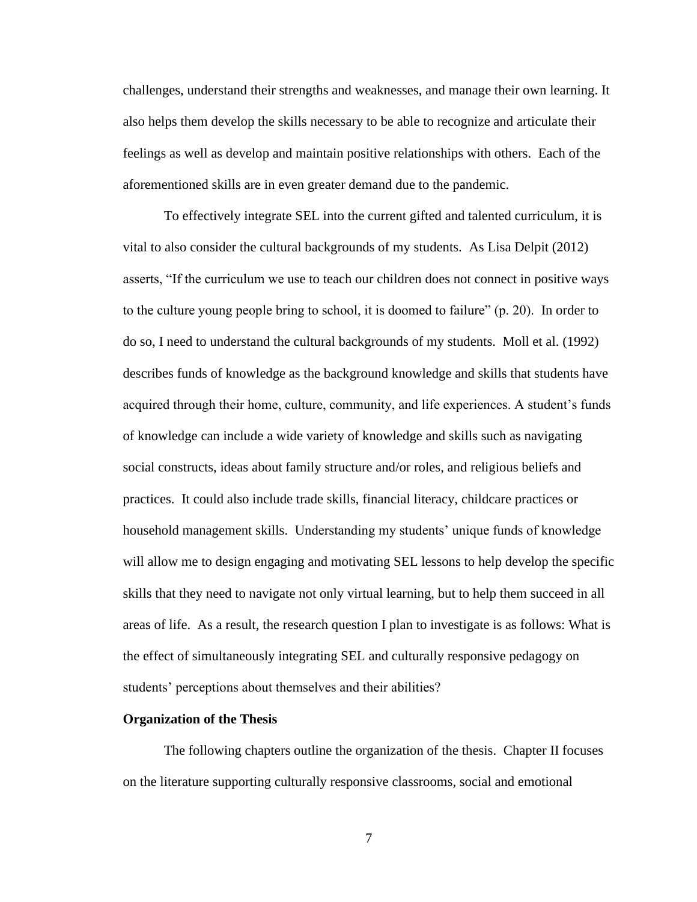challenges, understand their strengths and weaknesses, and manage their own learning. It also helps them develop the skills necessary to be able to recognize and articulate their feelings as well as develop and maintain positive relationships with others. Each of the aforementioned skills are in even greater demand due to the pandemic.

To effectively integrate SEL into the current gifted and talented curriculum, it is vital to also consider the cultural backgrounds of my students. As Lisa Delpit (2012) asserts, "If the curriculum we use to teach our children does not connect in positive ways to the culture young people bring to school, it is doomed to failure" (p. 20). In order to do so, I need to understand the cultural backgrounds of my students. Moll et al. (1992) describes funds of knowledge as the background knowledge and skills that students have acquired through their home, culture, community, and life experiences. A student's funds of knowledge can include a wide variety of knowledge and skills such as navigating social constructs, ideas about family structure and/or roles, and religious beliefs and practices. It could also include trade skills, financial literacy, childcare practices or household management skills. Understanding my students' unique funds of knowledge will allow me to design engaging and motivating SEL lessons to help develop the specific skills that they need to navigate not only virtual learning, but to help them succeed in all areas of life. As a result, the research question I plan to investigate is as follows: What is the effect of simultaneously integrating SEL and culturally responsive pedagogy on students' perceptions about themselves and their abilities?

**Organization of the Thesis**

The following chapters outline the organization of the thesis. Chapter II focuses on the literature supporting culturally responsive classrooms, social and emotional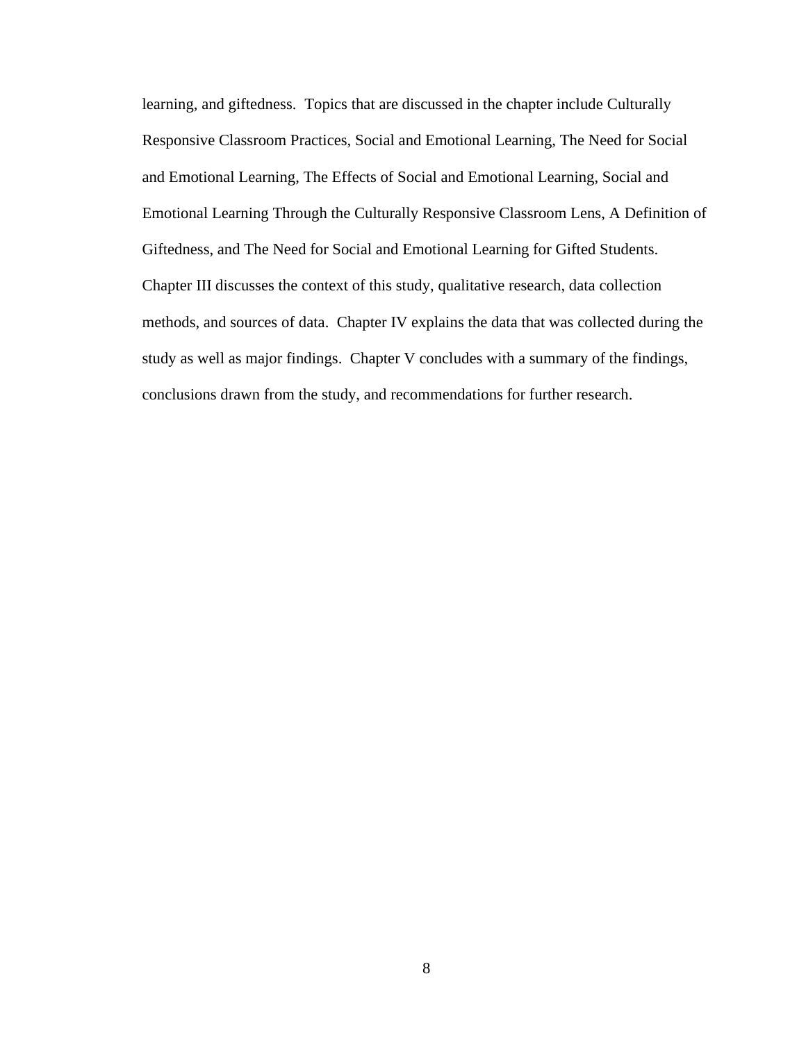learning, and giftedness.  Topics that are discussed in the chapter include Culturally Responsive Classroom Practices, Social and Emotional Learning, The Need for Social and Emotional Learning, The Effects of Social and Emotional Learning, Social and Emotional Learning Through the Culturally Responsive Classroom Lens, A Definition of Giftedness, and The Need for Social and Emotional Learning for Gifted Students. Chapter III discusses the context of this study, qualitative research, data collection methods, and sources of data.  Chapter IV explains the data that was collected during the study as well as major findings.  Chapter V concludes with a summary of the findings, conclusions drawn from the study, and recommendations for further research.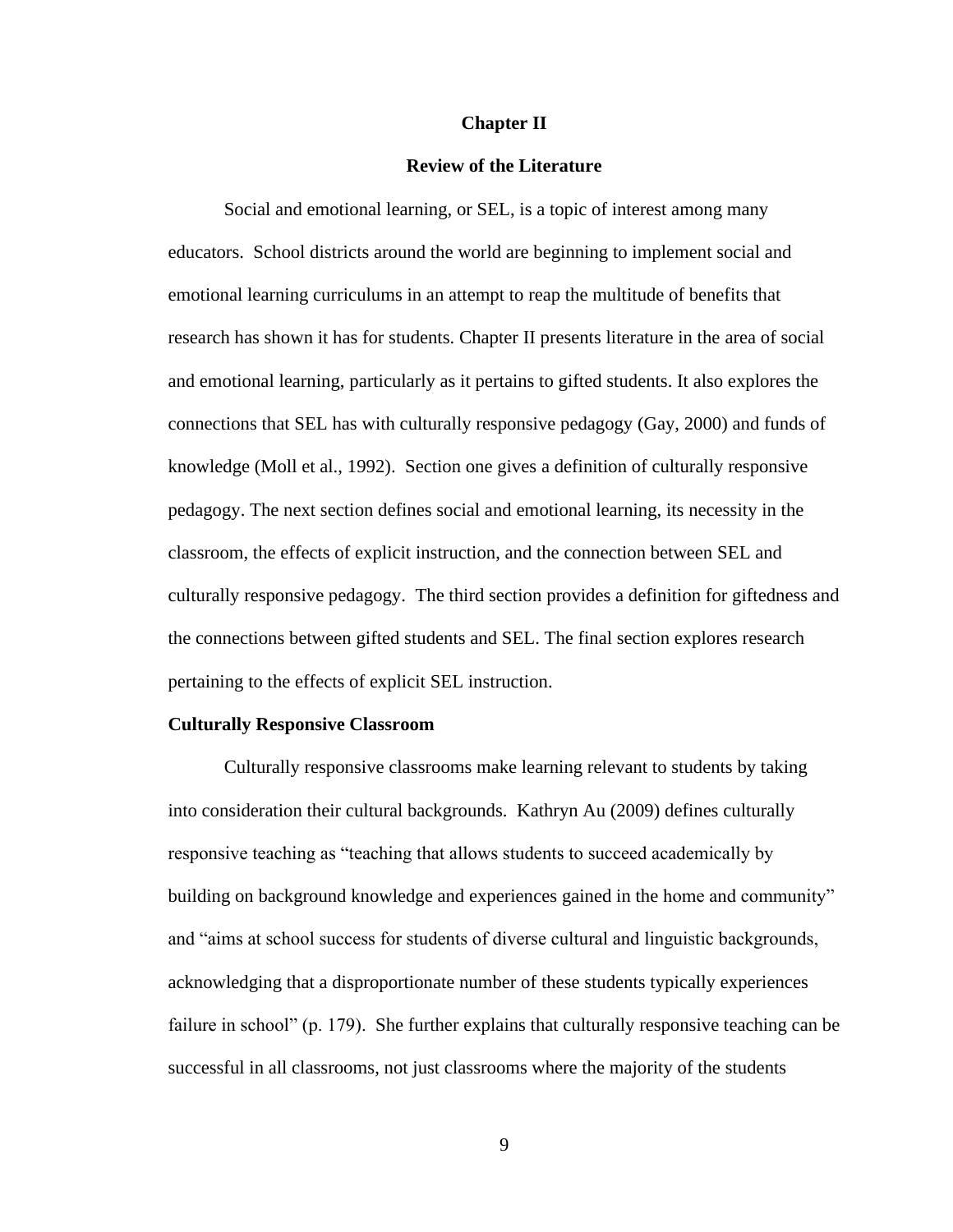# Chapter II

## Review of the Literature

Social and emotional learning, or SEL, is a topic of interest among many educators. School districts around the world are beginning to implement social and emotional learning curriculums in an attempt to reap the multitude of benefits that research has shown it has for students. Chapter II presents literature in the area of social and emotional learning, particularly as it pertains to gifted students. It also explores the connections that SEL has with culturally responsive pedagogy (Gay, 2000) and funds of knowledge (Moll et al., 1992). Section one gives a definition of culturally responsive pedagogy. The next section defines social and emotional learning, its necessity in the classroom, the effects of explicit instruction, and the connection between SEL and culturally responsive pedagogy. The third section provides a definition for giftedness and the connections between gifted students and SEL. The final section explores research pertaining to the effects of explicit SEL instruction.

### Culturally Responsive Classroom

Culturally responsive classrooms make learning relevant to students by taking into consideration their cultural backgrounds. Kathryn Au (2009) defines culturally responsive teaching as "teaching that allows students to succeed academically by building on background knowledge and experiences gained in the home and community" and "aims at school success for students of diverse cultural and linguistic backgrounds, acknowledging that a disproportionate number of these students typically experiences failure in school" (p. 179). She further explains that culturally responsive teaching can be successful in all classrooms, not just classrooms where the majority of the students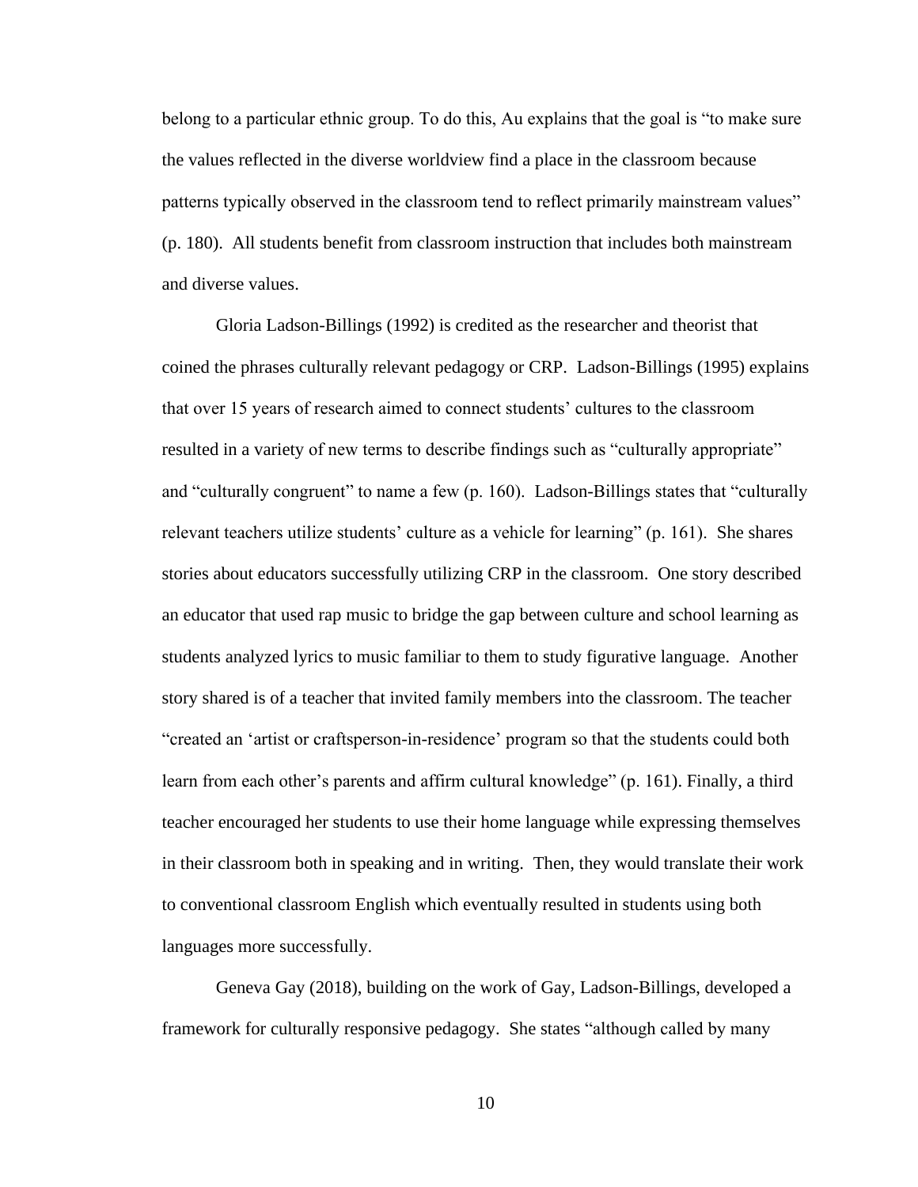belong to a particular ethnic group. To do this, Au explains that the goal is "to make sure the values reflected in the diverse worldview find a place in the classroom because patterns typically observed in the classroom tend to reflect primarily mainstream values" (p. 180). All students benefit from classroom instruction that includes both mainstream and diverse values.

Gloria Ladson-Billings (1992) is credited as the researcher and theorist that coined the phrases culturally relevant pedagogy or CRP. Ladson-Billings (1995) explains that over 15 years of research aimed to connect students' cultures to the classroom resulted in a variety of new terms to describe findings such as "culturally appropriate" and "culturally congruent" to name a few (p. 160). Ladson-Billings states that "culturally relevant teachers utilize students' culture as a vehicle for learning" (p. 161). She shares stories about educators successfully utilizing CRP in the classroom. One story described an educator that used rap music to bridge the gap between culture and school learning as students analyzed lyrics to music familiar to them to study figurative language. Another story shared is of a teacher that invited family members into the classroom. The teacher "created an 'artist or craftsperson-in-residence' program so that the students could both learn from each other's parents and affirm cultural knowledge" (p. 161). Finally, a third teacher encouraged her students to use their home language while expressing themselves in their classroom both in speaking and in writing. Then, they would translate their work to conventional classroom English which eventually resulted in students using both languages more successfully.

Geneva Gay (2018), building on the work of Gay, Ladson-Billings, developed a framework for culturally responsive pedagogy. She states "although called by many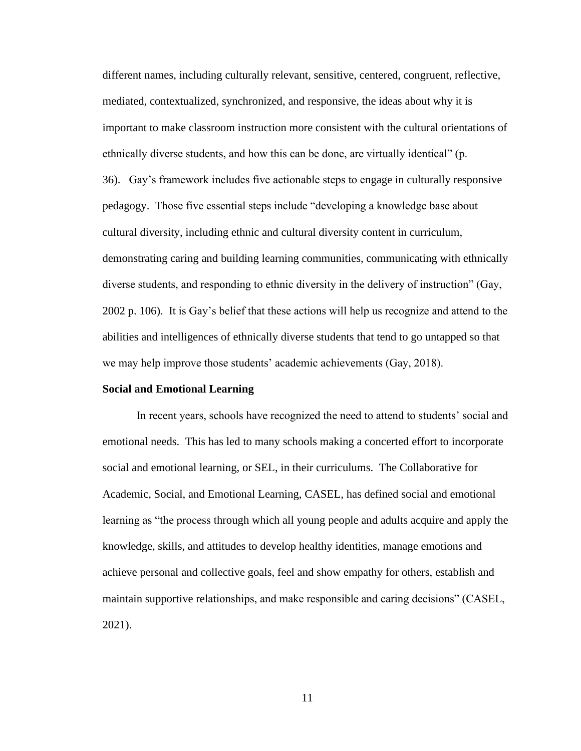different names, including culturally relevant, sensitive, centered, congruent, reflective, mediated, contextualized, synchronized, and responsive, the ideas about why it is important to make classroom instruction more consistent with the cultural orientations of ethnically diverse students, and how this can be done, are virtually identical" (p. 36). Gay's framework includes five actionable steps to engage in culturally responsive pedagogy. Those five essential steps include "developing a knowledge base about cultural diversity, including ethnic and cultural diversity content in curriculum, demonstrating caring and building learning communities, communicating with ethnically diverse students, and responding to ethnic diversity in the delivery of instruction" (Gay, 2002 p. 106). It is Gay's belief that these actions will help us recognize and attend to the abilities and intelligences of ethnically diverse students that tend to go untapped so that we may help improve those students' academic achievements (Gay, 2018).

**Social and Emotional Learning**

In recent years, schools have recognized the need to attend to students' social and emotional needs. This has led to many schools making a concerted effort to incorporate social and emotional learning, or SEL, in their curriculums. The Collaborative for Academic, Social, and Emotional Learning, CASEL, has defined social and emotional learning as "the process through which all young people and adults acquire and apply the knowledge, skills, and attitudes to develop healthy identities, manage emotions and achieve personal and collective goals, feel and show empathy for others, establish and maintain supportive relationships, and make responsible and caring decisions" (CASEL, 2021).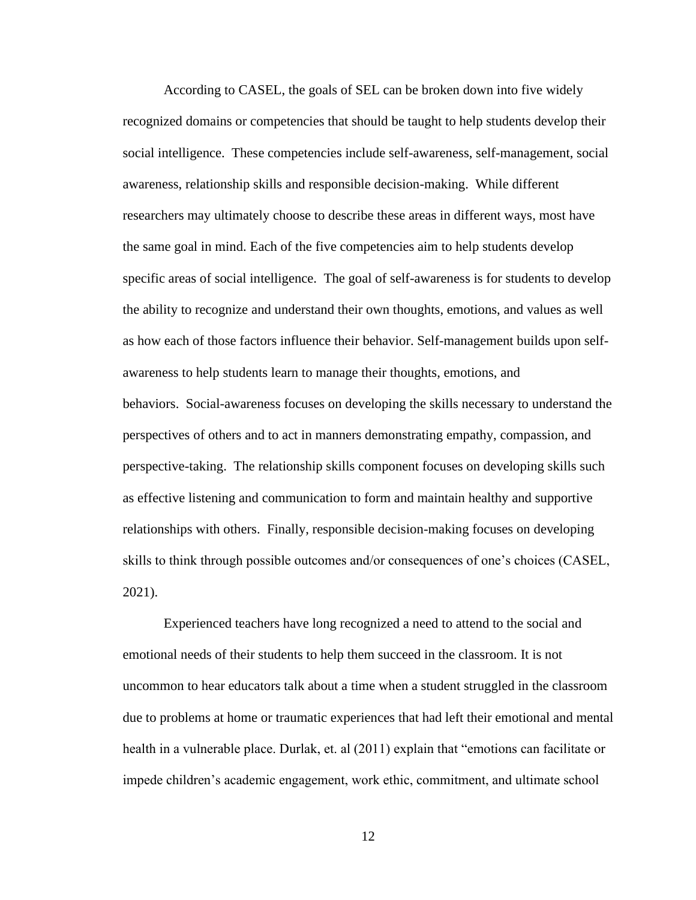According to CASEL, the goals of SEL can be broken down into five widely recognized domains or competencies that should be taught to help students develop their social intelligence. These competencies include self-awareness, self-management, social awareness, relationship skills and responsible decision-making. While different researchers may ultimately choose to describe these areas in different ways, most have the same goal in mind. Each of the five competencies aim to help students develop specific areas of social intelligence. The goal of self-awareness is for students to develop the ability to recognize and understand their own thoughts, emotions, and values as well as how each of those factors influence their behavior. Self-management builds upon self-awareness to help students learn to manage their thoughts, emotions, and behaviors. Social-awareness focuses on developing the skills necessary to understand the perspectives of others and to act in manners demonstrating empathy, compassion, and perspective-taking. The relationship skills component focuses on developing skills such as effective listening and communication to form and maintain healthy and supportive relationships with others. Finally, responsible decision-making focuses on developing skills to think through possible outcomes and/or consequences of one's choices (CASEL, 2021).

Experienced teachers have long recognized a need to attend to the social and emotional needs of their students to help them succeed in the classroom. It is not uncommon to hear educators talk about a time when a student struggled in the classroom due to problems at home or traumatic experiences that had left their emotional and mental health in a vulnerable place. Durlak, et. al (2011) explain that "emotions can facilitate or impede children's academic engagement, work ethic, commitment, and ultimate school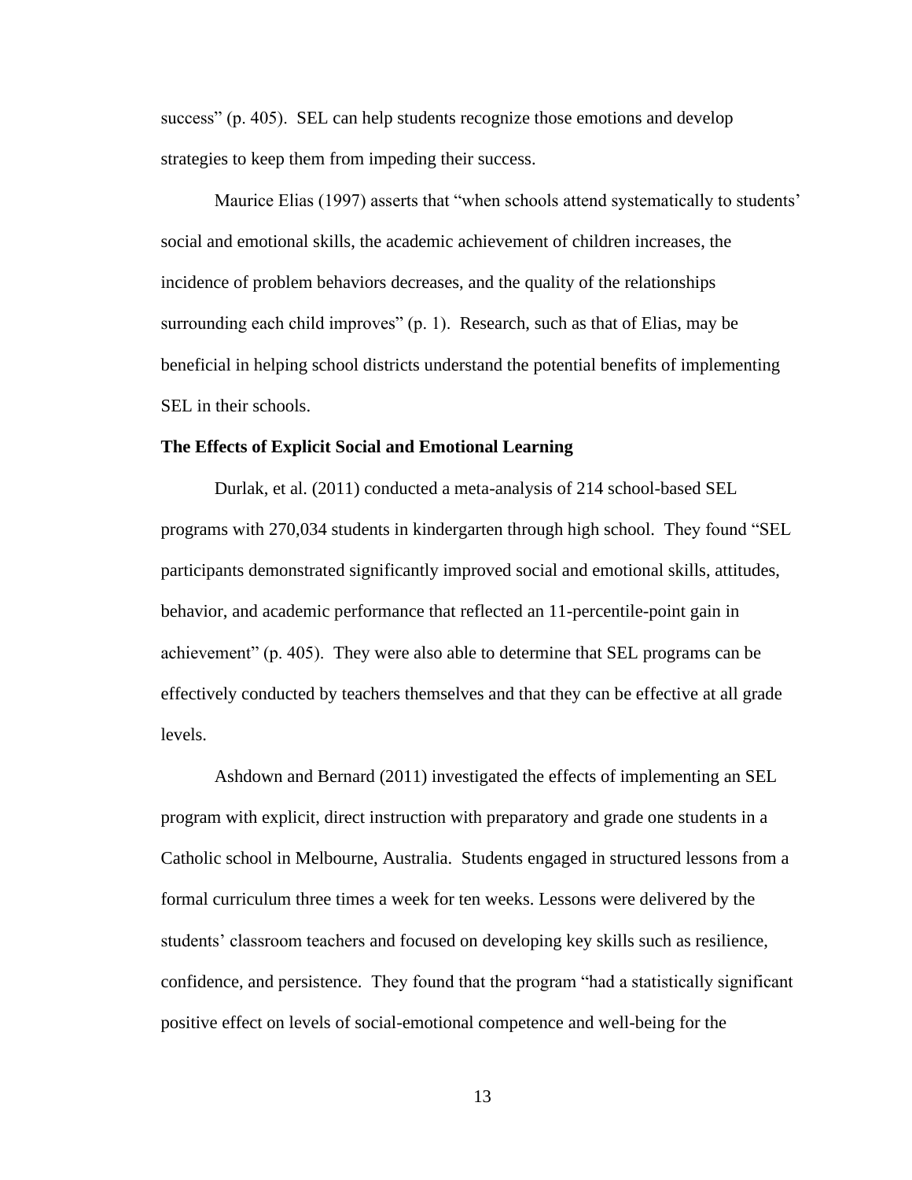success" (p. 405). SEL can help students recognize those emotions and develop strategies to keep them from impeding their success.

Maurice Elias (1997) asserts that "when schools attend systematically to students' social and emotional skills, the academic achievement of children increases, the incidence of problem behaviors decreases, and the quality of the relationships surrounding each child improves" (p. 1). Research, such as that of Elias, may be beneficial in helping school districts understand the potential benefits of implementing SEL in their schools.

**The Effects of Explicit Social and Emotional Learning**

Durlak, et al. (2011) conducted a meta-analysis of 214 school-based SEL programs with 270,034 students in kindergarten through high school. They found "SEL participants demonstrated significantly improved social and emotional skills, attitudes, behavior, and academic performance that reflected an 11-percentile-point gain in achievement" (p. 405). They were also able to determine that SEL programs can be effectively conducted by teachers themselves and that they can be effective at all grade levels.

Ashdown and Bernard (2011) investigated the effects of implementing an SEL program with explicit, direct instruction with preparatory and grade one students in a Catholic school in Melbourne, Australia. Students engaged in structured lessons from a formal curriculum three times a week for ten weeks. Lessons were delivered by the students' classroom teachers and focused on developing key skills such as resilience, confidence, and persistence. They found that the program "had a statistically significant positive effect on levels of social-emotional competence and well-being for the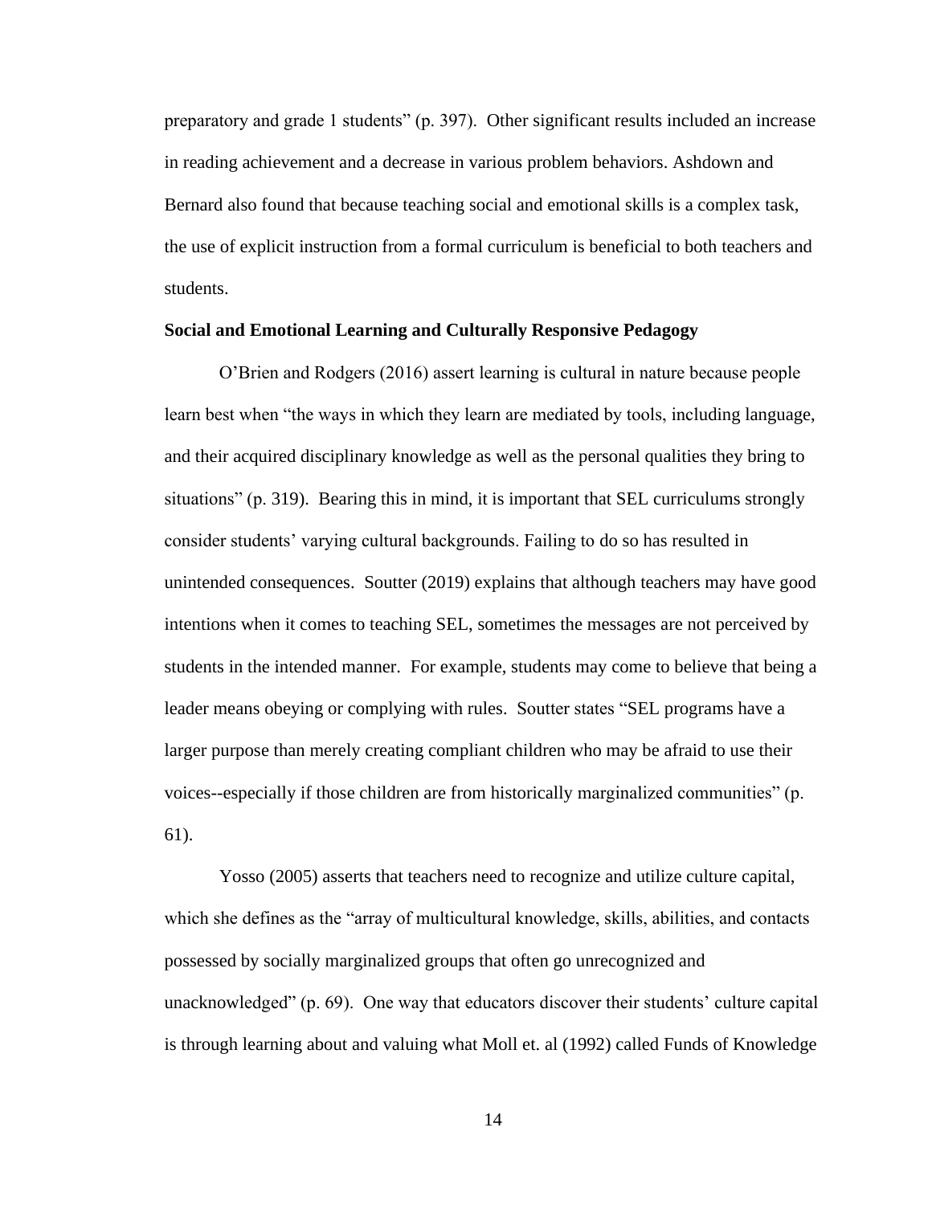preparatory and grade 1 students" (p. 397). Other significant results included an increase in reading achievement and a decrease in various problem behaviors. Ashdown and Bernard also found that because teaching social and emotional skills is a complex task, the use of explicit instruction from a formal curriculum is beneficial to both teachers and students.

**Social and Emotional Learning and Culturally Responsive Pedagogy**

O'Brien and Rodgers (2016) assert learning is cultural in nature because people learn best when "the ways in which they learn are mediated by tools, including language, and their acquired disciplinary knowledge as well as the personal qualities they bring to situations" (p. 319). Bearing this in mind, it is important that SEL curriculums strongly consider students' varying cultural backgrounds. Failing to do so has resulted in unintended consequences. Soutter (2019) explains that although teachers may have good intentions when it comes to teaching SEL, sometimes the messages are not perceived by students in the intended manner. For example, students may come to believe that being a leader means obeying or complying with rules. Soutter states "SEL programs have a larger purpose than merely creating compliant children who may be afraid to use their voices--especially if those children are from historically marginalized communities" (p. 61).

Yosso (2005) asserts that teachers need to recognize and utilize culture capital, which she defines as the "array of multicultural knowledge, skills, abilities, and contacts possessed by socially marginalized groups that often go unrecognized and unacknowledged" (p. 69). One way that educators discover their students' culture capital is through learning about and valuing what Moll et. al (1992) called Funds of Knowledge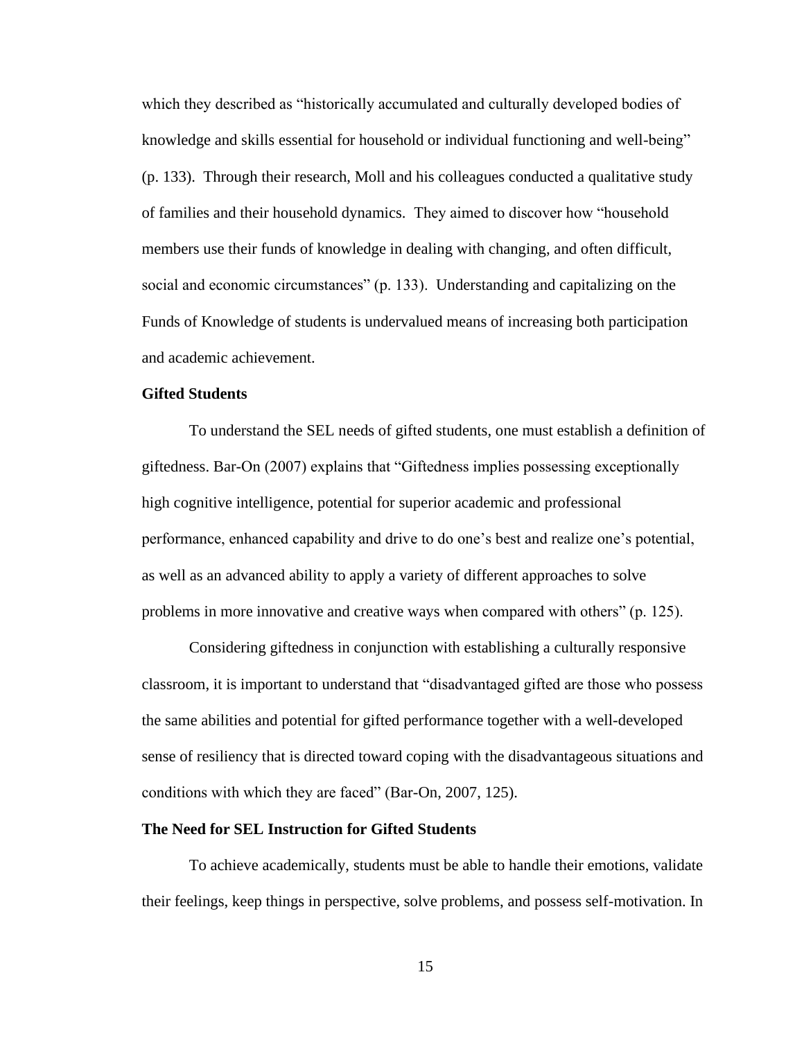which they described as "historically accumulated and culturally developed bodies of knowledge and skills essential for household or individual functioning and well-being" (p. 133). Through their research, Moll and his colleagues conducted a qualitative study of families and their household dynamics. They aimed to discover how "household members use their funds of knowledge in dealing with changing, and often difficult, social and economic circumstances" (p. 133). Understanding and capitalizing on the Funds of Knowledge of students is undervalued means of increasing both participation and academic achievement.

### Gifted Students

To understand the SEL needs of gifted students, one must establish a definition of giftedness. Bar-On (2007) explains that "Giftedness implies possessing exceptionally high cognitive intelligence, potential for superior academic and professional performance, enhanced capability and drive to do one's best and realize one's potential, as well as an advanced ability to apply a variety of different approaches to solve problems in more innovative and creative ways when compared with others" (p. 125).

Considering giftedness in conjunction with establishing a culturally responsive classroom, it is important to understand that "disadvantaged gifted are those who possess the same abilities and potential for gifted performance together with a well-developed sense of resiliency that is directed toward coping with the disadvantageous situations and conditions with which they are faced" (Bar-On, 2007, 125).

### The Need for SEL Instruction for Gifted Students

To achieve academically, students must be able to handle their emotions, validate their feelings, keep things in perspective, solve problems, and possess self-motivation. In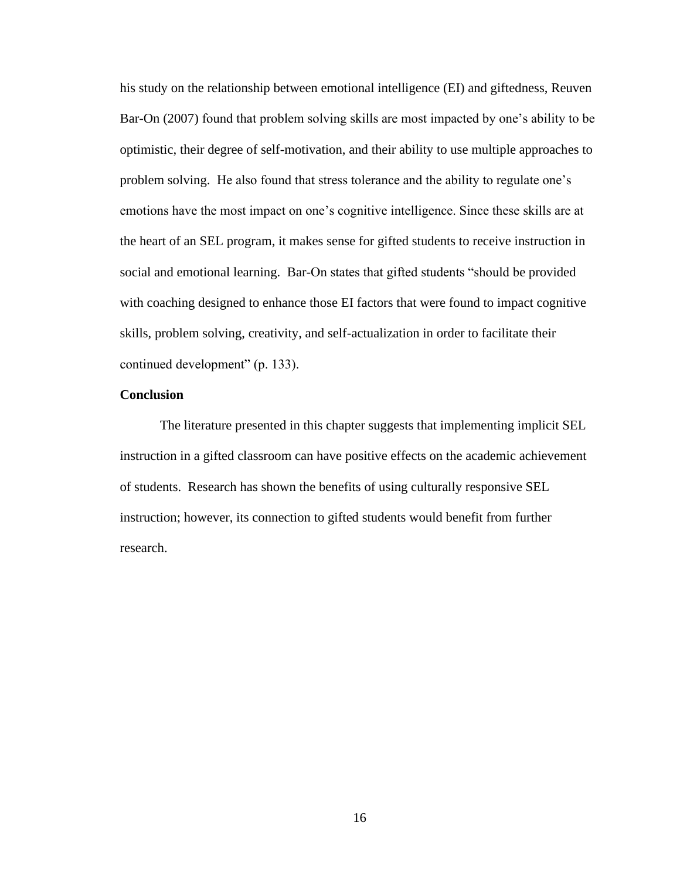his study on the relationship between emotional intelligence (EI) and giftedness, Reuven Bar-On (2007) found that problem solving skills are most impacted by one's ability to be optimistic, their degree of self-motivation, and their ability to use multiple approaches to problem solving. He also found that stress tolerance and the ability to regulate one's emotions have the most impact on one's cognitive intelligence. Since these skills are at the heart of an SEL program, it makes sense for gifted students to receive instruction in social and emotional learning. Bar-On states that gifted students "should be provided with coaching designed to enhance those EI factors that were found to impact cognitive skills, problem solving, creativity, and self-actualization in order to facilitate their continued development" (p. 133).

**Conclusion**

The literature presented in this chapter suggests that implementing implicit SEL instruction in a gifted classroom can have positive effects on the academic achievement of students. Research has shown the benefits of using culturally responsive SEL instruction; however, its connection to gifted students would benefit from further research.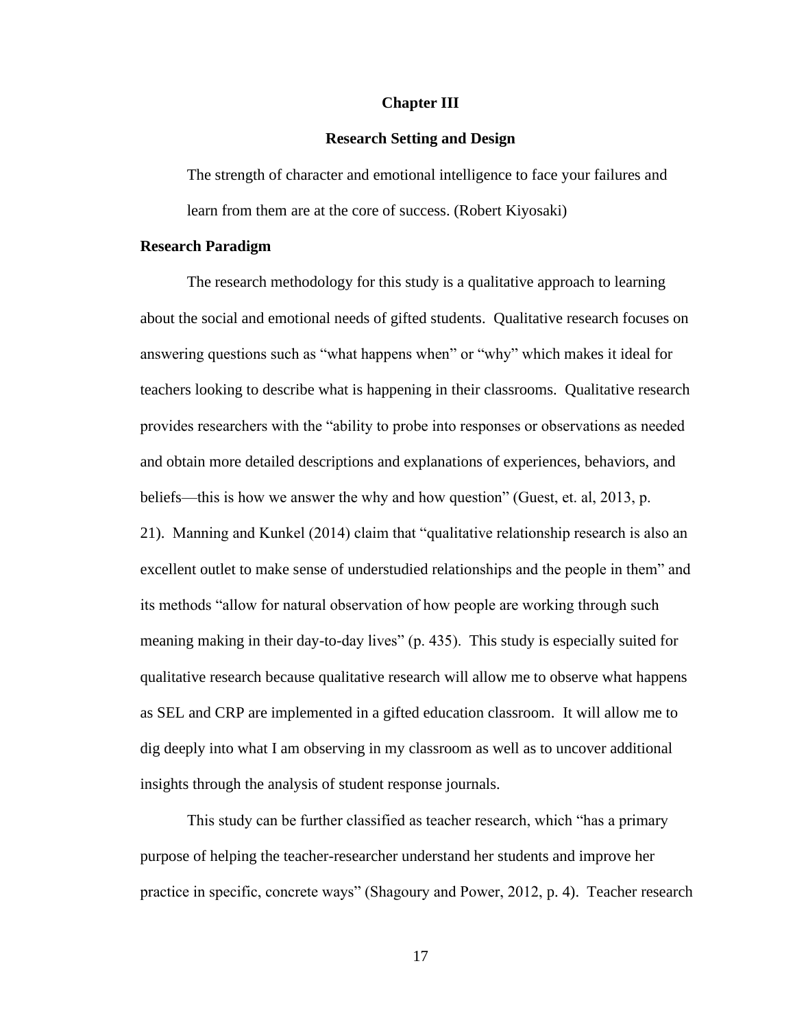# Chapter III

## Research Setting and Design

> The strength of character and emotional intelligence to face your failures and learn from them are at the core of success. (Robert Kiyosaki)

### Research Paradigm

The research methodology for this study is a qualitative approach to learning about the social and emotional needs of gifted students. Qualitative research focuses on answering questions such as "what happens when" or "why" which makes it ideal for teachers looking to describe what is happening in their classrooms. Qualitative research provides researchers with the "ability to probe into responses or observations as needed and obtain more detailed descriptions and explanations of experiences, behaviors, and beliefs—this is how we answer the why and how question" (Guest, et. al, 2013, p. 21). Manning and Kunkel (2014) claim that "qualitative relationship research is also an excellent outlet to make sense of understudied relationships and the people in them" and its methods "allow for natural observation of how people are working through such meaning making in their day-to-day lives" (p. 435). This study is especially suited for qualitative research because qualitative research will allow me to observe what happens as SEL and CRP are implemented in a gifted education classroom. It will allow me to dig deeply into what I am observing in my classroom as well as to uncover additional insights through the analysis of student response journals.

This study can be further classified as teacher research, which "has a primary purpose of helping the teacher-researcher understand her students and improve her practice in specific, concrete ways" (Shagoury and Power, 2012, p. 4). Teacher research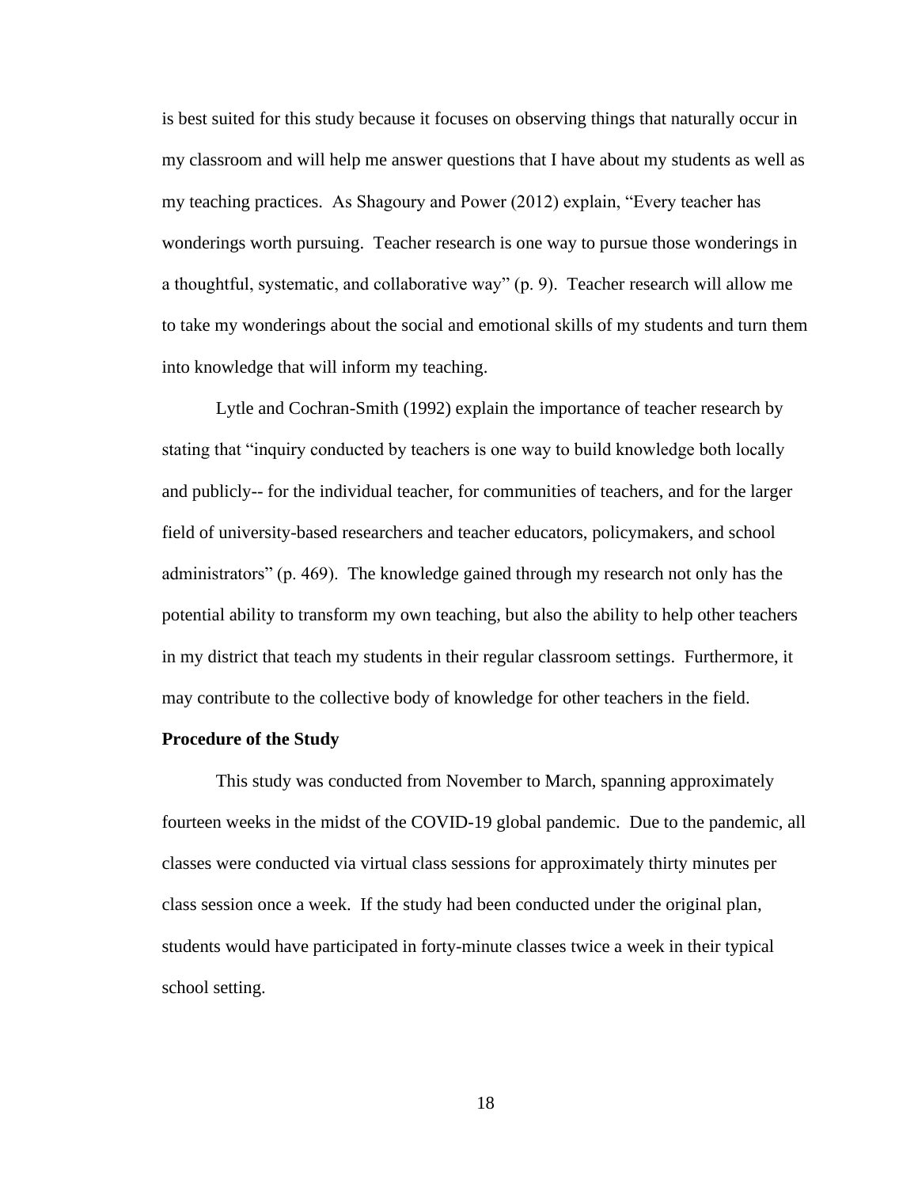is best suited for this study because it focuses on observing things that naturally occur in my classroom and will help me answer questions that I have about my students as well as my teaching practices. As Shagoury and Power (2012) explain, "Every teacher has wonderings worth pursuing. Teacher research is one way to pursue those wonderings in a thoughtful, systematic, and collaborative way" (p. 9). Teacher research will allow me to take my wonderings about the social and emotional skills of my students and turn them into knowledge that will inform my teaching.

Lytle and Cochran-Smith (1992) explain the importance of teacher research by stating that "inquiry conducted by teachers is one way to build knowledge both locally and publicly-- for the individual teacher, for communities of teachers, and for the larger field of university-based researchers and teacher educators, policymakers, and school administrators" (p. 469). The knowledge gained through my research not only has the potential ability to transform my own teaching, but also the ability to help other teachers in my district that teach my students in their regular classroom settings. Furthermore, it may contribute to the collective body of knowledge for other teachers in the field.

**Procedure of the Study**

This study was conducted from November to March, spanning approximately fourteen weeks in the midst of the COVID-19 global pandemic. Due to the pandemic, all classes were conducted via virtual class sessions for approximately thirty minutes per class session once a week. If the study had been conducted under the original plan, students would have participated in forty-minute classes twice a week in their typical school setting.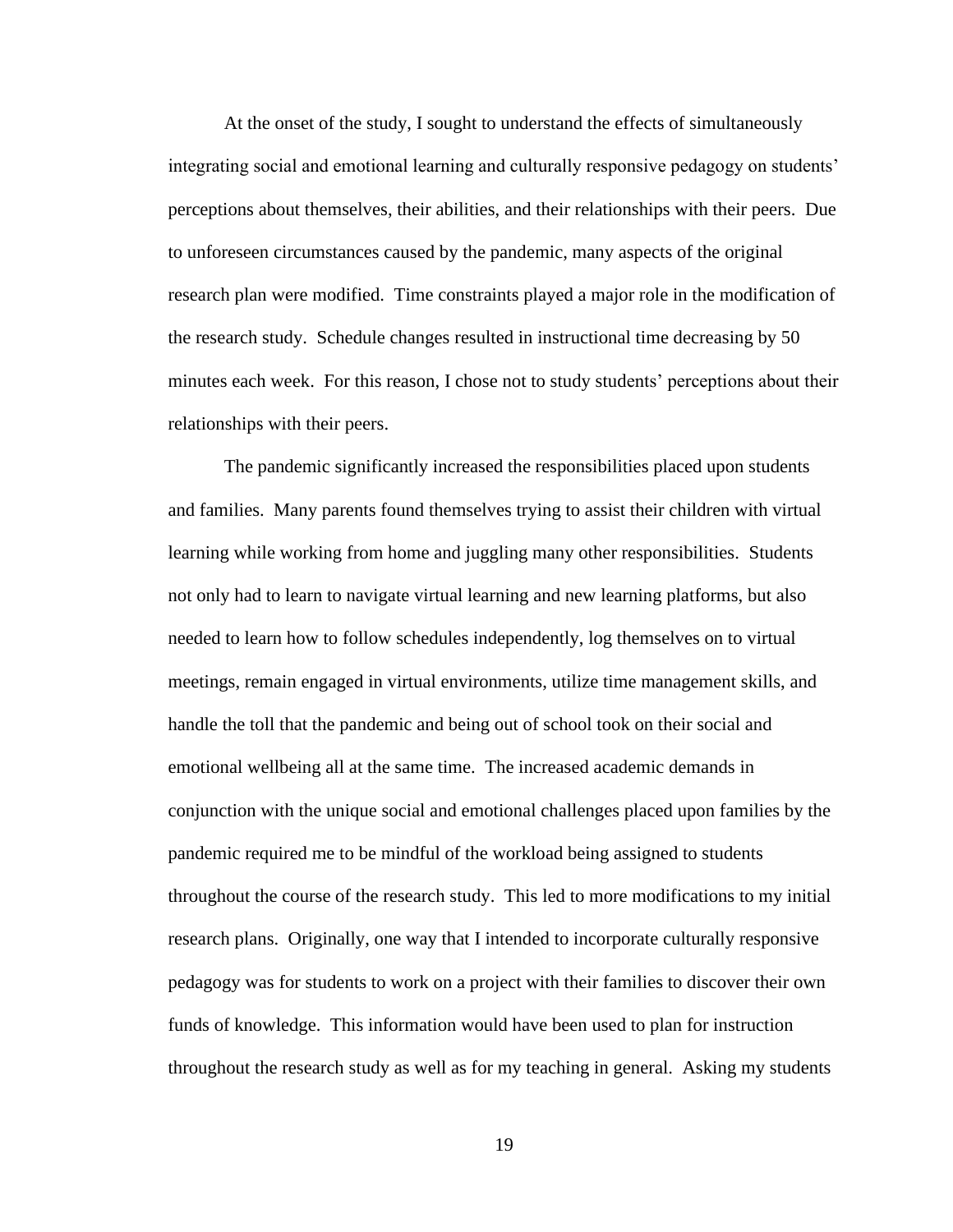At the onset of the study, I sought to understand the effects of simultaneously integrating social and emotional learning and culturally responsive pedagogy on students' perceptions about themselves, their abilities, and their relationships with their peers. Due to unforeseen circumstances caused by the pandemic, many aspects of the original research plan were modified. Time constraints played a major role in the modification of the research study. Schedule changes resulted in instructional time decreasing by 50 minutes each week. For this reason, I chose not to study students' perceptions about their relationships with their peers.

The pandemic significantly increased the responsibilities placed upon students and families. Many parents found themselves trying to assist their children with virtual learning while working from home and juggling many other responsibilities. Students not only had to learn to navigate virtual learning and new learning platforms, but also needed to learn how to follow schedules independently, log themselves on to virtual meetings, remain engaged in virtual environments, utilize time management skills, and handle the toll that the pandemic and being out of school took on their social and emotional wellbeing all at the same time. The increased academic demands in conjunction with the unique social and emotional challenges placed upon families by the pandemic required me to be mindful of the workload being assigned to students throughout the course of the research study. This led to more modifications to my initial research plans. Originally, one way that I intended to incorporate culturally responsive pedagogy was for students to work on a project with their families to discover their own funds of knowledge. This information would have been used to plan for instruction throughout the research study as well as for my teaching in general. Asking my students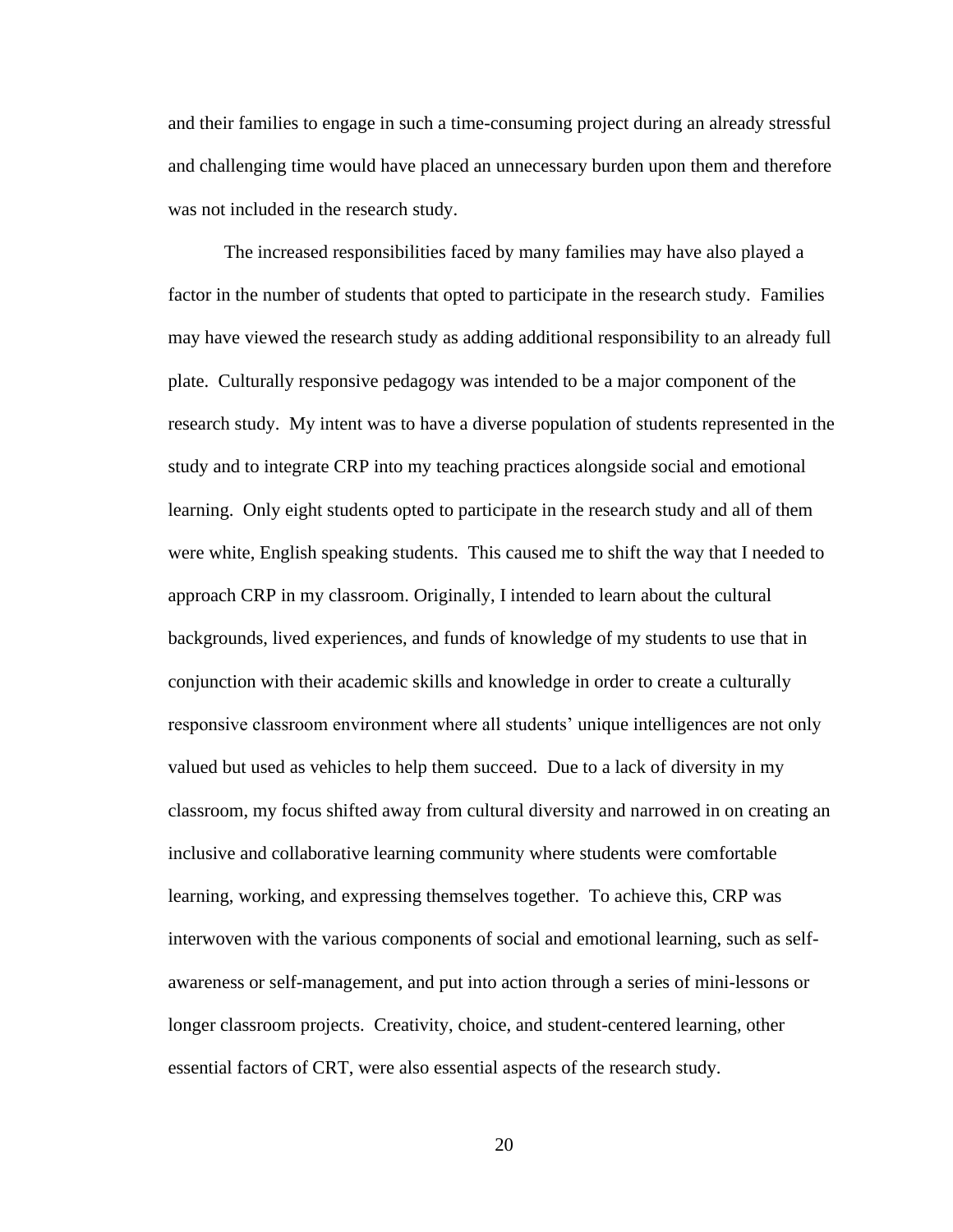and their families to engage in such a time-consuming project during an already stressful and challenging time would have placed an unnecessary burden upon them and therefore was not included in the research study.

The increased responsibilities faced by many families may have also played a factor in the number of students that opted to participate in the research study. Families may have viewed the research study as adding additional responsibility to an already full plate. Culturally responsive pedagogy was intended to be a major component of the research study. My intent was to have a diverse population of students represented in the study and to integrate CRP into my teaching practices alongside social and emotional learning. Only eight students opted to participate in the research study and all of them were white, English speaking students. This caused me to shift the way that I needed to approach CRP in my classroom. Originally, I intended to learn about the cultural backgrounds, lived experiences, and funds of knowledge of my students to use that in conjunction with their academic skills and knowledge in order to create a culturally responsive classroom environment where all students' unique intelligences are not only valued but used as vehicles to help them succeed. Due to a lack of diversity in my classroom, my focus shifted away from cultural diversity and narrowed in on creating an inclusive and collaborative learning community where students were comfortable learning, working, and expressing themselves together. To achieve this, CRP was interwoven with the various components of social and emotional learning, such as self-awareness or self-management, and put into action through a series of mini-lessons or longer classroom projects. Creativity, choice, and student-centered learning, other essential factors of CRT, were also essential aspects of the research study.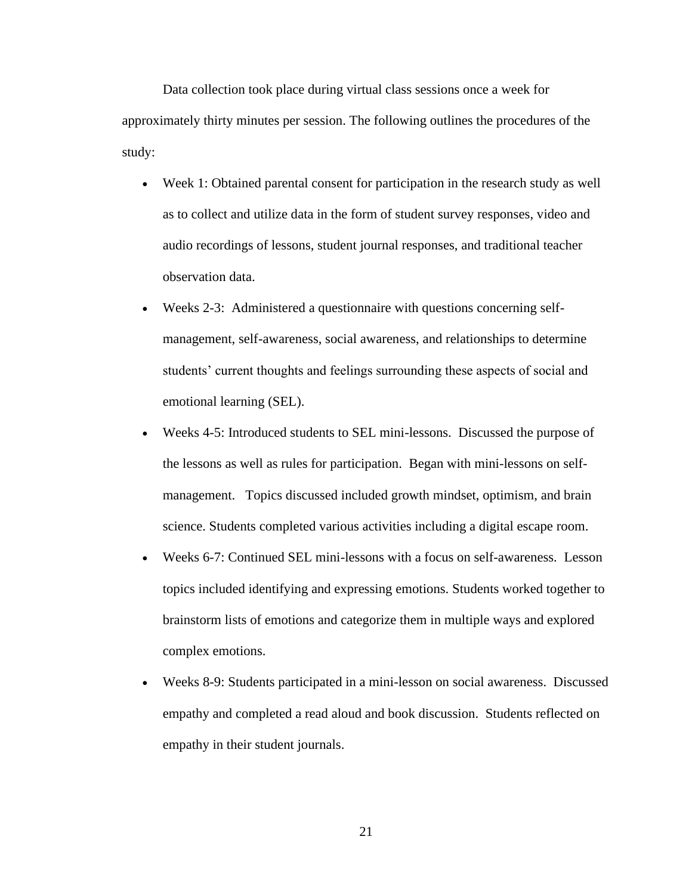Data collection took place during virtual class sessions once a week for approximately thirty minutes per session. The following outlines the procedures of the study:

- Week 1: Obtained parental consent for participation in the research study as well as to collect and utilize data in the form of student survey responses, video and audio recordings of lessons, student journal responses, and traditional teacher observation data.
- Weeks 2-3: Administered a questionnaire with questions concerning self-management, self-awareness, social awareness, and relationships to determine students' current thoughts and feelings surrounding these aspects of social and emotional learning (SEL).
- Weeks 4-5: Introduced students to SEL mini-lessons. Discussed the purpose of the lessons as well as rules for participation. Began with mini-lessons on self-management. Topics discussed included growth mindset, optimism, and brain science. Students completed various activities including a digital escape room.
- Weeks 6-7: Continued SEL mini-lessons with a focus on self-awareness. Lesson topics included identifying and expressing emotions. Students worked together to brainstorm lists of emotions and categorize them in multiple ways and explored complex emotions.
- Weeks 8-9: Students participated in a mini-lesson on social awareness. Discussed empathy and completed a read aloud and book discussion. Students reflected on empathy in their student journals.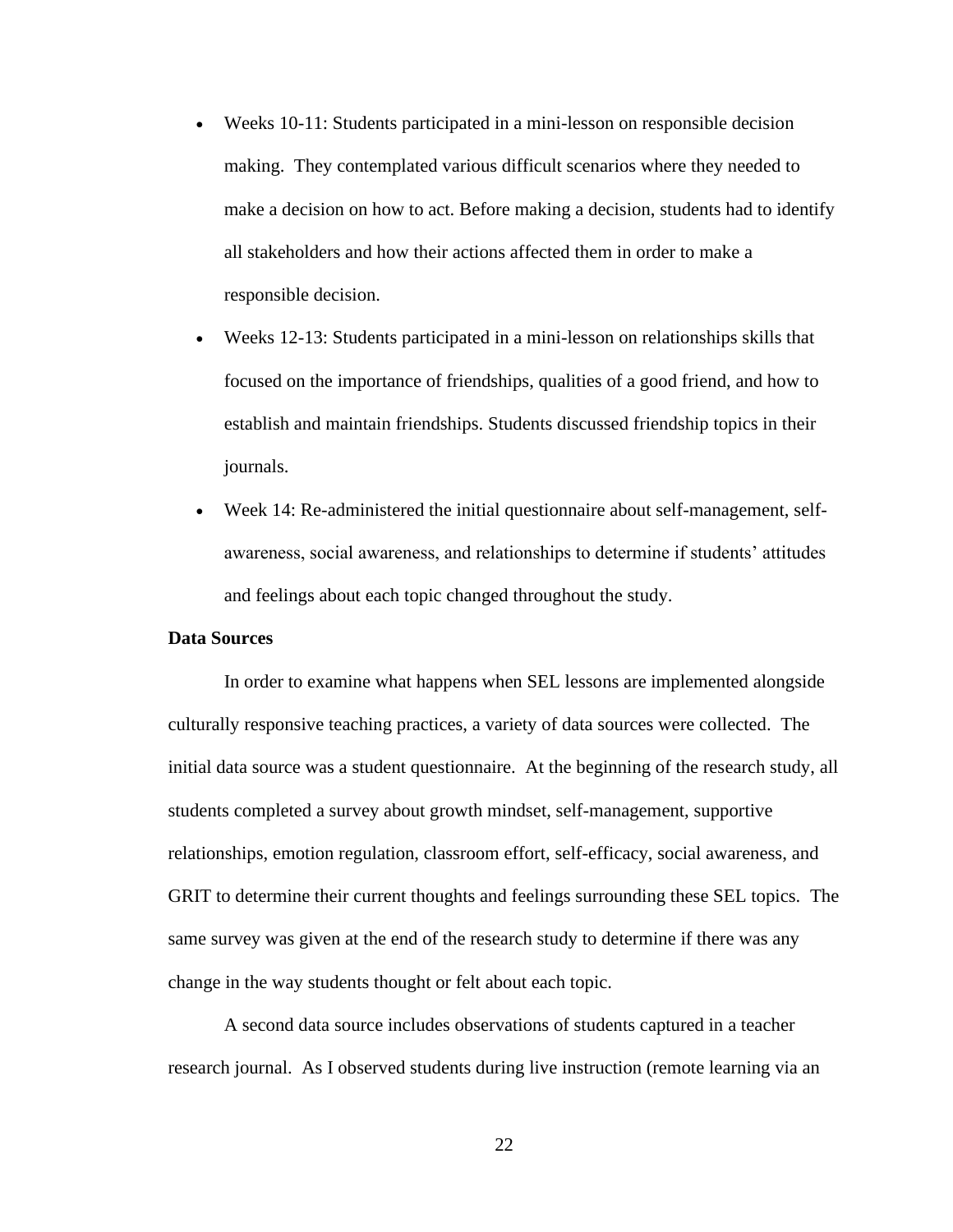- Weeks 10-11: Students participated in a mini-lesson on responsible decision making. They contemplated various difficult scenarios where they needed to make a decision on how to act. Before making a decision, students had to identify all stakeholders and how their actions affected them in order to make a responsible decision.
- Weeks 12-13: Students participated in a mini-lesson on relationships skills that focused on the importance of friendships, qualities of a good friend, and how to establish and maintain friendships. Students discussed friendship topics in their journals.
- Week 14: Re-administered the initial questionnaire about self-management, self-awareness, social awareness, and relationships to determine if students' attitudes and feelings about each topic changed throughout the study.

**Data Sources**

In order to examine what happens when SEL lessons are implemented alongside culturally responsive teaching practices, a variety of data sources were collected. The initial data source was a student questionnaire. At the beginning of the research study, all students completed a survey about growth mindset, self-management, supportive relationships, emotion regulation, classroom effort, self-efficacy, social awareness, and GRIT to determine their current thoughts and feelings surrounding these SEL topics. The same survey was given at the end of the research study to determine if there was any change in the way students thought or felt about each topic.

A second data source includes observations of students captured in a teacher research journal. As I observed students during live instruction (remote learning via an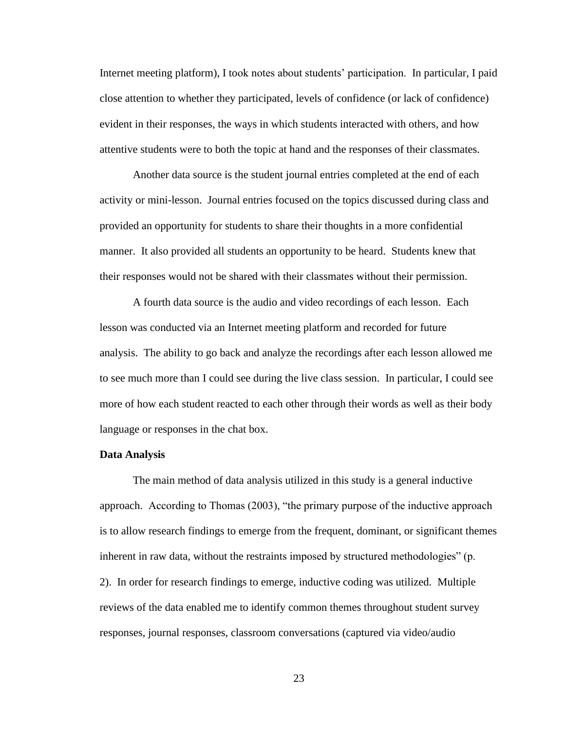Internet meeting platform), I took notes about students' participation. In particular, I paid close attention to whether they participated, levels of confidence (or lack of confidence) evident in their responses, the ways in which students interacted with others, and how attentive students were to both the topic at hand and the responses of their classmates.

Another data source is the student journal entries completed at the end of each activity or mini-lesson. Journal entries focused on the topics discussed during class and provided an opportunity for students to share their thoughts in a more confidential manner. It also provided all students an opportunity to be heard. Students knew that their responses would not be shared with their classmates without their permission.

A fourth data source is the audio and video recordings of each lesson. Each lesson was conducted via an Internet meeting platform and recorded for future analysis. The ability to go back and analyze the recordings after each lesson allowed me to see much more than I could see during the live class session. In particular, I could see more of how each student reacted to each other through their words as well as their body language or responses in the chat box.

**Data Analysis**

The main method of data analysis utilized in this study is a general inductive approach. According to Thomas (2003), "the primary purpose of the inductive approach is to allow research findings to emerge from the frequent, dominant, or significant themes inherent in raw data, without the restraints imposed by structured methodologies" (p. 2). In order for research findings to emerge, inductive coding was utilized. Multiple reviews of the data enabled me to identify common themes throughout student survey responses, journal responses, classroom conversations (captured via video/audio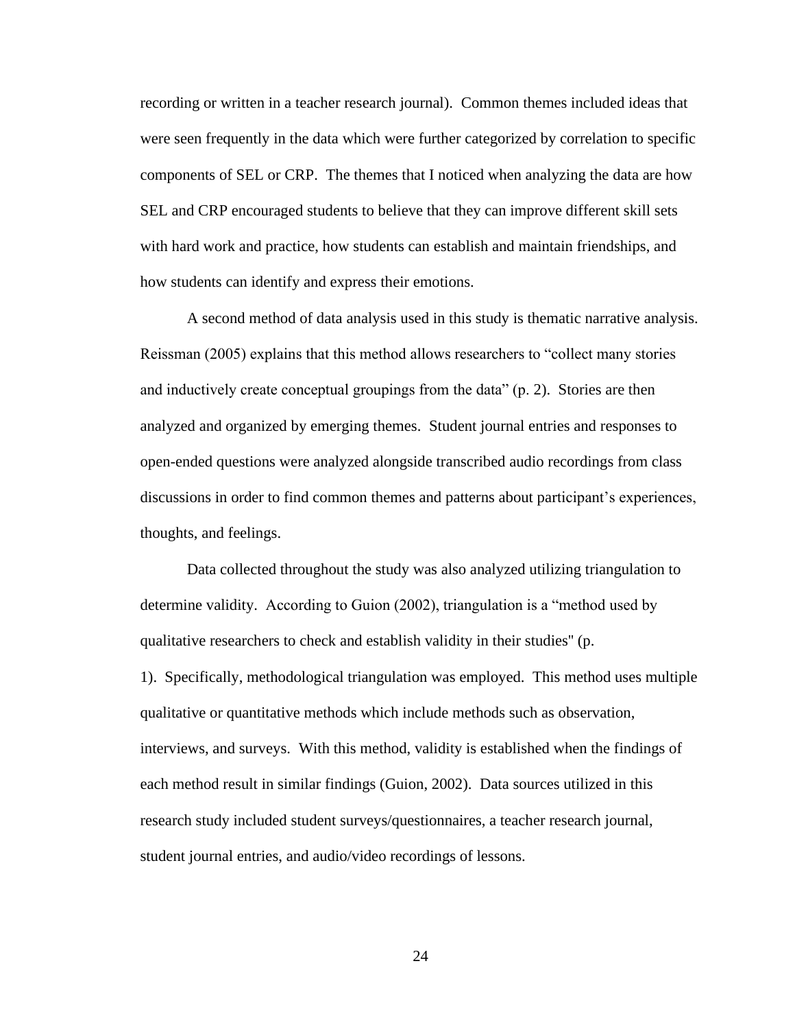recording or written in a teacher research journal). Common themes included ideas that were seen frequently in the data which were further categorized by correlation to specific components of SEL or CRP. The themes that I noticed when analyzing the data are how SEL and CRP encouraged students to believe that they can improve different skill sets with hard work and practice, how students can establish and maintain friendships, and how students can identify and express their emotions.

A second method of data analysis used in this study is thematic narrative analysis. Reissman (2005) explains that this method allows researchers to "collect many stories and inductively create conceptual groupings from the data" (p. 2). Stories are then analyzed and organized by emerging themes. Student journal entries and responses to open-ended questions were analyzed alongside transcribed audio recordings from class discussions in order to find common themes and patterns about participant's experiences, thoughts, and feelings.

Data collected throughout the study was also analyzed utilizing triangulation to determine validity. According to Guion (2002), triangulation is a "method used by qualitative researchers to check and establish validity in their studies" (p. 1). Specifically, methodological triangulation was employed. This method uses multiple qualitative or quantitative methods which include methods such as observation, interviews, and surveys. With this method, validity is established when the findings of each method result in similar findings (Guion, 2002). Data sources utilized in this research study included student surveys/questionnaires, a teacher research journal, student journal entries, and audio/video recordings of lessons.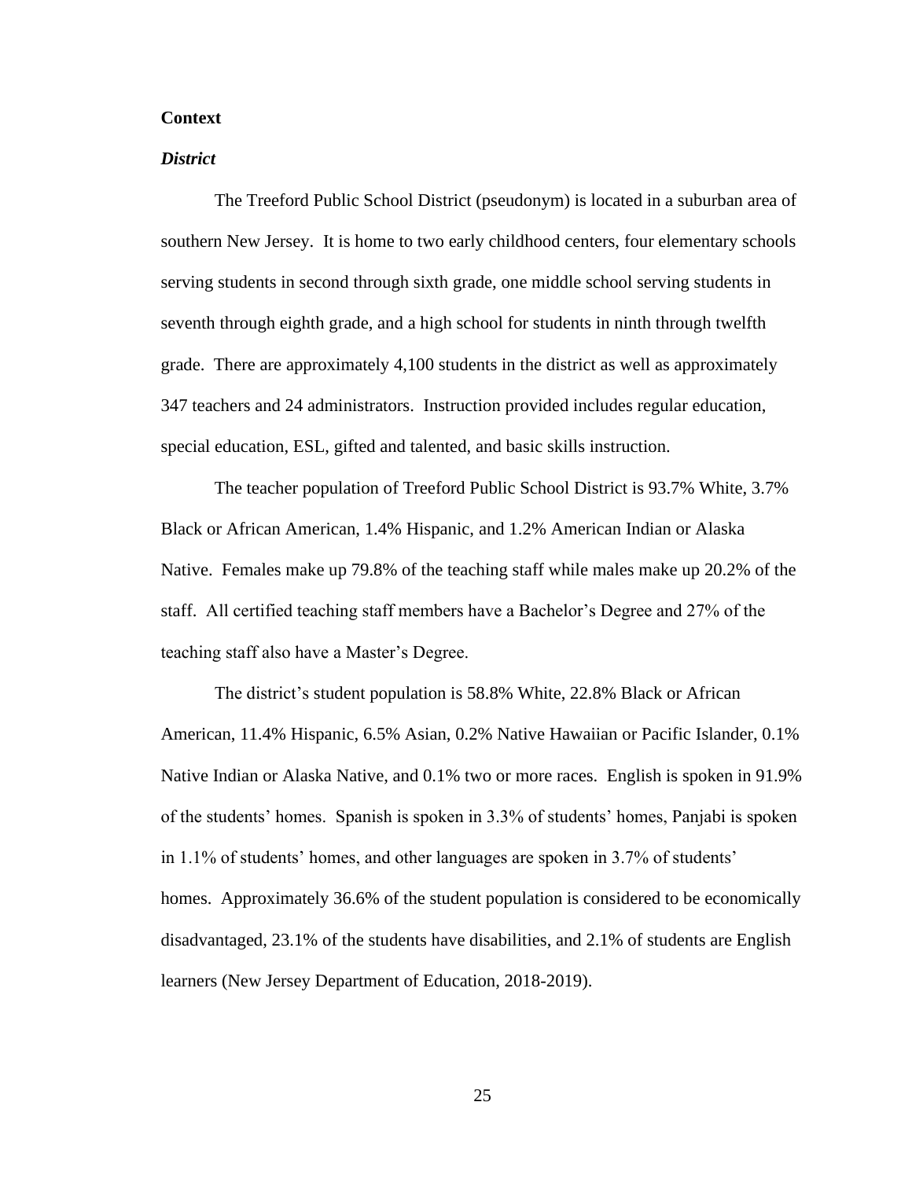## Context

### *District*

The Treeford Public School District (pseudonym) is located in a suburban area of southern New Jersey. It is home to two early childhood centers, four elementary schools serving students in second through sixth grade, one middle school serving students in seventh through eighth grade, and a high school for students in ninth through twelfth grade. There are approximately 4,100 students in the district as well as approximately 347 teachers and 24 administrators. Instruction provided includes regular education, special education, ESL, gifted and talented, and basic skills instruction.

The teacher population of Treeford Public School District is 93.7% White, 3.7% Black or African American, 1.4% Hispanic, and 1.2% American Indian or Alaska Native. Females make up 79.8% of the teaching staff while males make up 20.2% of the staff. All certified teaching staff members have a Bachelor's Degree and 27% of the teaching staff also have a Master's Degree.

The district's student population is 58.8% White, 22.8% Black or African American, 11.4% Hispanic, 6.5% Asian, 0.2% Native Hawaiian or Pacific Islander, 0.1% Native Indian or Alaska Native, and 0.1% two or more races. English is spoken in 91.9% of the students' homes. Spanish is spoken in 3.3% of students' homes, Panjabi is spoken in 1.1% of students' homes, and other languages are spoken in 3.7% of students' homes. Approximately 36.6% of the student population is considered to be economically disadvantaged, 23.1% of the students have disabilities, and 2.1% of students are English learners (New Jersey Department of Education, 2018-2019).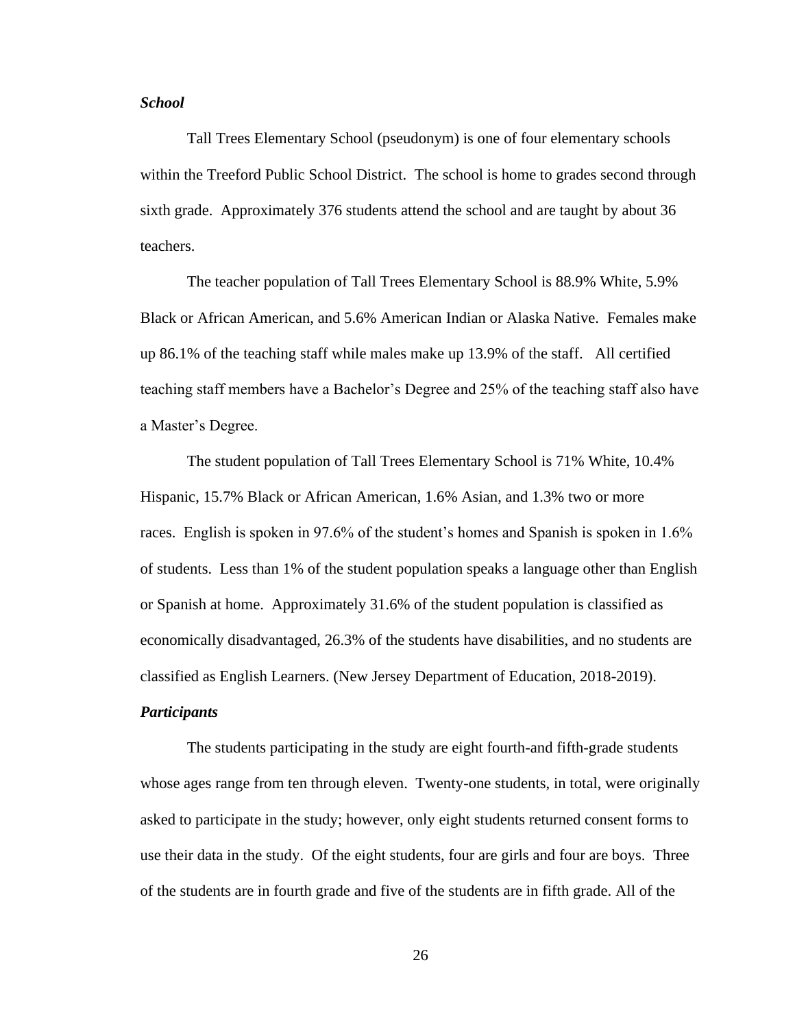### *School*

Tall Trees Elementary School (pseudonym) is one of four elementary schools within the Treeford Public School District. The school is home to grades second through sixth grade. Approximately 376 students attend the school and are taught by about 36 teachers.

The teacher population of Tall Trees Elementary School is 88.9% White, 5.9% Black or African American, and 5.6% American Indian or Alaska Native. Females make up 86.1% of the teaching staff while males make up 13.9% of the staff. All certified teaching staff members have a Bachelor's Degree and 25% of the teaching staff also have a Master's Degree.

The student population of Tall Trees Elementary School is 71% White, 10.4% Hispanic, 15.7% Black or African American, 1.6% Asian, and 1.3% two or more races. English is spoken in 97.6% of the student's homes and Spanish is spoken in 1.6% of students. Less than 1% of the student population speaks a language other than English or Spanish at home. Approximately 31.6% of the student population is classified as economically disadvantaged, 26.3% of the students have disabilities, and no students are classified as English Learners. (New Jersey Department of Education, 2018-2019).

### *Participants*

The students participating in the study are eight fourth-and fifth-grade students whose ages range from ten through eleven. Twenty-one students, in total, were originally asked to participate in the study; however, only eight students returned consent forms to use their data in the study. Of the eight students, four are girls and four are boys. Three of the students are in fourth grade and five of the students are in fifth grade. All of the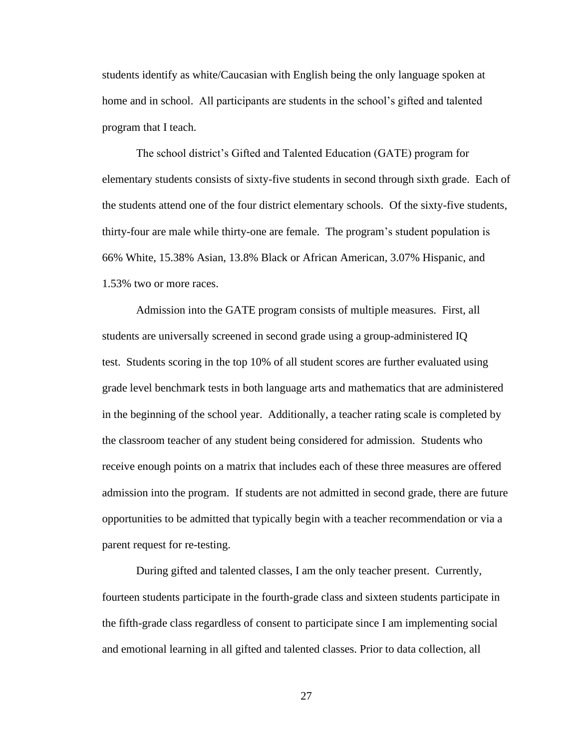students identify as white/Caucasian with English being the only language spoken at home and in school. All participants are students in the school's gifted and talented program that I teach.

The school district's Gifted and Talented Education (GATE) program for elementary students consists of sixty-five students in second through sixth grade. Each of the students attend one of the four district elementary schools. Of the sixty-five students, thirty-four are male while thirty-one are female. The program's student population is 66% White, 15.38% Asian, 13.8% Black or African American, 3.07% Hispanic, and 1.53% two or more races.

Admission into the GATE program consists of multiple measures. First, all students are universally screened in second grade using a group-administered IQ test. Students scoring in the top 10% of all student scores are further evaluated using grade level benchmark tests in both language arts and mathematics that are administered in the beginning of the school year. Additionally, a teacher rating scale is completed by the classroom teacher of any student being considered for admission. Students who receive enough points on a matrix that includes each of these three measures are offered admission into the program. If students are not admitted in second grade, there are future opportunities to be admitted that typically begin with a teacher recommendation or via a parent request for re-testing.

During gifted and talented classes, I am the only teacher present. Currently, fourteen students participate in the fourth-grade class and sixteen students participate in the fifth-grade class regardless of consent to participate since I am implementing social and emotional learning in all gifted and talented classes. Prior to data collection, all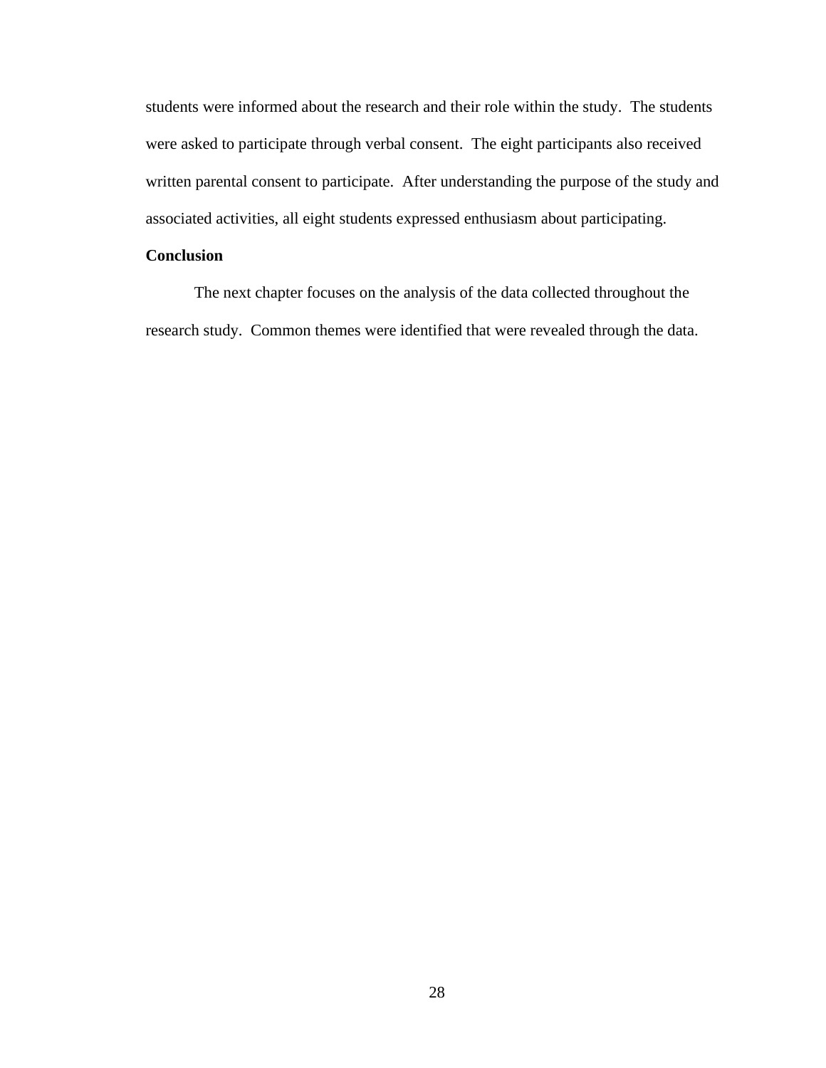students were informed about the research and their role within the study. The students were asked to participate through verbal consent. The eight participants also received written parental consent to participate. After understanding the purpose of the study and associated activities, all eight students expressed enthusiasm about participating.

**Conclusion**

The next chapter focuses on the analysis of the data collected throughout the research study. Common themes were identified that were revealed through the data.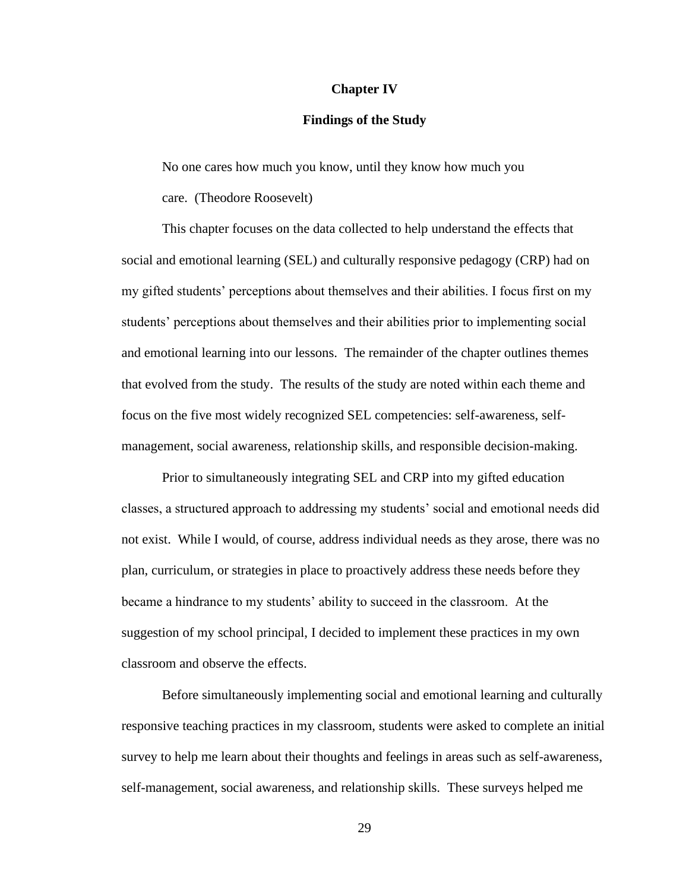# Chapter IV

## Findings of the Study

> No one cares how much you know, until they know how much you care. (Theodore Roosevelt)

This chapter focuses on the data collected to help understand the effects that social and emotional learning (SEL) and culturally responsive pedagogy (CRP) had on my gifted students' perceptions about themselves and their abilities. I focus first on my students' perceptions about themselves and their abilities prior to implementing social and emotional learning into our lessons. The remainder of the chapter outlines themes that evolved from the study. The results of the study are noted within each theme and focus on the five most widely recognized SEL competencies: self-awareness, self-management, social awareness, relationship skills, and responsible decision-making.

Prior to simultaneously integrating SEL and CRP into my gifted education classes, a structured approach to addressing my students' social and emotional needs did not exist. While I would, of course, address individual needs as they arose, there was no plan, curriculum, or strategies in place to proactively address these needs before they became a hindrance to my students' ability to succeed in the classroom. At the suggestion of my school principal, I decided to implement these practices in my own classroom and observe the effects.

Before simultaneously implementing social and emotional learning and culturally responsive teaching practices in my classroom, students were asked to complete an initial survey to help me learn about their thoughts and feelings in areas such as self-awareness, self-management, social awareness, and relationship skills. These surveys helped me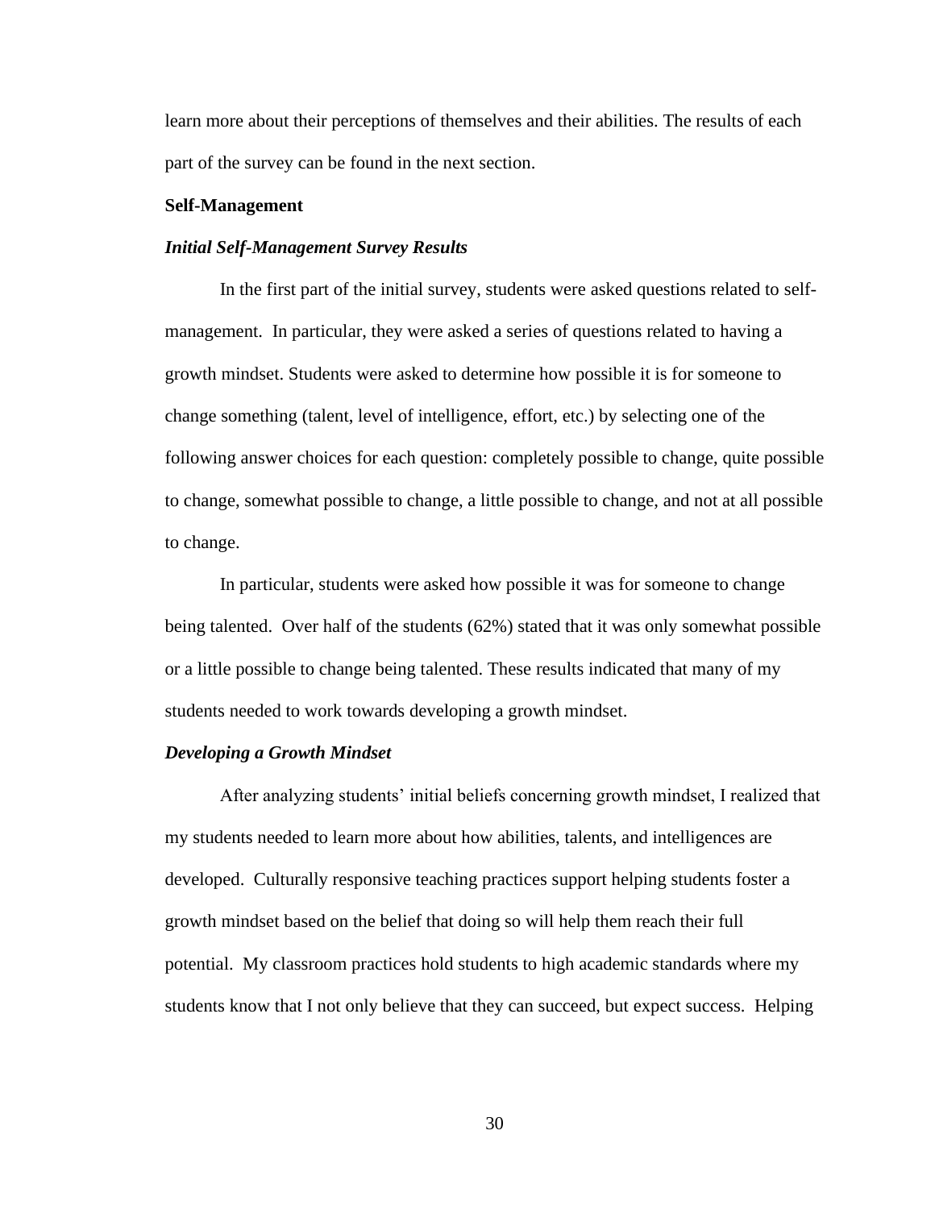learn more about their perceptions of themselves and their abilities. The results of each part of the survey can be found in the next section.

## Self-Management

### *Initial Self-Management Survey Results*

In the first part of the initial survey, students were asked questions related to self-management. In particular, they were asked a series of questions related to having a growth mindset. Students were asked to determine how possible it is for someone to change something (talent, level of intelligence, effort, etc.) by selecting one of the following answer choices for each question: completely possible to change, quite possible to change, somewhat possible to change, a little possible to change, and not at all possible to change.

In particular, students were asked how possible it was for someone to change being talented. Over half of the students (62%) stated that it was only somewhat possible or a little possible to change being talented. These results indicated that many of my students needed to work towards developing a growth mindset.

### *Developing a Growth Mindset*

After analyzing students' initial beliefs concerning growth mindset, I realized that my students needed to learn more about how abilities, talents, and intelligences are developed. Culturally responsive teaching practices support helping students foster a growth mindset based on the belief that doing so will help them reach their full potential. My classroom practices hold students to high academic standards where my students know that I not only believe that they can succeed, but expect success. Helping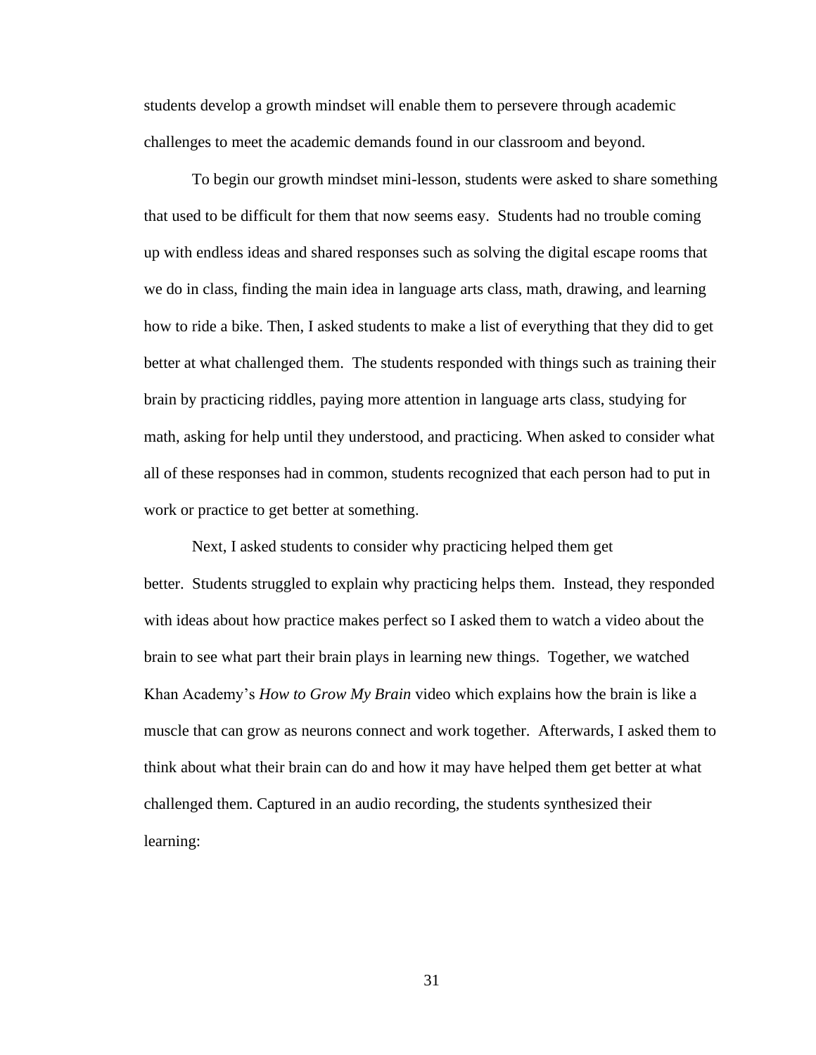students develop a growth mindset will enable them to persevere through academic challenges to meet the academic demands found in our classroom and beyond.

To begin our growth mindset mini-lesson, students were asked to share something that used to be difficult for them that now seems easy. Students had no trouble coming up with endless ideas and shared responses such as solving the digital escape rooms that we do in class, finding the main idea in language arts class, math, drawing, and learning how to ride a bike. Then, I asked students to make a list of everything that they did to get better at what challenged them. The students responded with things such as training their brain by practicing riddles, paying more attention in language arts class, studying for math, asking for help until they understood, and practicing. When asked to consider what all of these responses had in common, students recognized that each person had to put in work or practice to get better at something.

Next, I asked students to consider why practicing helped them get better. Students struggled to explain why practicing helps them. Instead, they responded with ideas about how practice makes perfect so I asked them to watch a video about the brain to see what part their brain plays in learning new things. Together, we watched Khan Academy's *How to Grow My Brain* video which explains how the brain is like a muscle that can grow as neurons connect and work together. Afterwards, I asked them to think about what their brain can do and how it may have helped them get better at what challenged them. Captured in an audio recording, the students synthesized their learning: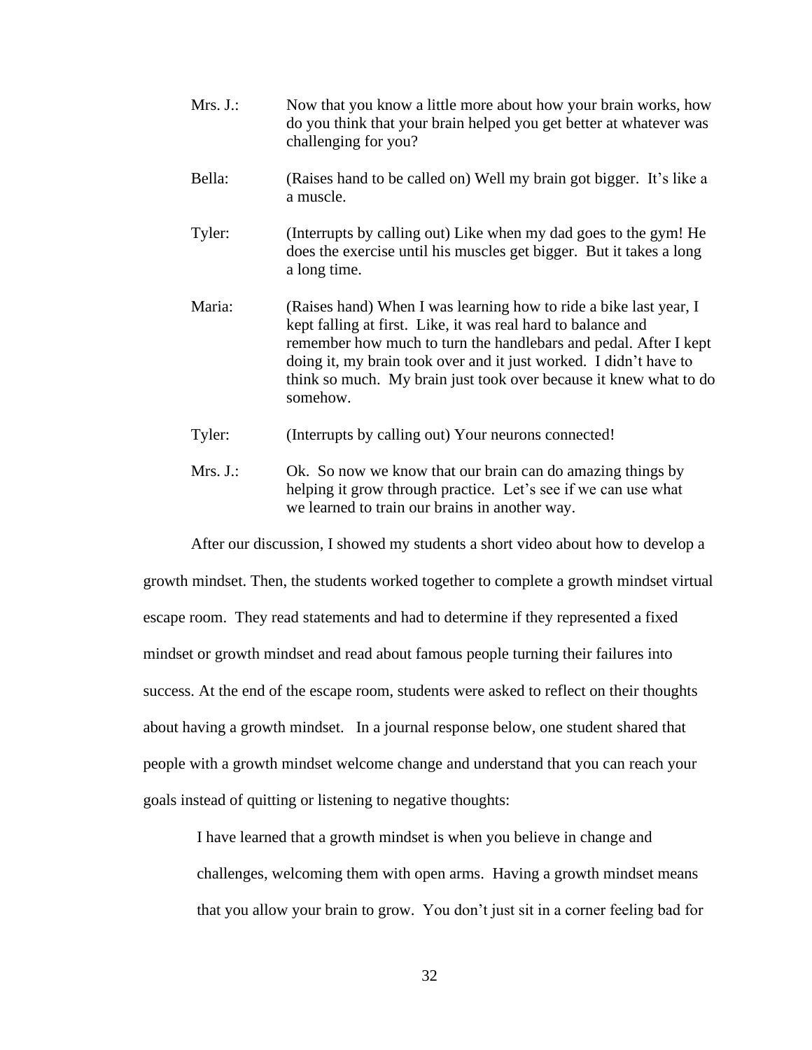Mrs. J.: Now that you know a little more about how your brain works, how do you think that your brain helped you get better at whatever was challenging for you?

Bella: (Raises hand to be called on) Well my brain got bigger. It's like a a muscle.

Tyler: (Interrupts by calling out) Like when my dad goes to the gym! He does the exercise until his muscles get bigger. But it takes a long a long time.

Maria: (Raises hand) When I was learning how to ride a bike last year, I kept falling at first. Like, it was real hard to balance and remember how much to turn the handlebars and pedal. After I kept doing it, my brain took over and it just worked. I didn't have to think so much. My brain just took over because it knew what to do somehow.

Tyler: (Interrupts by calling out) Your neurons connected!

Mrs. J.: Ok. So now we know that our brain can do amazing things by helping it grow through practice. Let's see if we can use what we learned to train our brains in another way.

After our discussion, I showed my students a short video about how to develop a growth mindset. Then, the students worked together to complete a growth mindset virtual escape room. They read statements and had to determine if they represented a fixed mindset or growth mindset and read about famous people turning their failures into success. At the end of the escape room, students were asked to reflect on their thoughts about having a growth mindset. In a journal response below, one student shared that people with a growth mindset welcome change and understand that you can reach your goals instead of quitting or listening to negative thoughts:

> I have learned that a growth mindset is when you believe in change and challenges, welcoming them with open arms. Having a growth mindset means that you allow your brain to grow. You don't just sit in a corner feeling bad for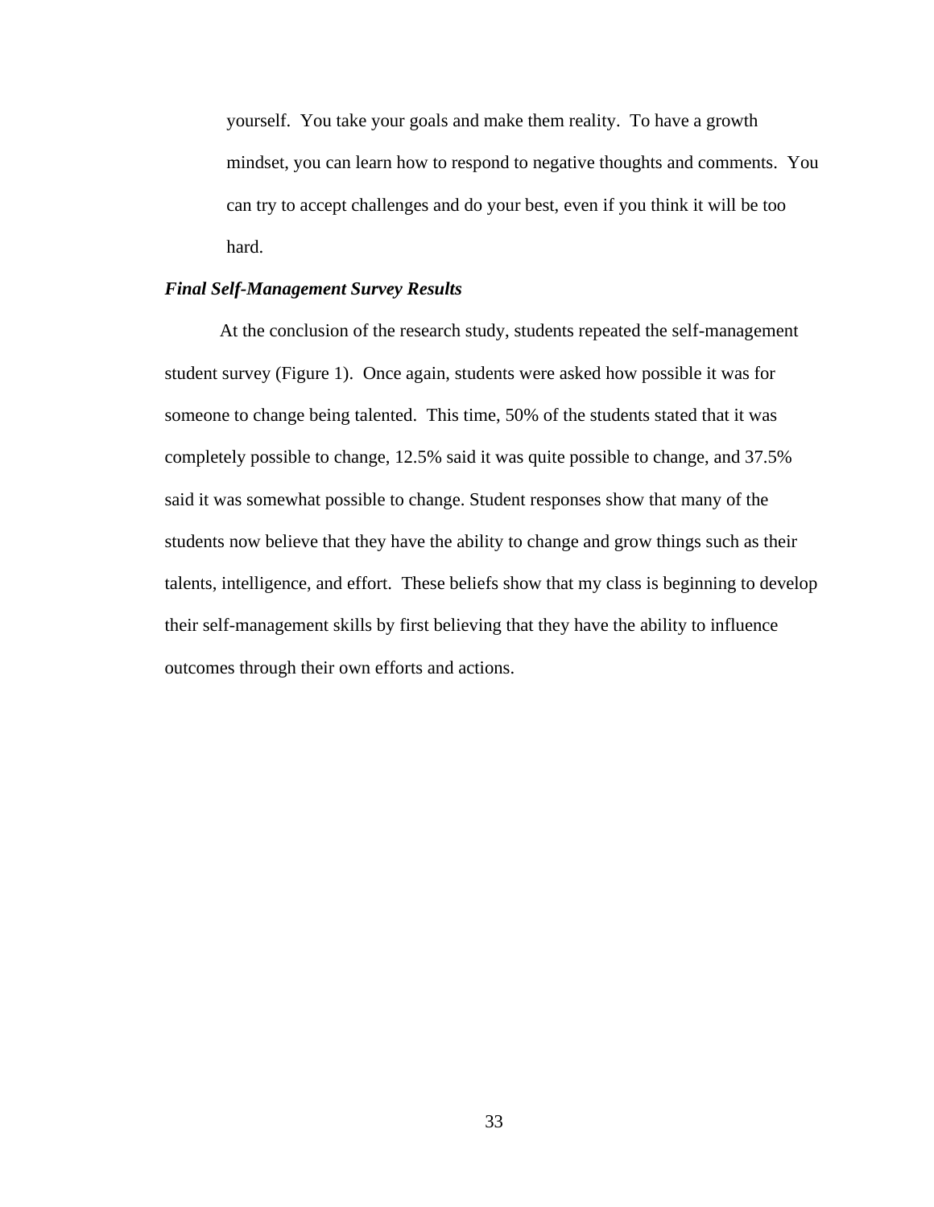yourself. You take your goals and make them reality. To have a growth mindset, you can learn how to respond to negative thoughts and comments. You can try to accept challenges and do your best, even if you think it will be too hard.

***Final Self-Management Survey Results***

At the conclusion of the research study, students repeated the self-management student survey (Figure 1). Once again, students were asked how possible it was for someone to change being talented. This time, 50% of the students stated that it was completely possible to change, 12.5% said it was quite possible to change, and 37.5% said it was somewhat possible to change. Student responses show that many of the students now believe that they have the ability to change and grow things such as their talents, intelligence, and effort. These beliefs show that my class is beginning to develop their self-management skills by first believing that they have the ability to influence outcomes through their own efforts and actions.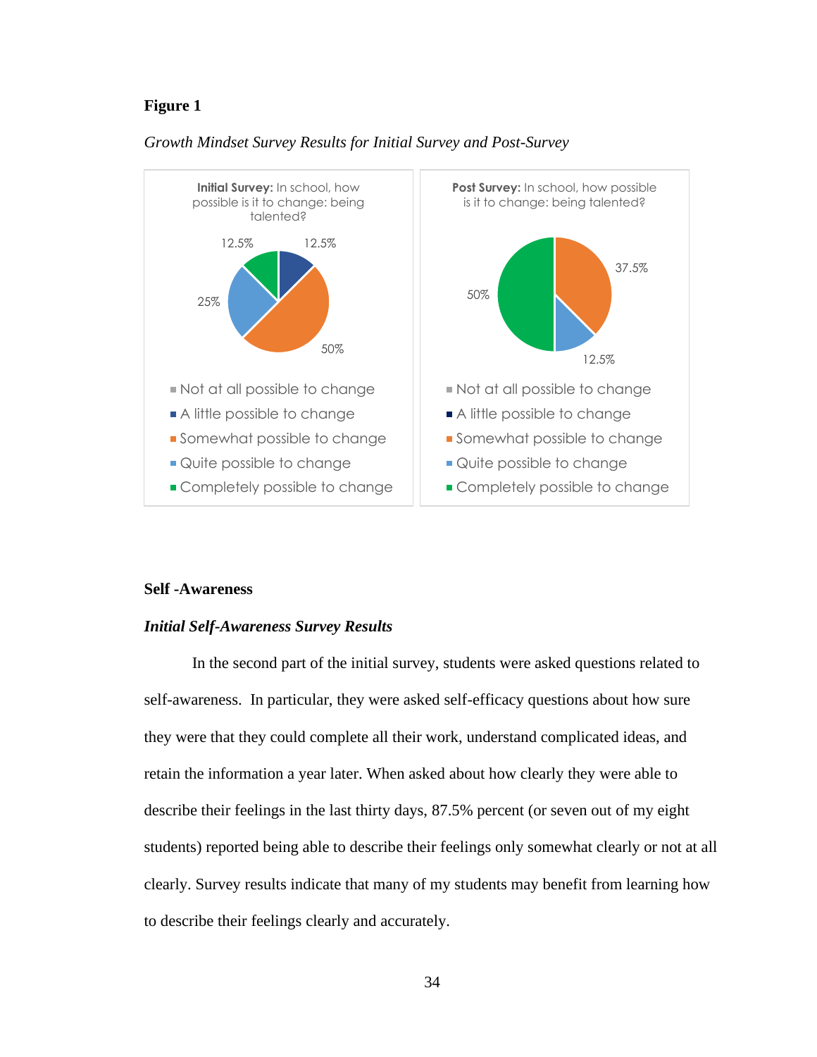**Figure 1**

*Growth Mindset Survey Results for Initial Survey and Post-Survey*

**Initial Survey:** In school, how possible is it to change: being talented?

12.5% 12.5% 25% 50%

- Not at all possible to change
- A little possible to change
- Somewhat possible to change
- Quite possible to change
- Completely possible to change

**Post Survey:** In school, how possible is it to change: being talented?

37.5% 50% 12.5%

- Not at all possible to change
- A little possible to change
- Somewhat possible to change
- Quite possible to change
- Completely possible to change

## Self -Awareness

### *Initial Self-Awareness Survey Results*

In the second part of the initial survey, students were asked questions related to self-awareness. In particular, they were asked self-efficacy questions about how sure they were that they could complete all their work, understand complicated ideas, and retain the information a year later. When asked about how clearly they were able to describe their feelings in the last thirty days, 87.5% percent (or seven out of my eight students) reported being able to describe their feelings only somewhat clearly or not at all clearly. Survey results indicate that many of my students may benefit from learning how to describe their feelings clearly and accurately.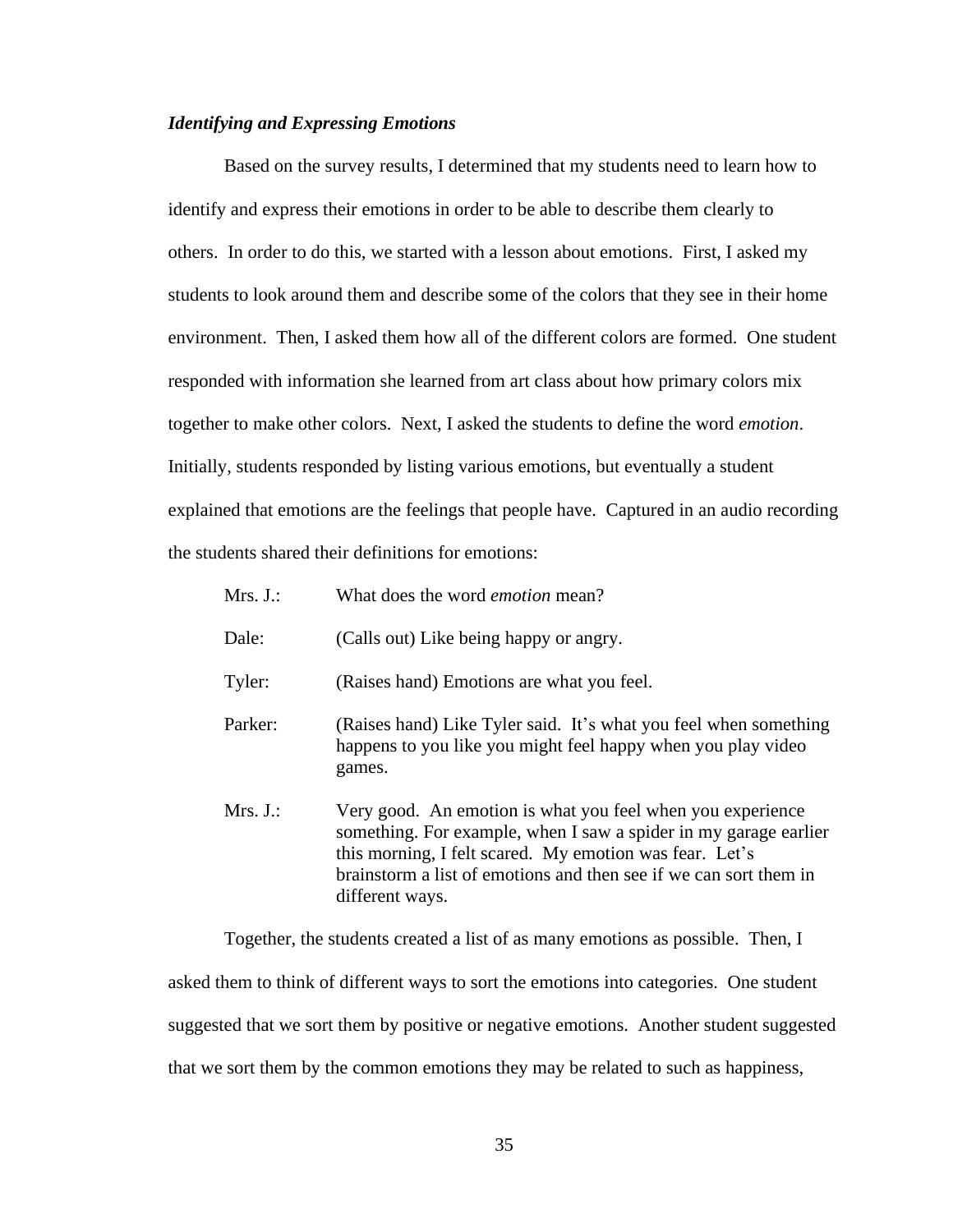### *Identifying and Expressing Emotions*

Based on the survey results, I determined that my students need to learn how to identify and express their emotions in order to be able to describe them clearly to others. In order to do this, we started with a lesson about emotions. First, I asked my students to look around them and describe some of the colors that they see in their home environment. Then, I asked them how all of the different colors are formed. One student responded with information she learned from art class about how primary colors mix together to make other colors. Next, I asked the students to define the word *emotion*. Initially, students responded by listing various emotions, but eventually a student explained that emotions are the feelings that people have. Captured in an audio recording the students shared their definitions for emotions:

Mrs. J.: What does the word *emotion* mean?

Dale: (Calls out) Like being happy or angry.

Tyler: (Raises hand) Emotions are what you feel.

Parker: (Raises hand) Like Tyler said. It's what you feel when something happens to you like you might feel happy when you play video games.

Mrs. J.: Very good. An emotion is what you feel when you experience something. For example, when I saw a spider in my garage earlier this morning, I felt scared. My emotion was fear. Let's brainstorm a list of emotions and then see if we can sort them in different ways.

Together, the students created a list of as many emotions as possible. Then, I asked them to think of different ways to sort the emotions into categories. One student suggested that we sort them by positive or negative emotions. Another student suggested that we sort them by the common emotions they may be related to such as happiness,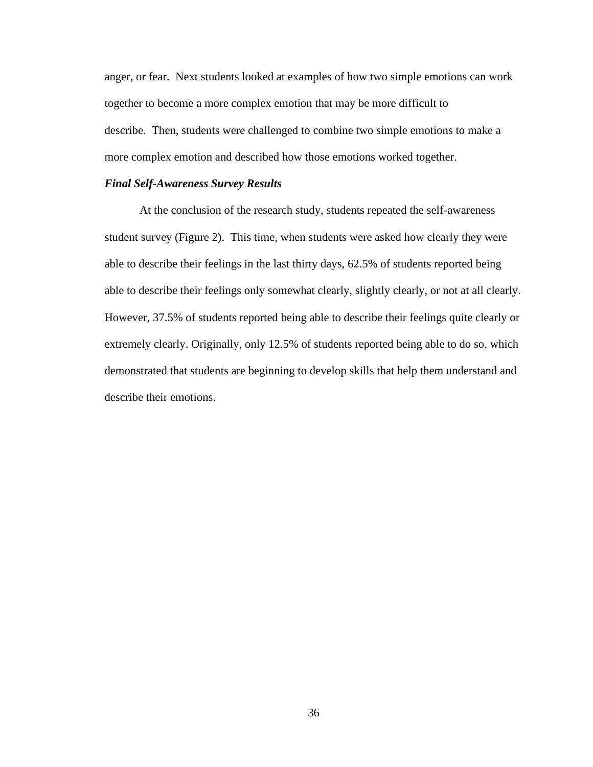anger, or fear. Next students looked at examples of how two simple emotions can work together to become a more complex emotion that may be more difficult to describe. Then, students were challenged to combine two simple emotions to make a more complex emotion and described how those emotions worked together.

### ***Final Self-Awareness Survey Results***

At the conclusion of the research study, students repeated the self-awareness student survey (Figure 2). This time, when students were asked how clearly they were able to describe their feelings in the last thirty days, 62.5% of students reported being able to describe their feelings only somewhat clearly, slightly clearly, or not at all clearly. However, 37.5% of students reported being able to describe their feelings quite clearly or extremely clearly. Originally, only 12.5% of students reported being able to do so, which demonstrated that students are beginning to develop skills that help them understand and describe their emotions.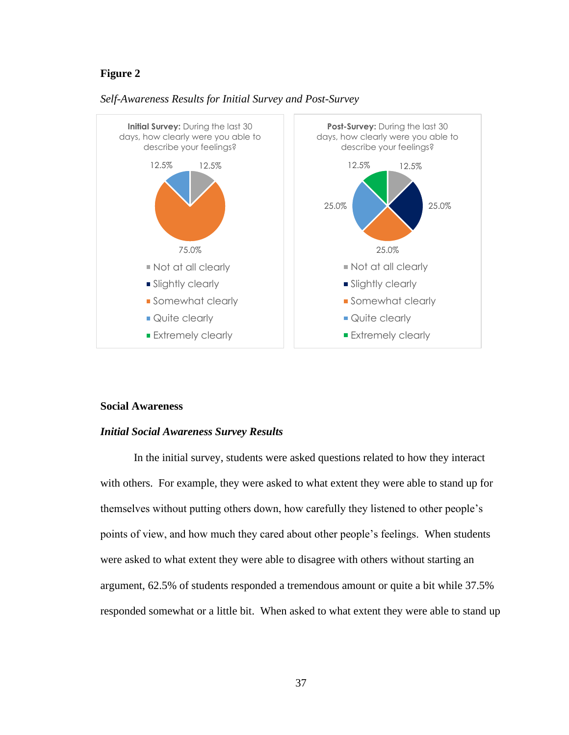**Figure 2**

*Self-Awareness Results for Initial Survey and Post-Survey*

**Initial Survey:** During the last 30 days, how clearly were you able to describe your feelings?

- Not at all clearly: 12.5%
- Somewhat clearly: 75.0%
- Quite clearly: 12.5%

**Post-Survey:** During the last 30 days, how clearly were you able to describe your feelings?

- Not at all clearly: 12.5%
- Slightly clearly: 25.0%
- Somewhat clearly: 25.0%
- Quite clearly: 25.0%
- Extremely clearly: 12.5%

## Social Awareness

### *Initial Social Awareness Survey Results*

In the initial survey, students were asked questions related to how they interact with others. For example, they were asked to what extent they were able to stand up for themselves without putting others down, how carefully they listened to other people's points of view, and how much they cared about other people's feelings. When students were asked to what extent they were able to disagree with others without starting an argument, 62.5% of students responded a tremendous amount or quite a bit while 37.5% responded somewhat or a little bit. When asked to what extent they were able to stand up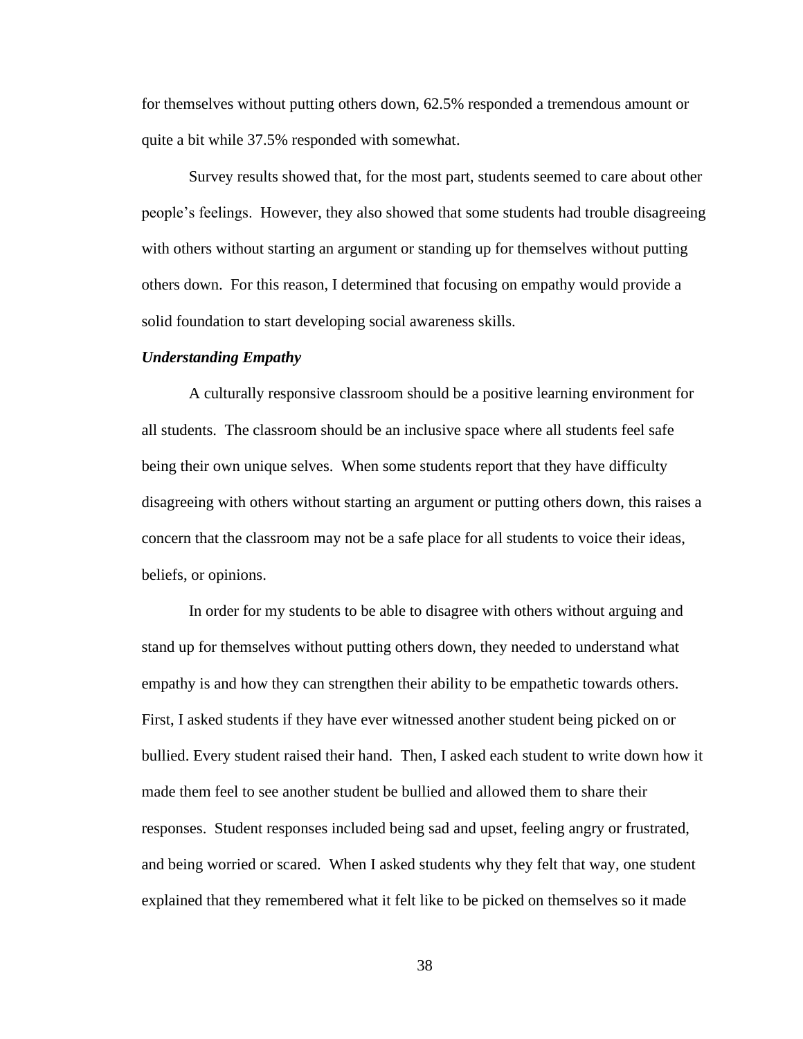for themselves without putting others down, 62.5% responded a tremendous amount or quite a bit while 37.5% responded with somewhat.

Survey results showed that, for the most part, students seemed to care about other people's feelings. However, they also showed that some students had trouble disagreeing with others without starting an argument or standing up for themselves without putting others down. For this reason, I determined that focusing on empathy would provide a solid foundation to start developing social awareness skills.

***Understanding Empathy***

A culturally responsive classroom should be a positive learning environment for all students. The classroom should be an inclusive space where all students feel safe being their own unique selves. When some students report that they have difficulty disagreeing with others without starting an argument or putting others down, this raises a concern that the classroom may not be a safe place for all students to voice their ideas, beliefs, or opinions.

In order for my students to be able to disagree with others without arguing and stand up for themselves without putting others down, they needed to understand what empathy is and how they can strengthen their ability to be empathetic towards others. First, I asked students if they have ever witnessed another student being picked on or bullied. Every student raised their hand. Then, I asked each student to write down how it made them feel to see another student be bullied and allowed them to share their responses. Student responses included being sad and upset, feeling angry or frustrated, and being worried or scared. When I asked students why they felt that way, one student explained that they remembered what it felt like to be picked on themselves so it made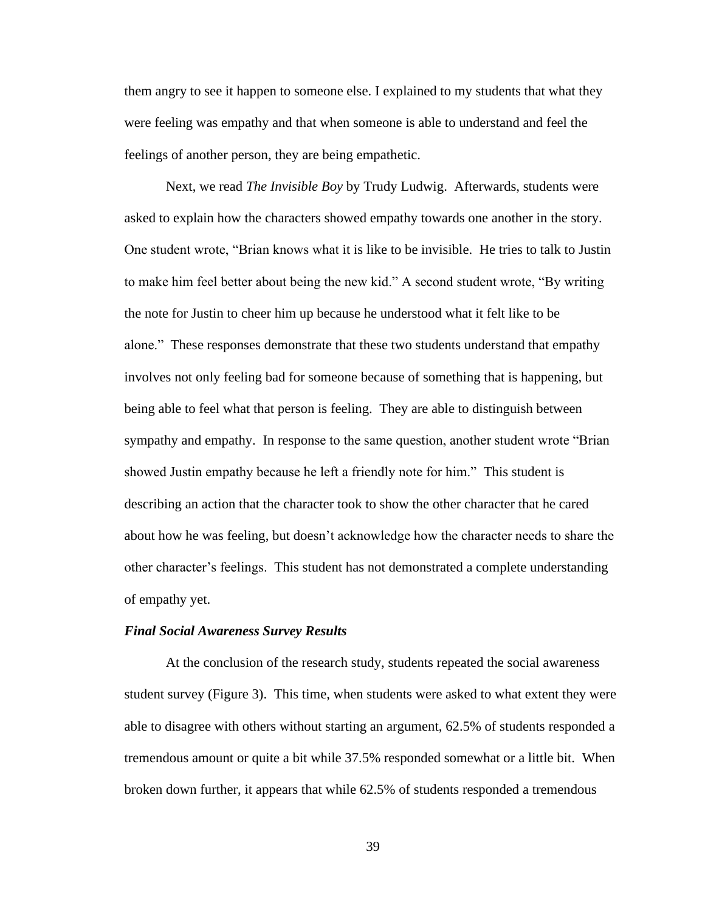them angry to see it happen to someone else. I explained to my students that what they were feeling was empathy and that when someone is able to understand and feel the feelings of another person, they are being empathetic.

Next, we read *The Invisible Boy* by Trudy Ludwig. Afterwards, students were asked to explain how the characters showed empathy towards one another in the story. One student wrote, "Brian knows what it is like to be invisible. He tries to talk to Justin to make him feel better about being the new kid." A second student wrote, "By writing the note for Justin to cheer him up because he understood what it felt like to be alone." These responses demonstrate that these two students understand that empathy involves not only feeling bad for someone because of something that is happening, but being able to feel what that person is feeling. They are able to distinguish between sympathy and empathy. In response to the same question, another student wrote "Brian showed Justin empathy because he left a friendly note for him." This student is describing an action that the character took to show the other character that he cared about how he was feeling, but doesn't acknowledge how the character needs to share the other character's feelings. This student has not demonstrated a complete understanding of empathy yet.

### *Final Social Awareness Survey Results*

At the conclusion of the research study, students repeated the social awareness student survey (Figure 3). This time, when students were asked to what extent they were able to disagree with others without starting an argument, 62.5% of students responded a tremendous amount or quite a bit while 37.5% responded somewhat or a little bit. When broken down further, it appears that while 62.5% of students responded a tremendous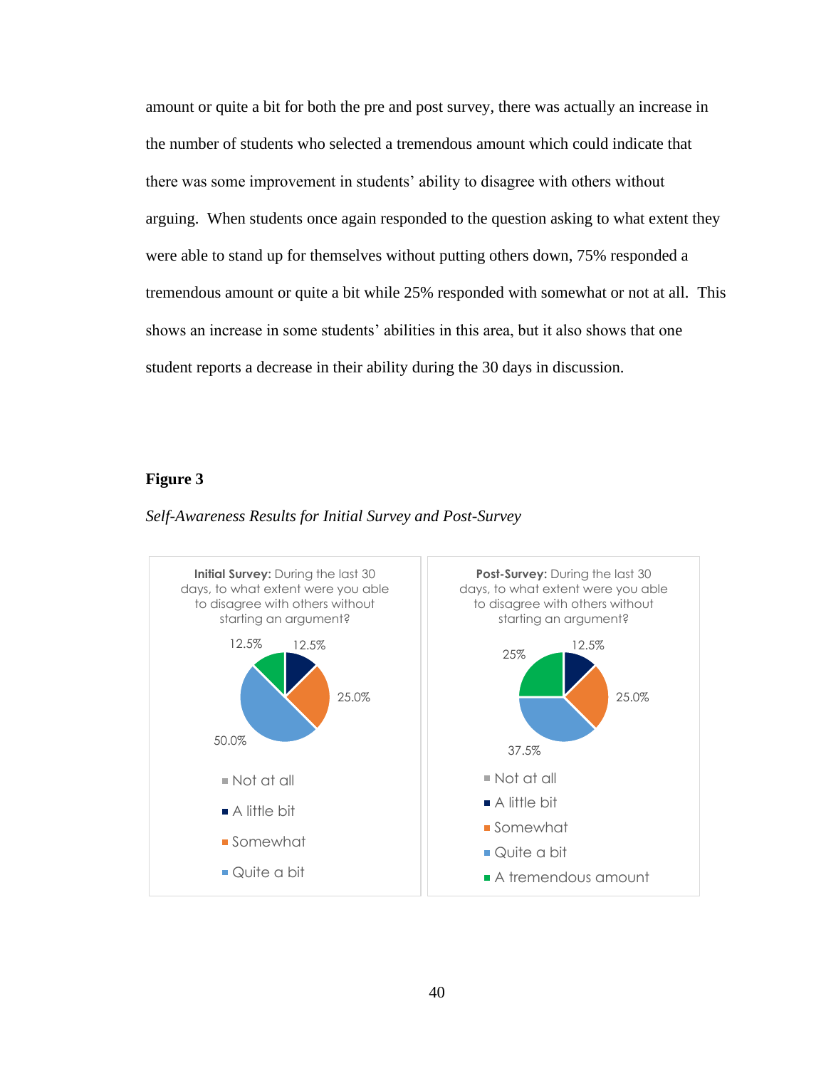amount or quite a bit for both the pre and post survey, there was actually an increase in the number of students who selected a tremendous amount which could indicate that there was some improvement in students' ability to disagree with others without arguing. When students once again responded to the question asking to what extent they were able to stand up for themselves without putting others down, 75% responded a tremendous amount or quite a bit while 25% responded with somewhat or not at all. This shows an increase in some students' abilities in this area, but it also shows that one student reports a decrease in their ability during the 30 days in discussion.

**Figure 3**

*Self-Awareness Results for Initial Survey and Post-Survey*

**Initial Survey:** During the last 30 days, to what extent were you able to disagree with others without starting an argument?

12.5% 12.5% 25.0% 50.0%

- Not at all
- A little bit
- Somewhat
- Quite a bit

**Post-Survey:** During the last 30 days, to what extent were you able to disagree with others without starting an argument?

25% 12.5% 25.0% 37.5%

- Not at all
- A little bit
- Somewhat
- Quite a bit
- A tremendous amount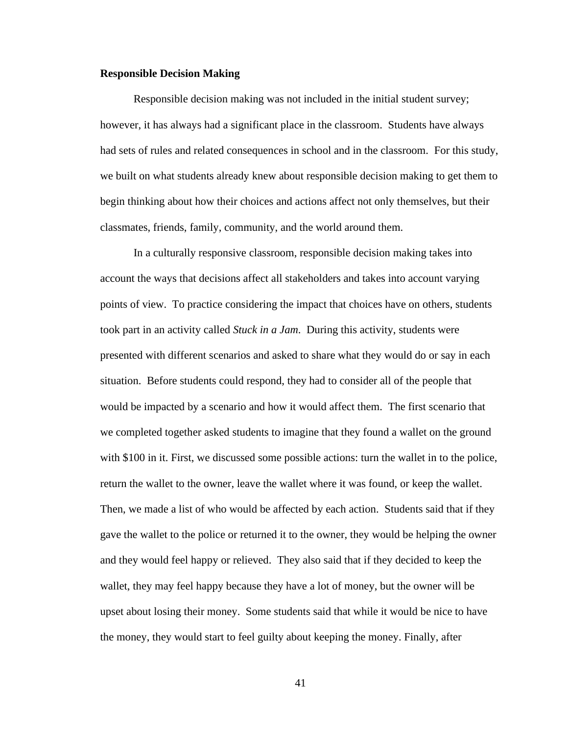**Responsible Decision Making**

Responsible decision making was not included in the initial student survey; however, it has always had a significant place in the classroom. Students have always had sets of rules and related consequences in school and in the classroom. For this study, we built on what students already knew about responsible decision making to get them to begin thinking about how their choices and actions affect not only themselves, but their classmates, friends, family, community, and the world around them.

In a culturally responsive classroom, responsible decision making takes into account the ways that decisions affect all stakeholders and takes into account varying points of view. To practice considering the impact that choices have on others, students took part in an activity called *Stuck in a Jam*. During this activity, students were presented with different scenarios and asked to share what they would do or say in each situation. Before students could respond, they had to consider all of the people that would be impacted by a scenario and how it would affect them. The first scenario that we completed together asked students to imagine that they found a wallet on the ground with $100 in it. First, we discussed some possible actions: turn the wallet in to the police, return the wallet to the owner, leave the wallet where it was found, or keep the wallet. Then, we made a list of who would be affected by each action. Students said that if they gave the wallet to the police or returned it to the owner, they would be helping the owner and they would feel happy or relieved. They also said that if they decided to keep the wallet, they may feel happy because they have a lot of money, but the owner will be upset about losing their money. Some students said that while it would be nice to have the money, they would start to feel guilty about keeping the money. Finally, after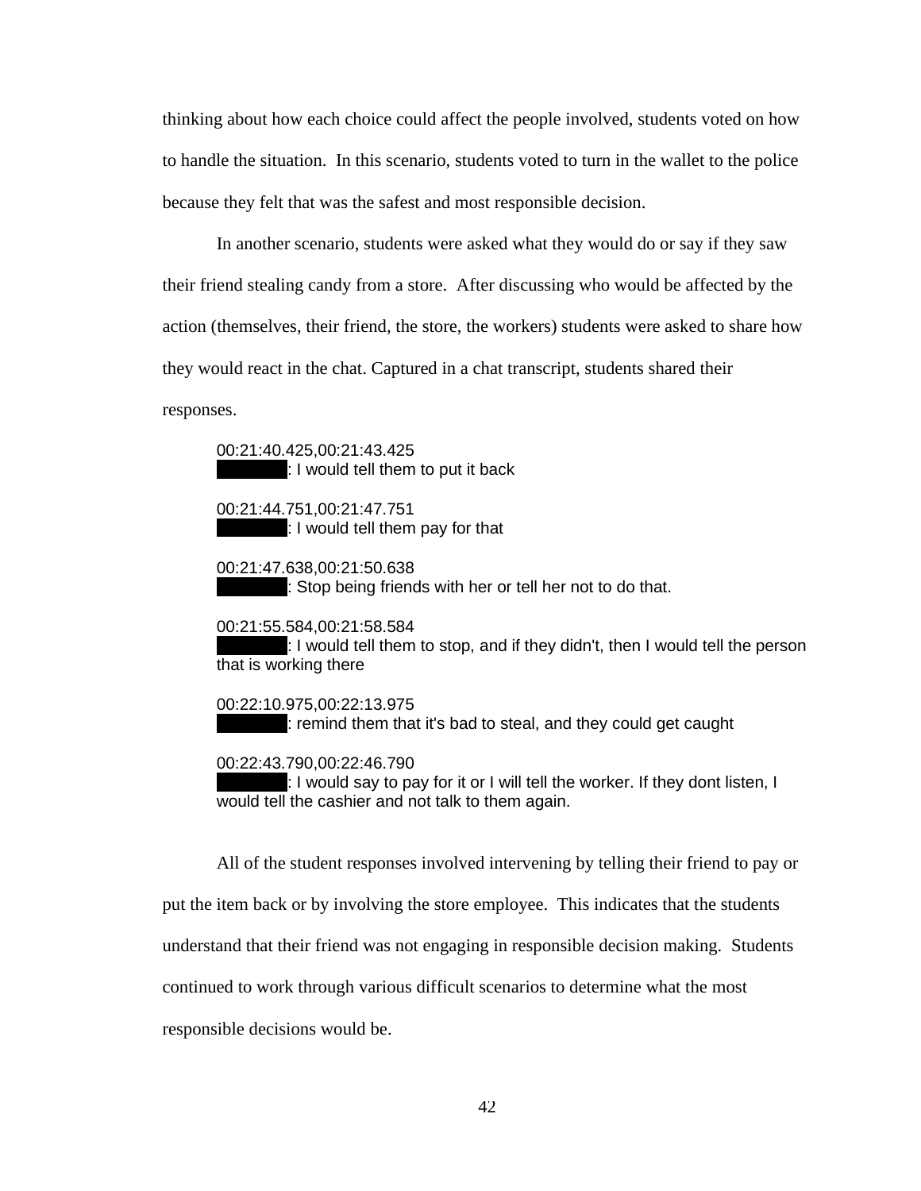thinking about how each choice could affect the people involved, students voted on how to handle the situation. In this scenario, students voted to turn in the wallet to the police because they felt that was the safest and most responsible decision.

In another scenario, students were asked what they would do or say if they saw their friend stealing candy from a store. After discussing who would be affected by the action (themselves, their friend, the store, the workers) students were asked to share how they would react in the chat. Captured in a chat transcript, students shared their responses.

> 00:21:40.425,00:21:43.425
> ████: I would tell them to put it back
>
> 00:21:44.751,00:21:47.751
> ████: I would tell them pay for that
>
> 00:21:47.638,00:21:50.638
> ████: Stop being friends with her or tell her not to do that.
>
> 00:21:55.584,00:21:58.584
> ████: I would tell them to stop, and if they didn't, then I would tell the person that is working there
>
> 00:22:10.975,00:22:13.975
> ████: remind them that it's bad to steal, and they could get caught
>
> 00:22:43.790,00:22:46.790
> ████: I would say to pay for it or I will tell the worker. If they dont listen, I would tell the cashier and not talk to them again.

All of the student responses involved intervening by telling their friend to pay or put the item back or by involving the store employee. This indicates that the students understand that their friend was not engaging in responsible decision making. Students continued to work through various difficult scenarios to determine what the most responsible decisions would be.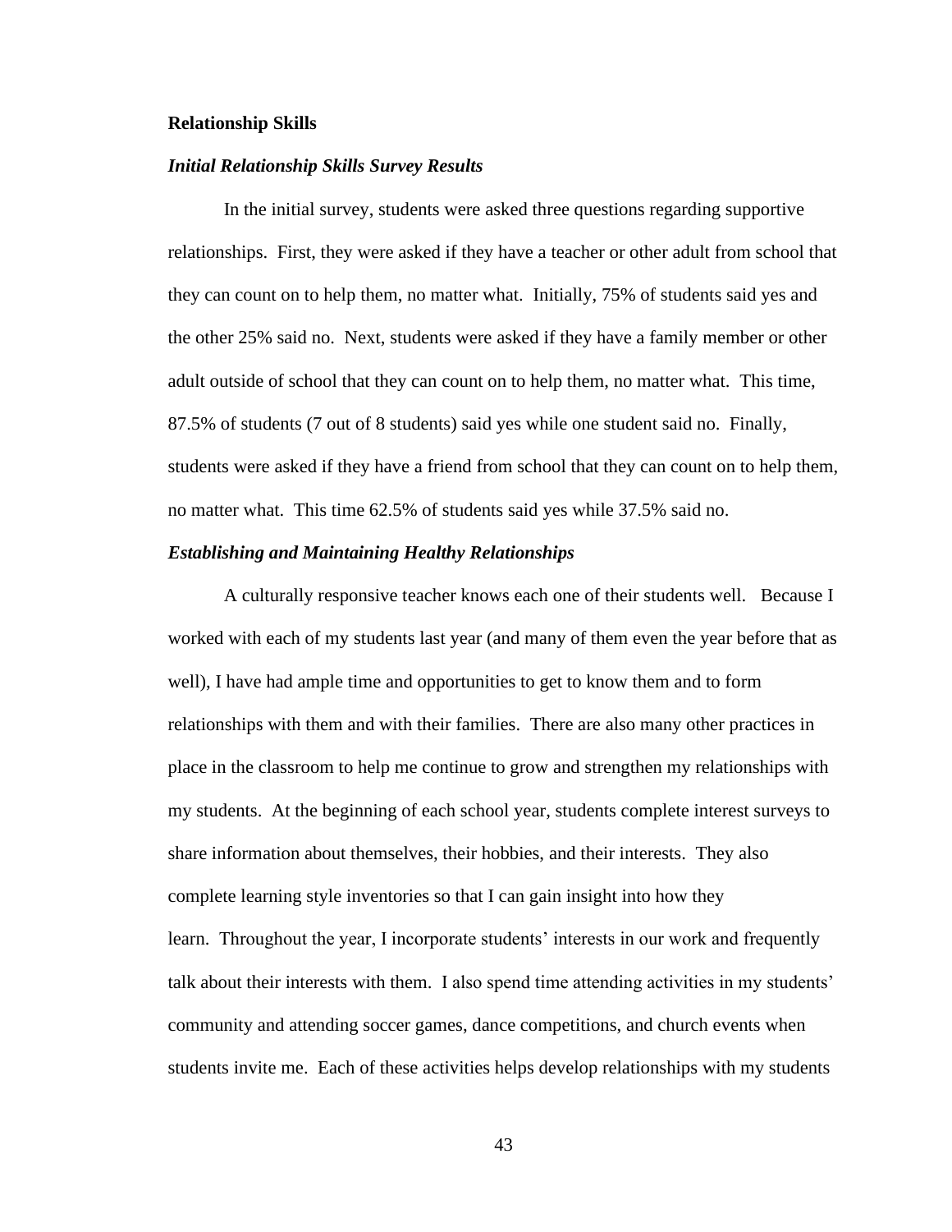**Relationship Skills**

***Initial Relationship Skills Survey Results***

In the initial survey, students were asked three questions regarding supportive relationships. First, they were asked if they have a teacher or other adult from school that they can count on to help them, no matter what. Initially, 75% of students said yes and the other 25% said no. Next, students were asked if they have a family member or other adult outside of school that they can count on to help them, no matter what. This time, 87.5% of students (7 out of 8 students) said yes while one student said no. Finally, students were asked if they have a friend from school that they can count on to help them, no matter what. This time 62.5% of students said yes while 37.5% said no.

***Establishing and Maintaining Healthy Relationships***

A culturally responsive teacher knows each one of their students well. Because I worked with each of my students last year (and many of them even the year before that as well), I have had ample time and opportunities to get to know them and to form relationships with them and with their families. There are also many other practices in place in the classroom to help me continue to grow and strengthen my relationships with my students. At the beginning of each school year, students complete interest surveys to share information about themselves, their hobbies, and their interests. They also complete learning style inventories so that I can gain insight into how they learn. Throughout the year, I incorporate students' interests in our work and frequently talk about their interests with them. I also spend time attending activities in my students' community and attending soccer games, dance competitions, and church events when students invite me. Each of these activities helps develop relationships with my students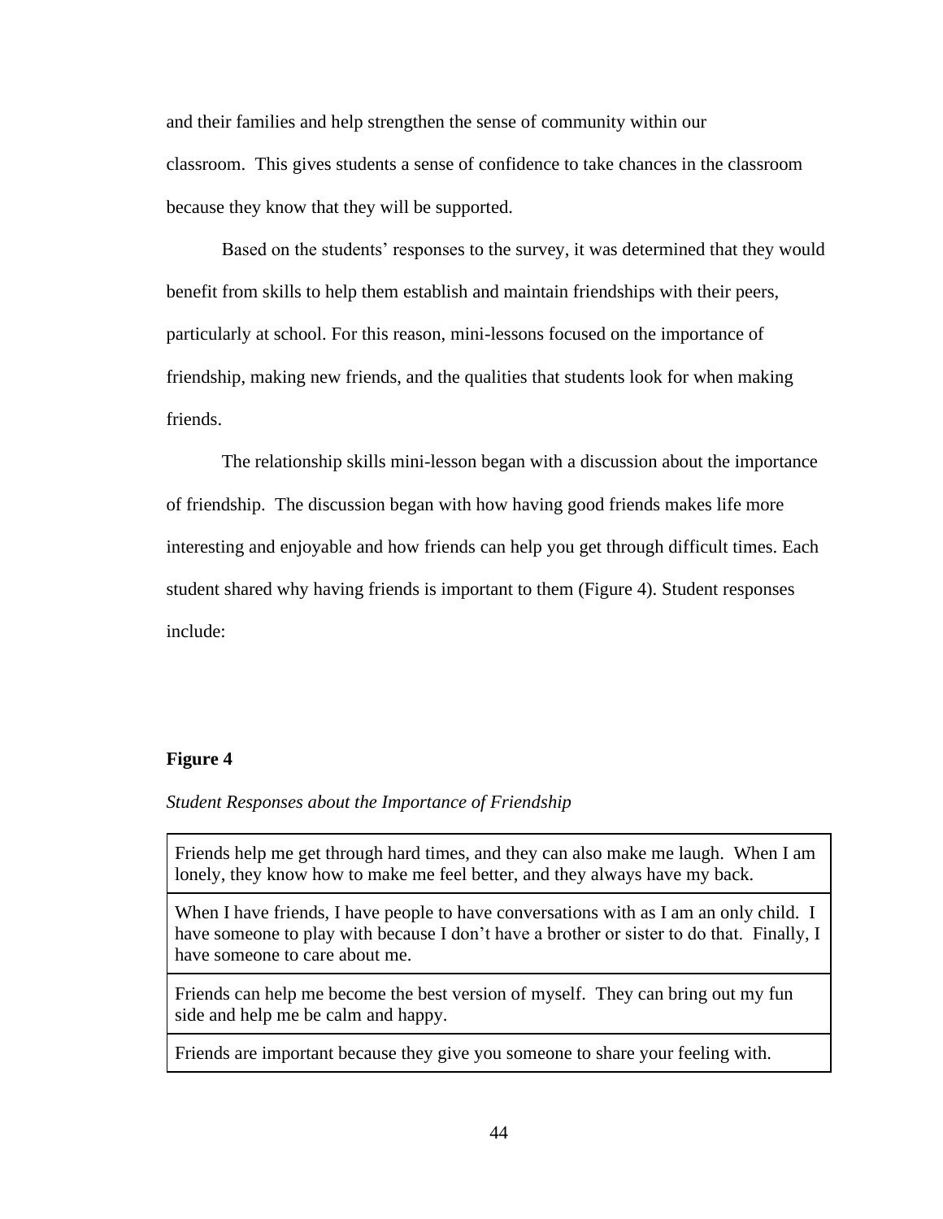and their families and help strengthen the sense of community within our classroom. This gives students a sense of confidence to take chances in the classroom because they know that they will be supported.

Based on the students' responses to the survey, it was determined that they would benefit from skills to help them establish and maintain friendships with their peers, particularly at school. For this reason, mini-lessons focused on the importance of friendship, making new friends, and the qualities that students look for when making friends.

The relationship skills mini-lesson began with a discussion about the importance of friendship. The discussion began with how having good friends makes life more interesting and enjoyable and how friends can help you get through difficult times. Each student shared why having friends is important to them (Figure 4). Student responses include:

**Figure 4**

*Student Responses about the Importance of Friendship*

| Friends help me get through hard times, and they can also make me laugh. When I am lonely, they know how to make me feel better, and they always have my back. |
|---|
| When I have friends, I have people to have conversations with as I am an only child. I have someone to play with because I don't have a brother or sister to do that. Finally, I have someone to care about me. |
| Friends can help me become the best version of myself. They can bring out my fun side and help me be calm and happy. |
| Friends are important because they give you someone to share your feeling with. |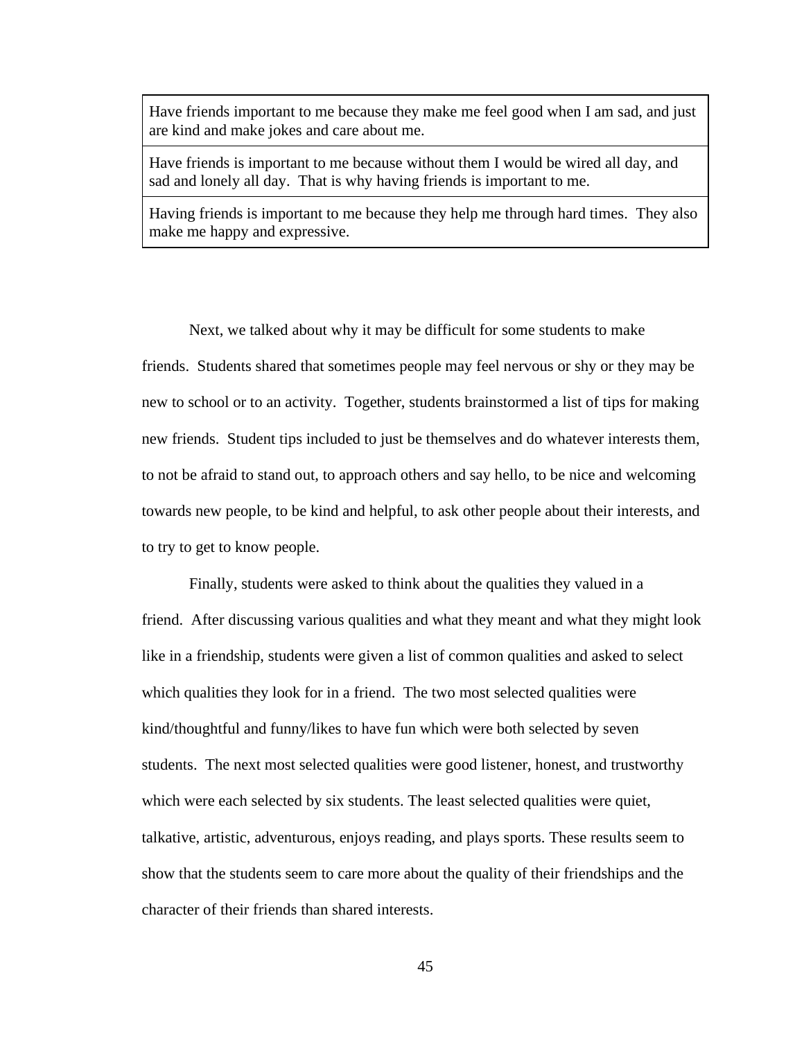| Have friends important to me because they make me feel good when I am sad, and just are kind and make jokes and care about me. |
|---|
| Have friends is important to me because without them I would be wired all day, and sad and lonely all day. That is why having friends is important to me. |
| Having friends is important to me because they help me through hard times. They also make me happy and expressive. |

Next, we talked about why it may be difficult for some students to make friends. Students shared that sometimes people may feel nervous or shy or they may be new to school or to an activity. Together, students brainstormed a list of tips for making new friends. Student tips included to just be themselves and do whatever interests them, to not be afraid to stand out, to approach others and say hello, to be nice and welcoming towards new people, to be kind and helpful, to ask other people about their interests, and to try to get to know people.

Finally, students were asked to think about the qualities they valued in a friend. After discussing various qualities and what they meant and what they might look like in a friendship, students were given a list of common qualities and asked to select which qualities they look for in a friend. The two most selected qualities were kind/thoughtful and funny/likes to have fun which were both selected by seven students. The next most selected qualities were good listener, honest, and trustworthy which were each selected by six students. The least selected qualities were quiet, talkative, artistic, adventurous, enjoys reading, and plays sports. These results seem to show that the students seem to care more about the quality of their friendships and the character of their friends than shared interests.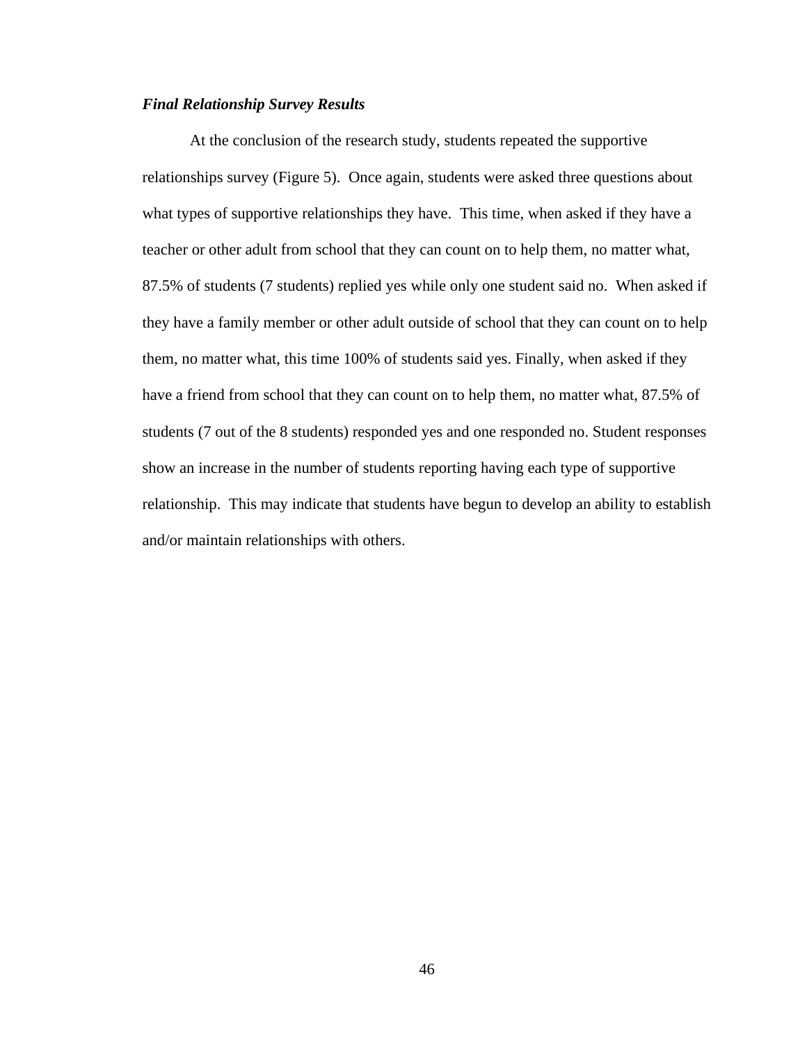### ***Final Relationship Survey Results***

At the conclusion of the research study, students repeated the supportive relationships survey (Figure 5). Once again, students were asked three questions about what types of supportive relationships they have. This time, when asked if they have a teacher or other adult from school that they can count on to help them, no matter what, 87.5% of students (7 students) replied yes while only one student said no. When asked if they have a family member or other adult outside of school that they can count on to help them, no matter what, this time 100% of students said yes. Finally, when asked if they have a friend from school that they can count on to help them, no matter what, 87.5% of students (7 out of the 8 students) responded yes and one responded no. Student responses show an increase in the number of students reporting having each type of supportive relationship. This may indicate that students have begun to develop an ability to establish and/or maintain relationships with others.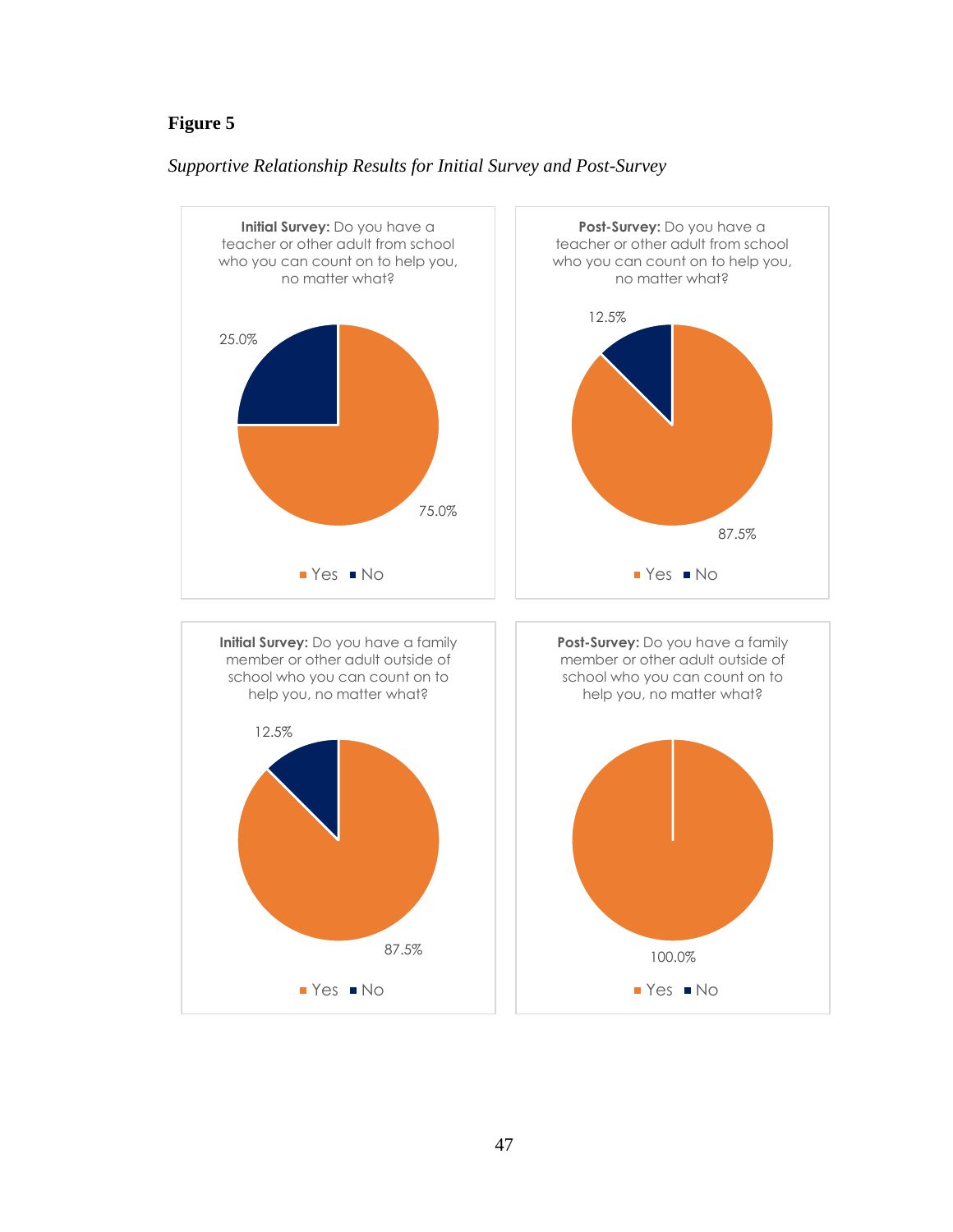**Figure 5**

*Supportive Relationship Results for Initial Survey and Post-Survey*

**Initial Survey:** Do you have a teacher or other adult from school who you can count on to help you, no matter what?

| Response | Percentage |
|---|---|
| Yes | 75.0% |
| No | 25.0% |

**Post-Survey:** Do you have a teacher or other adult from school who you can count on to help you, no matter what?

| Response | Percentage |
|---|---|
| Yes | 87.5% |
| No | 12.5% |

**Initial Survey:** Do you have a family member or other adult outside of school who you can count on to help you, no matter what?

| Response | Percentage |
|---|---|
| Yes | 87.5% |
| No | 12.5% |

**Post-Survey:** Do you have a family member or other adult outside of school who you can count on to help you, no matter what?

| Response | Percentage |
|---|---|
| Yes | 100.0% |
| No | |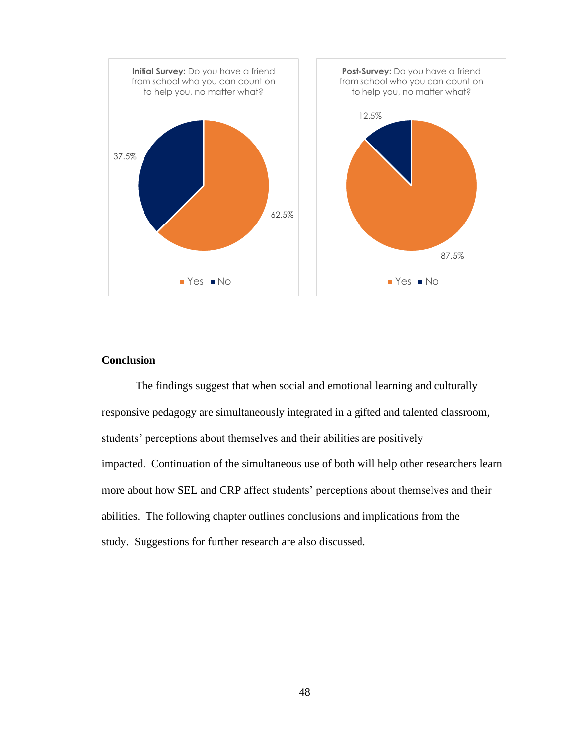**Initial Survey:** Do you have a friend from school who you can count on to help you, no matter what?

- Yes: 62.5%
- No: 37.5%

**Post-Survey:** Do you have a friend from school who you can count on to help you, no matter what?

- Yes: 87.5%
- No: 12.5%

## Conclusion

The findings suggest that when social and emotional learning and culturally responsive pedagogy are simultaneously integrated in a gifted and talented classroom, students' perceptions about themselves and their abilities are positively impacted. Continuation of the simultaneous use of both will help other researchers learn more about how SEL and CRP affect students' perceptions about themselves and their abilities. The following chapter outlines conclusions and implications from the study. Suggestions for further research are also discussed.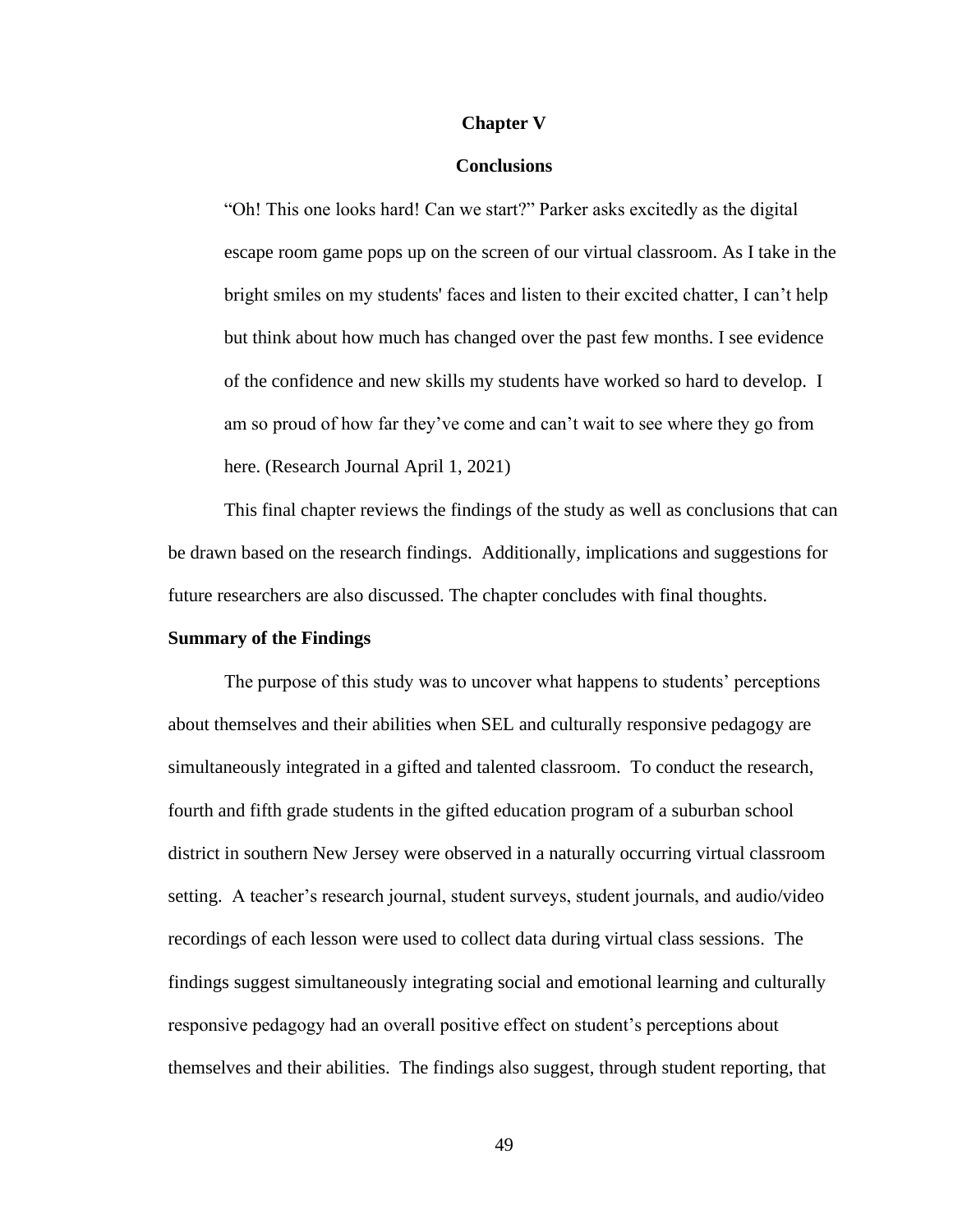# Chapter V

# Conclusions

> "Oh! This one looks hard! Can we start?" Parker asks excitedly as the digital escape room game pops up on the screen of our virtual classroom. As I take in the bright smiles on my students' faces and listen to their excited chatter, I can't help but think about how much has changed over the past few months. I see evidence of the confidence and new skills my students have worked so hard to develop. I am so proud of how far they've come and can't wait to see where they go from here. (Research Journal April 1, 2021)

This final chapter reviews the findings of the study as well as conclusions that can be drawn based on the research findings. Additionally, implications and suggestions for future researchers are also discussed. The chapter concludes with final thoughts.

## Summary of the Findings

The purpose of this study was to uncover what happens to students' perceptions about themselves and their abilities when SEL and culturally responsive pedagogy are simultaneously integrated in a gifted and talented classroom. To conduct the research, fourth and fifth grade students in the gifted education program of a suburban school district in southern New Jersey were observed in a naturally occurring virtual classroom setting. A teacher's research journal, student surveys, student journals, and audio/video recordings of each lesson were used to collect data during virtual class sessions. The findings suggest simultaneously integrating social and emotional learning and culturally responsive pedagogy had an overall positive effect on student's perceptions about themselves and their abilities. The findings also suggest, through student reporting, that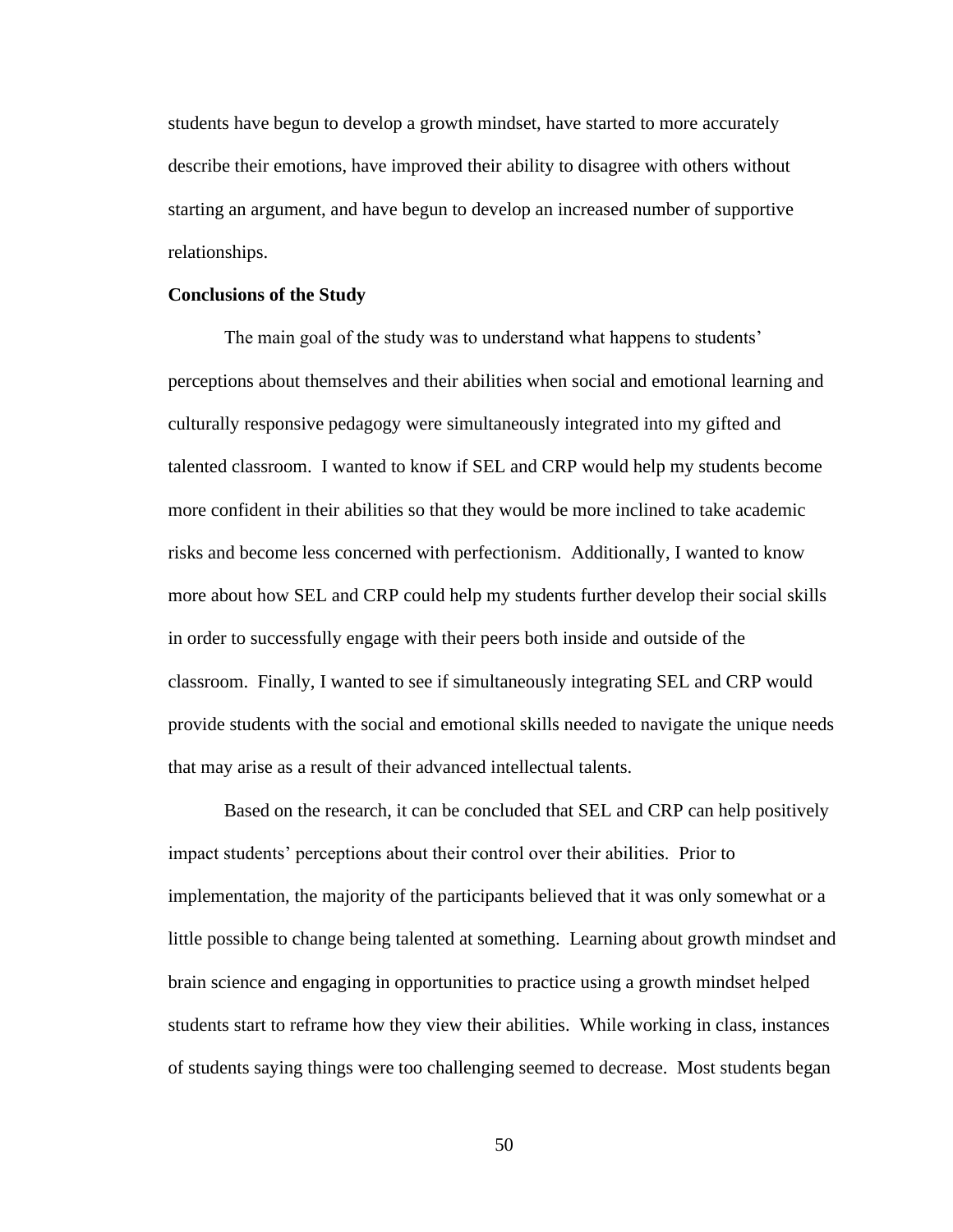students have begun to develop a growth mindset, have started to more accurately describe their emotions, have improved their ability to disagree with others without starting an argument, and have begun to develop an increased number of supportive relationships.

**Conclusions of the Study**

The main goal of the study was to understand what happens to students' perceptions about themselves and their abilities when social and emotional learning and culturally responsive pedagogy were simultaneously integrated into my gifted and talented classroom. I wanted to know if SEL and CRP would help my students become more confident in their abilities so that they would be more inclined to take academic risks and become less concerned with perfectionism. Additionally, I wanted to know more about how SEL and CRP could help my students further develop their social skills in order to successfully engage with their peers both inside and outside of the classroom. Finally, I wanted to see if simultaneously integrating SEL and CRP would provide students with the social and emotional skills needed to navigate the unique needs that may arise as a result of their advanced intellectual talents.

Based on the research, it can be concluded that SEL and CRP can help positively impact students' perceptions about their control over their abilities. Prior to implementation, the majority of the participants believed that it was only somewhat or a little possible to change being talented at something. Learning about growth mindset and brain science and engaging in opportunities to practice using a growth mindset helped students start to reframe how they view their abilities. While working in class, instances of students saying things were too challenging seemed to decrease. Most students began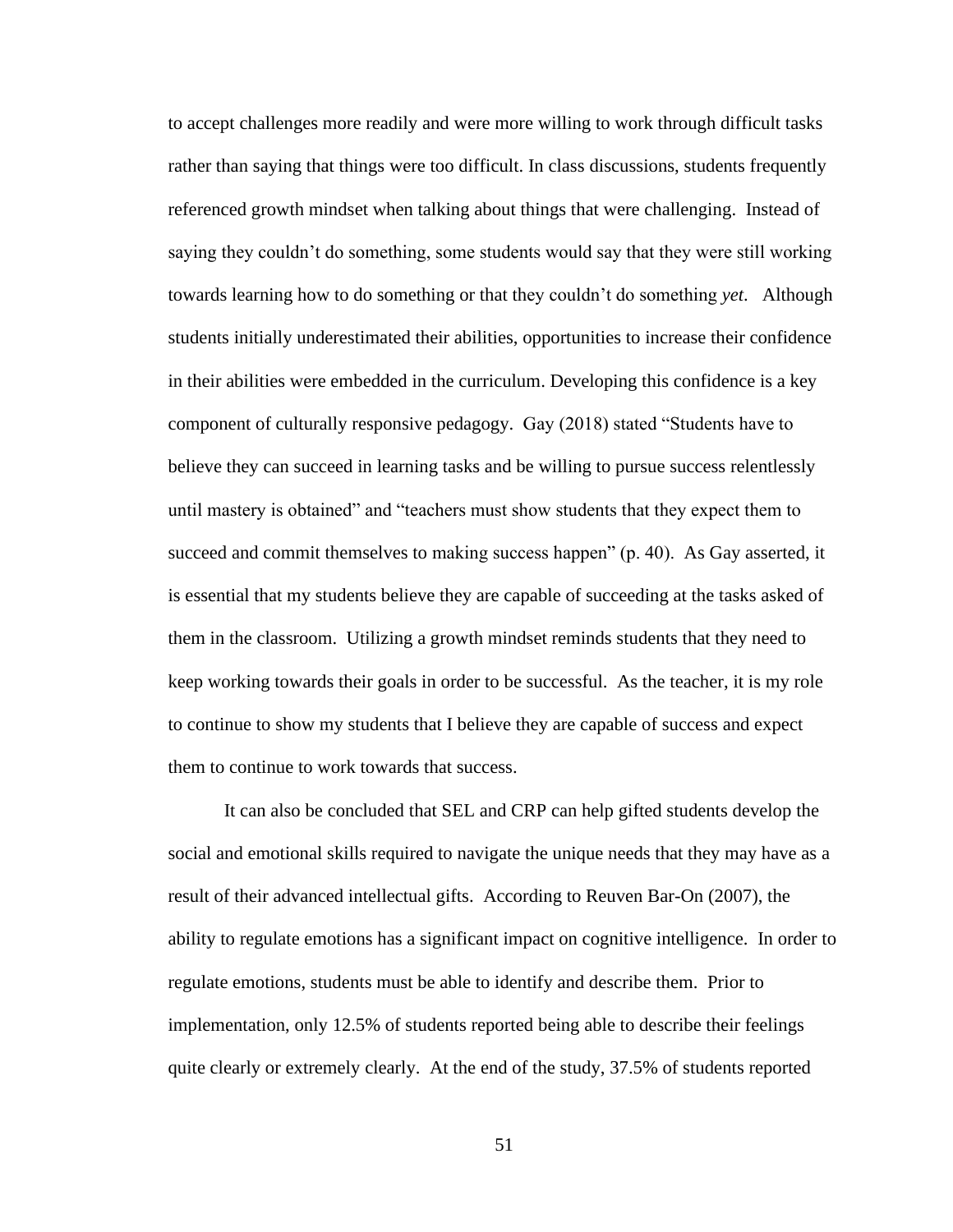to accept challenges more readily and were more willing to work through difficult tasks rather than saying that things were too difficult. In class discussions, students frequently referenced growth mindset when talking about things that were challenging. Instead of saying they couldn't do something, some students would say that they were still working towards learning how to do something or that they couldn't do something *yet*. Although students initially underestimated their abilities, opportunities to increase their confidence in their abilities were embedded in the curriculum. Developing this confidence is a key component of culturally responsive pedagogy. Gay (2018) stated "Students have to believe they can succeed in learning tasks and be willing to pursue success relentlessly until mastery is obtained" and "teachers must show students that they expect them to succeed and commit themselves to making success happen" (p. 40). As Gay asserted, it is essential that my students believe they are capable of succeeding at the tasks asked of them in the classroom. Utilizing a growth mindset reminds students that they need to keep working towards their goals in order to be successful. As the teacher, it is my role to continue to show my students that I believe they are capable of success and expect them to continue to work towards that success.

It can also be concluded that SEL and CRP can help gifted students develop the social and emotional skills required to navigate the unique needs that they may have as a result of their advanced intellectual gifts. According to Reuven Bar-On (2007), the ability to regulate emotions has a significant impact on cognitive intelligence. In order to regulate emotions, students must be able to identify and describe them. Prior to implementation, only 12.5% of students reported being able to describe their feelings quite clearly or extremely clearly. At the end of the study, 37.5% of students reported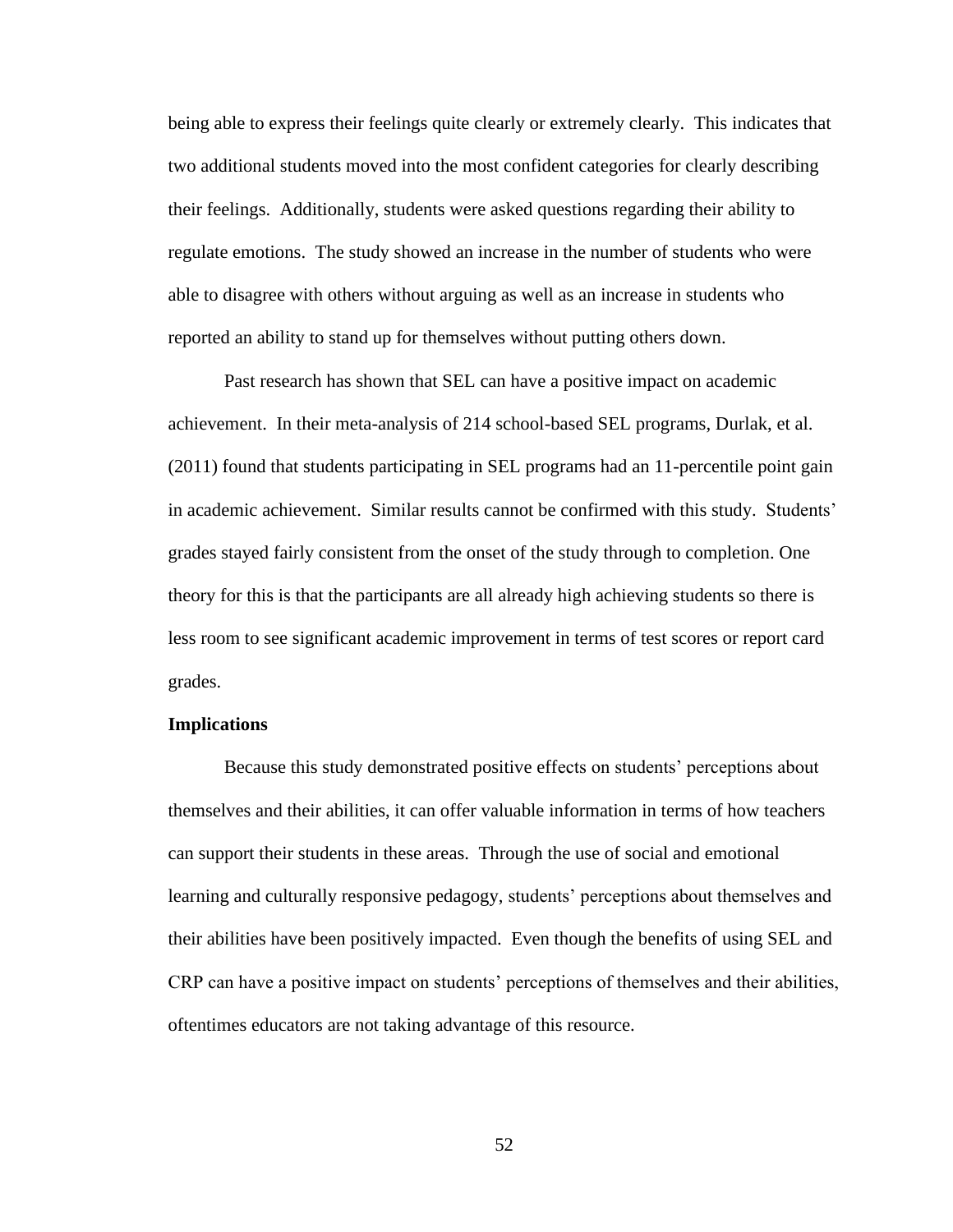being able to express their feelings quite clearly or extremely clearly. This indicates that two additional students moved into the most confident categories for clearly describing their feelings. Additionally, students were asked questions regarding their ability to regulate emotions. The study showed an increase in the number of students who were able to disagree with others without arguing as well as an increase in students who reported an ability to stand up for themselves without putting others down.

Past research has shown that SEL can have a positive impact on academic achievement. In their meta-analysis of 214 school-based SEL programs, Durlak, et al. (2011) found that students participating in SEL programs had an 11-percentile point gain in academic achievement. Similar results cannot be confirmed with this study. Students' grades stayed fairly consistent from the onset of the study through to completion. One theory for this is that the participants are all already high achieving students so there is less room to see significant academic improvement in terms of test scores or report card grades.

**Implications**

Because this study demonstrated positive effects on students' perceptions about themselves and their abilities, it can offer valuable information in terms of how teachers can support their students in these areas. Through the use of social and emotional learning and culturally responsive pedagogy, students' perceptions about themselves and their abilities have been positively impacted. Even though the benefits of using SEL and CRP can have a positive impact on students' perceptions of themselves and their abilities, oftentimes educators are not taking advantage of this resource.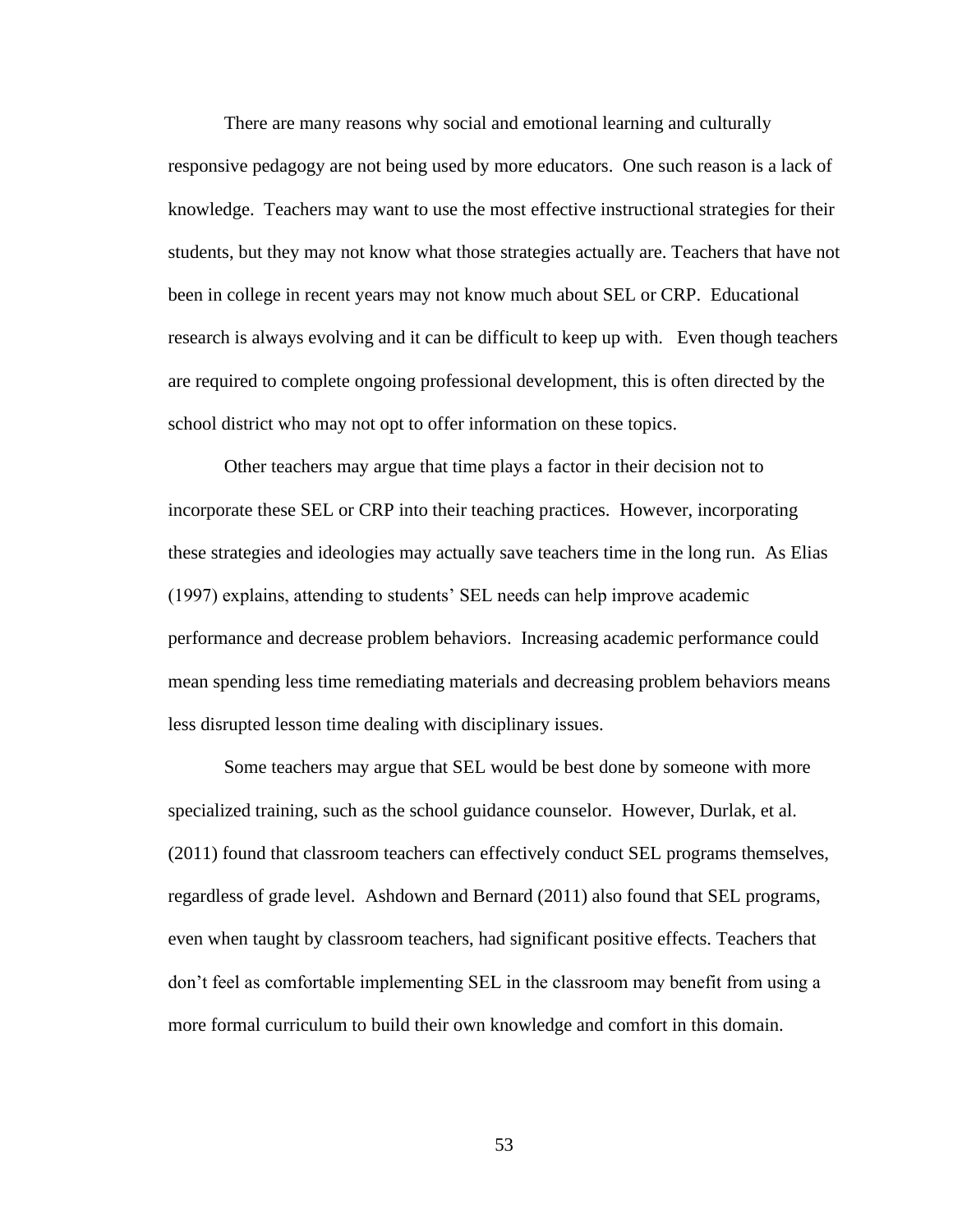There are many reasons why social and emotional learning and culturally responsive pedagogy are not being used by more educators. One such reason is a lack of knowledge. Teachers may want to use the most effective instructional strategies for their students, but they may not know what those strategies actually are. Teachers that have not been in college in recent years may not know much about SEL or CRP. Educational research is always evolving and it can be difficult to keep up with. Even though teachers are required to complete ongoing professional development, this is often directed by the school district who may not opt to offer information on these topics.

Other teachers may argue that time plays a factor in their decision not to incorporate these SEL or CRP into their teaching practices. However, incorporating these strategies and ideologies may actually save teachers time in the long run. As Elias (1997) explains, attending to students' SEL needs can help improve academic performance and decrease problem behaviors. Increasing academic performance could mean spending less time remediating materials and decreasing problem behaviors means less disrupted lesson time dealing with disciplinary issues.

Some teachers may argue that SEL would be best done by someone with more specialized training, such as the school guidance counselor. However, Durlak, et al. (2011) found that classroom teachers can effectively conduct SEL programs themselves, regardless of grade level. Ashdown and Bernard (2011) also found that SEL programs, even when taught by classroom teachers, had significant positive effects. Teachers that don't feel as comfortable implementing SEL in the classroom may benefit from using a more formal curriculum to build their own knowledge and comfort in this domain.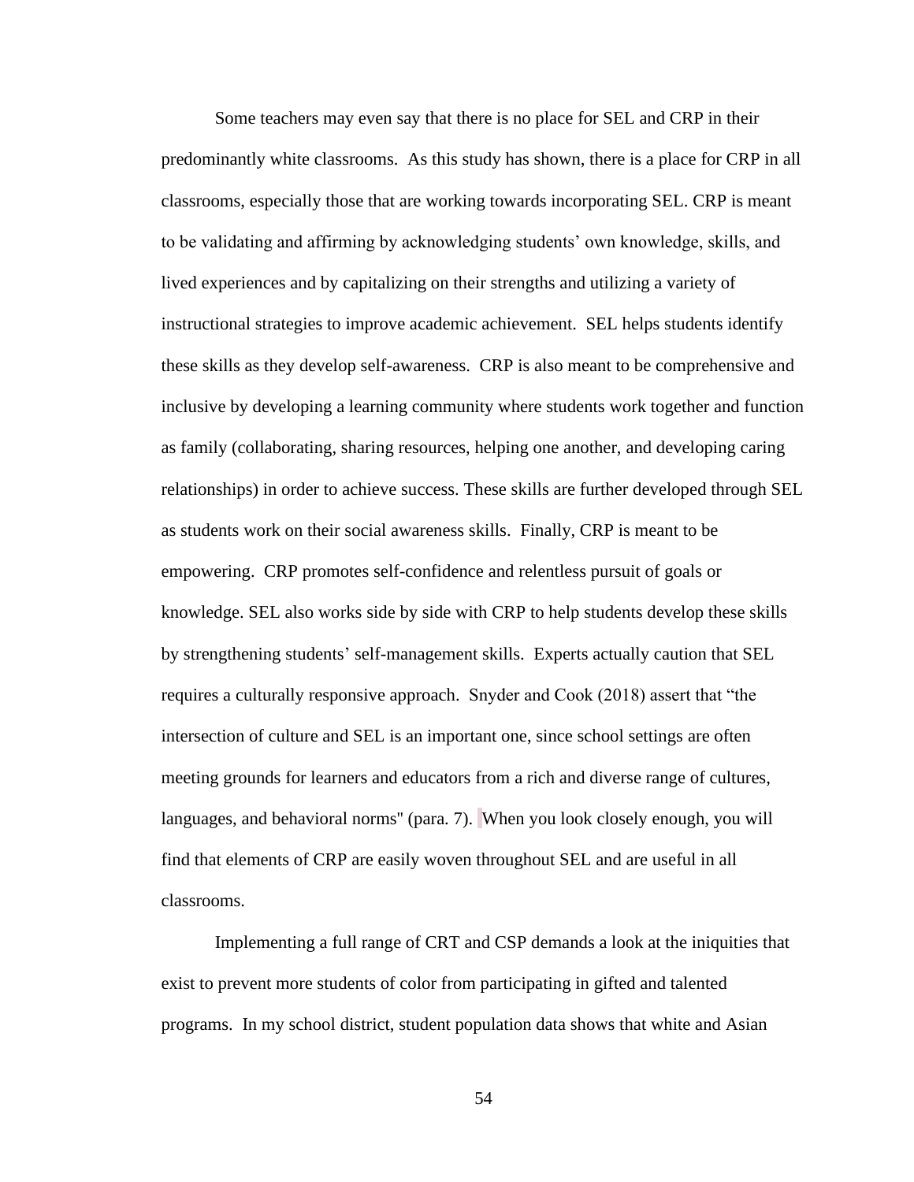Some teachers may even say that there is no place for SEL and CRP in their predominantly white classrooms.  As this study has shown, there is a place for CRP in all classrooms, especially those that are working towards incorporating SEL. CRP is meant to be validating and affirming by acknowledging students' own knowledge, skills, and lived experiences and by capitalizing on their strengths and utilizing a variety of instructional strategies to improve academic achievement.  SEL helps students identify these skills as they develop self-awareness.  CRP is also meant to be comprehensive and inclusive by developing a learning community where students work together and function as family (collaborating, sharing resources, helping one another, and developing caring relationships) in order to achieve success. These skills are further developed through SEL as students work on their social awareness skills.  Finally, CRP is meant to be empowering.  CRP promotes self-confidence and relentless pursuit of goals or knowledge. SEL also works side by side with CRP to help students develop these skills by strengthening students' self-management skills.  Experts actually caution that SEL requires a culturally responsive approach.  Snyder and Cook (2018) assert that "the intersection of culture and SEL is an important one, since school settings are often meeting grounds for learners and educators from a rich and diverse range of cultures, languages, and behavioral norms" (para. 7).  When you look closely enough, you will find that elements of CRP are easily woven throughout SEL and are useful in all classrooms.

Implementing a full range of CRT and CSP demands a look at the iniquities that exist to prevent more students of color from participating in gifted and talented programs.  In my school district, student population data shows that white and Asian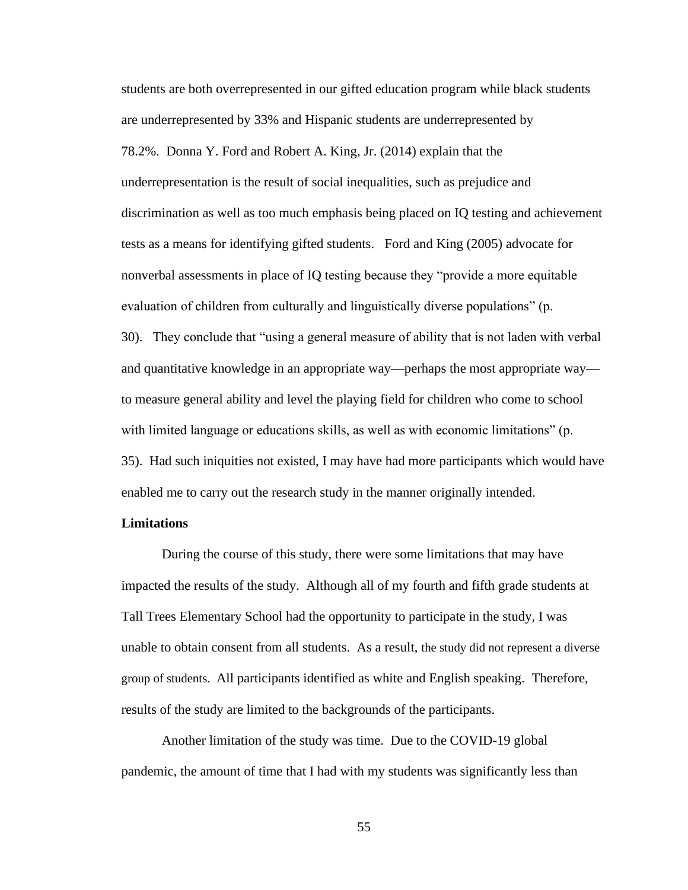students are both overrepresented in our gifted education program while black students are underrepresented by 33% and Hispanic students are underrepresented by 78.2%. Donna Y. Ford and Robert A. King, Jr. (2014) explain that the underrepresentation is the result of social inequalities, such as prejudice and discrimination as well as too much emphasis being placed on IQ testing and achievement tests as a means for identifying gifted students. Ford and King (2005) advocate for nonverbal assessments in place of IQ testing because they "provide a more equitable evaluation of children from culturally and linguistically diverse populations" (p. 30). They conclude that "using a general measure of ability that is not laden with verbal and quantitative knowledge in an appropriate way—perhaps the most appropriate way—to measure general ability and level the playing field for children who come to school with limited language or educations skills, as well as with economic limitations" (p. 35). Had such iniquities not existed, I may have had more participants which would have enabled me to carry out the research study in the manner originally intended.

**Limitations**

During the course of this study, there were some limitations that may have impacted the results of the study. Although all of my fourth and fifth grade students at Tall Trees Elementary School had the opportunity to participate in the study, I was unable to obtain consent from all students. As a result, the study did not represent a diverse group of students. All participants identified as white and English speaking. Therefore, results of the study are limited to the backgrounds of the participants.

Another limitation of the study was time. Due to the COVID-19 global pandemic, the amount of time that I had with my students was significantly less than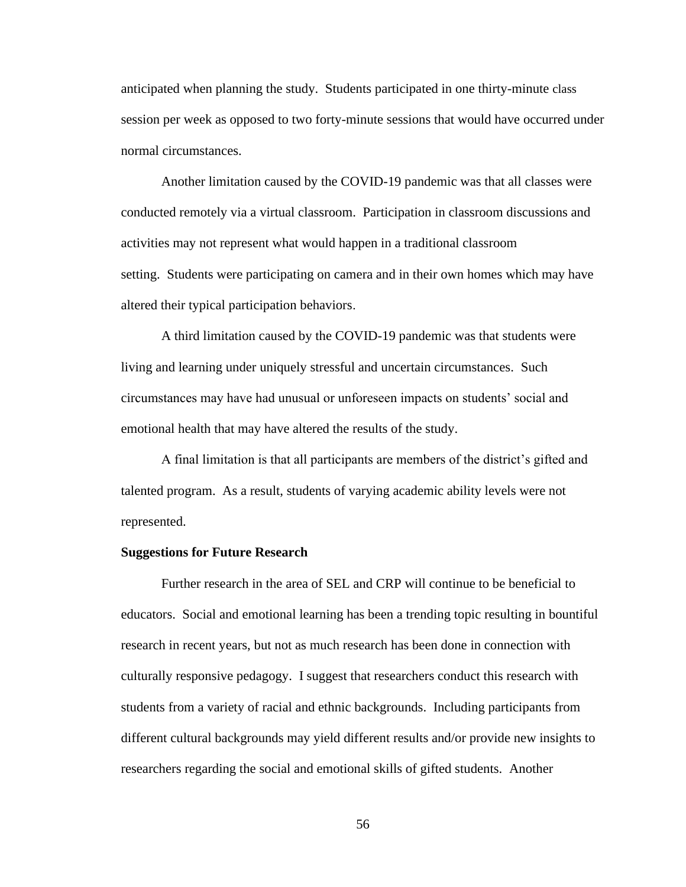anticipated when planning the study. Students participated in one thirty-minute class session per week as opposed to two forty-minute sessions that would have occurred under normal circumstances.

Another limitation caused by the COVID-19 pandemic was that all classes were conducted remotely via a virtual classroom. Participation in classroom discussions and activities may not represent what would happen in a traditional classroom setting. Students were participating on camera and in their own homes which may have altered their typical participation behaviors.

A third limitation caused by the COVID-19 pandemic was that students were living and learning under uniquely stressful and uncertain circumstances. Such circumstances may have had unusual or unforeseen impacts on students' social and emotional health that may have altered the results of the study.

A final limitation is that all participants are members of the district's gifted and talented program. As a result, students of varying academic ability levels were not represented.

**Suggestions for Future Research**

Further research in the area of SEL and CRP will continue to be beneficial to educators. Social and emotional learning has been a trending topic resulting in bountiful research in recent years, but not as much research has been done in connection with culturally responsive pedagogy. I suggest that researchers conduct this research with students from a variety of racial and ethnic backgrounds. Including participants from different cultural backgrounds may yield different results and/or provide new insights to researchers regarding the social and emotional skills of gifted students. Another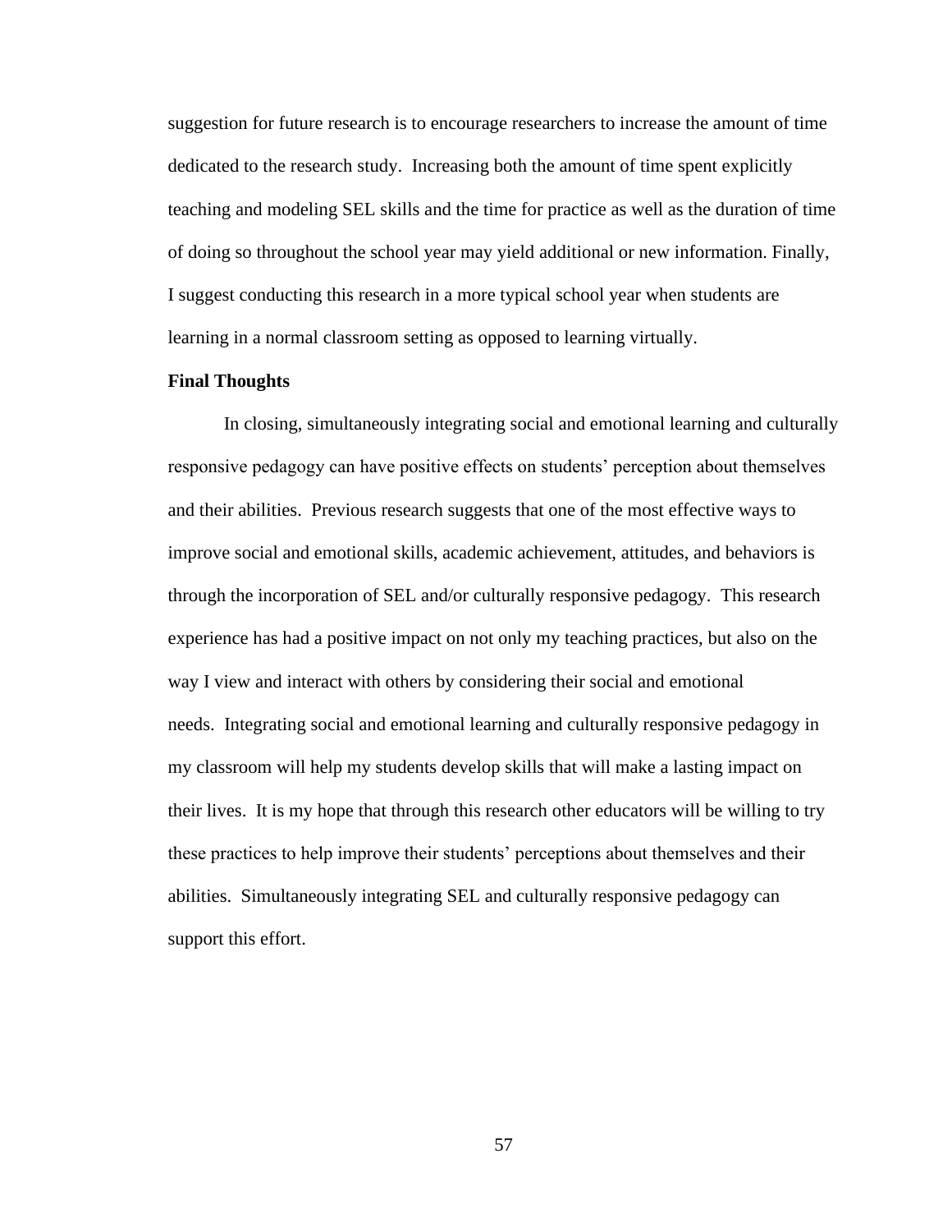suggestion for future research is to encourage researchers to increase the amount of time dedicated to the research study. Increasing both the amount of time spent explicitly teaching and modeling SEL skills and the time for practice as well as the duration of time of doing so throughout the school year may yield additional or new information. Finally, I suggest conducting this research in a more typical school year when students are learning in a normal classroom setting as opposed to learning virtually.

## Final Thoughts

In closing, simultaneously integrating social and emotional learning and culturally responsive pedagogy can have positive effects on students' perception about themselves and their abilities. Previous research suggests that one of the most effective ways to improve social and emotional skills, academic achievement, attitudes, and behaviors is through the incorporation of SEL and/or culturally responsive pedagogy. This research experience has had a positive impact on not only my teaching practices, but also on the way I view and interact with others by considering their social and emotional needs. Integrating social and emotional learning and culturally responsive pedagogy in my classroom will help my students develop skills that will make a lasting impact on their lives. It is my hope that through this research other educators will be willing to try these practices to help improve their students' perceptions about themselves and their abilities. Simultaneously integrating SEL and culturally responsive pedagogy can support this effort.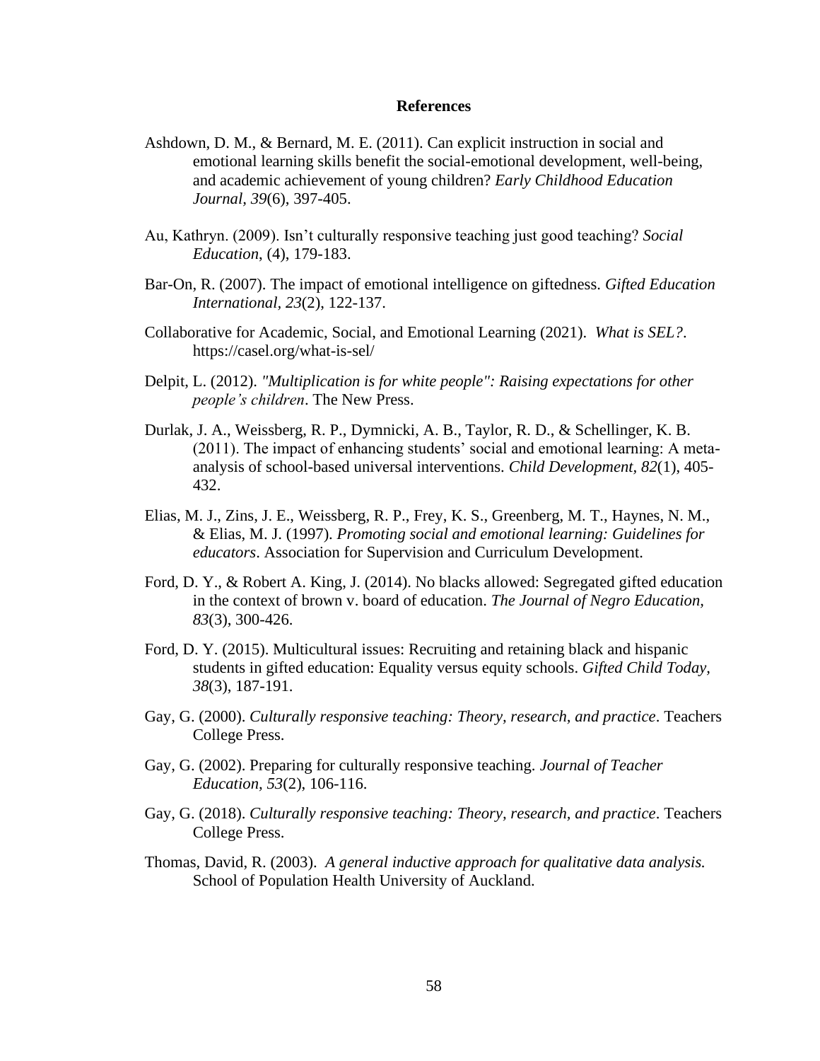# References

Ashdown, D. M., & Bernard, M. E. (2011). Can explicit instruction in social and emotional learning skills benefit the social-emotional development, well-being, and academic achievement of young children? *Early Childhood Education Journal*, *39*(6), 397-405.

Au, Kathryn. (2009). Isn't culturally responsive teaching just good teaching? *Social Education*, (4), 179-183.

Bar-On, R. (2007). The impact of emotional intelligence on giftedness. *Gifted Education International, 23*(2), 122-137.

Collaborative for Academic, Social, and Emotional Learning (2021). *What is SEL?*. https://casel.org/what-is-sel/

Delpit, L. (2012). *"Multiplication is for white people": Raising expectations for other people's children*. The New Press.

Durlak, J. A., Weissberg, R. P., Dymnicki, A. B., Taylor, R. D., & Schellinger, K. B. (2011). The impact of enhancing students' social and emotional learning: A meta-analysis of school-based universal interventions. *Child Development, 82*(1), 405-432.

Elias, M. J., Zins, J. E., Weissberg, R. P., Frey, K. S., Greenberg, M. T., Haynes, N. M., & Elias, M. J. (1997). *Promoting social and emotional learning: Guidelines for educators*. Association for Supervision and Curriculum Development.

Ford, D. Y., & Robert A. King, J. (2014). No blacks allowed: Segregated gifted education in the context of brown v. board of education. *The Journal of Negro Education, 83*(3), 300-426.

Ford, D. Y. (2015). Multicultural issues: Recruiting and retaining black and hispanic students in gifted education: Equality versus equity schools. *Gifted Child Today, 38*(3), 187-191.

Gay, G. (2000). *Culturally responsive teaching: Theory, research, and practice*. Teachers College Press.

Gay, G. (2002). Preparing for culturally responsive teaching. *Journal of Teacher Education, 53*(2), 106-116.

Gay, G. (2018). *Culturally responsive teaching: Theory, research, and practice*. Teachers College Press.

Thomas, David, R. (2003). *A general inductive approach for qualitative data analysis.* School of Population Health University of Auckland.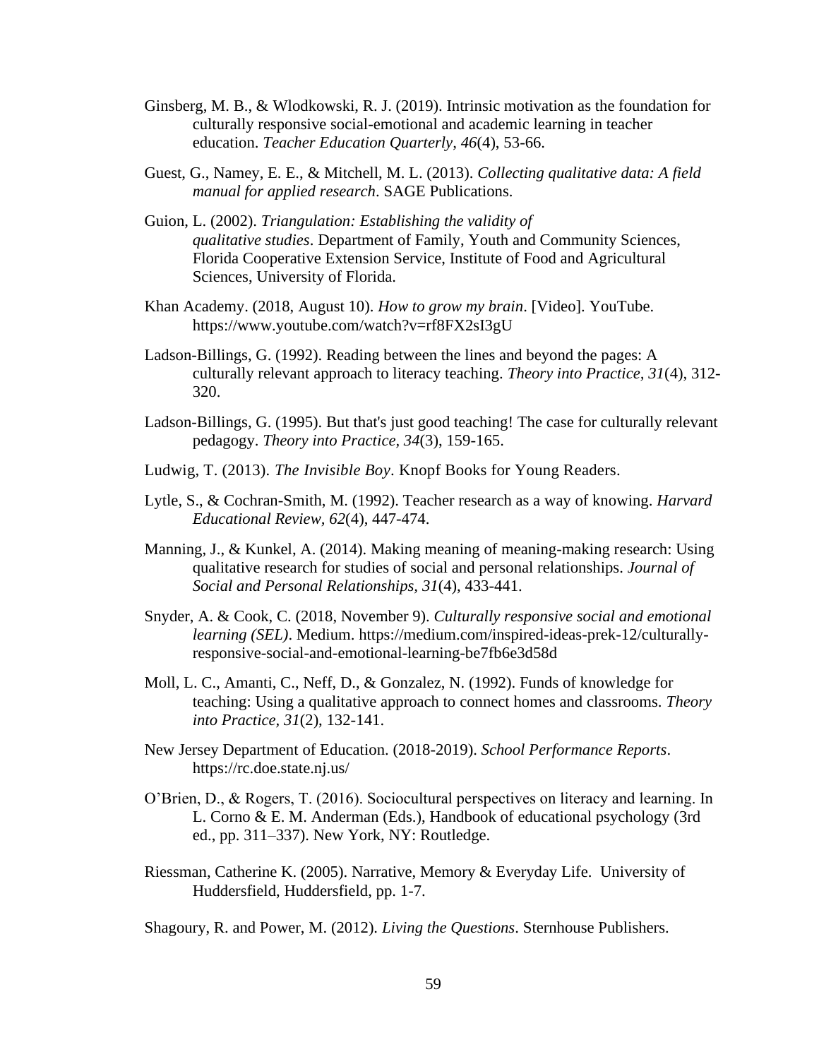Ginsberg, M. B., & Wlodkowski, R. J. (2019). Intrinsic motivation as the foundation for culturally responsive social-emotional and academic learning in teacher education. *Teacher Education Quarterly, 46*(4), 53-66.

Guest, G., Namey, E. E., & Mitchell, M. L. (2013). *Collecting qualitative data: A field manual for applied research*. SAGE Publications.

Guion, L. (2002). *Triangulation: Establishing the validity of qualitative studies*. Department of Family, Youth and Community Sciences, Florida Cooperative Extension Service, Institute of Food and Agricultural Sciences, University of Florida.

Khan Academy. (2018, August 10). *How to grow my brain*. [Video]. YouTube. https://www.youtube.com/watch?v=rf8FX2sI3gU

Ladson-Billings, G. (1992). Reading between the lines and beyond the pages: A culturally relevant approach to literacy teaching. *Theory into Practice, 31*(4), 312-320.

Ladson-Billings, G. (1995). But that's just good teaching! The case for culturally relevant pedagogy. *Theory into Practice, 34*(3), 159-165.

Ludwig, T. (2013). *The Invisible Boy*. Knopf Books for Young Readers.

Lytle, S., & Cochran-Smith, M. (1992). Teacher research as a way of knowing. *Harvard Educational Review, 62*(4), 447-474.

Manning, J., & Kunkel, A. (2014). Making meaning of meaning-making research: Using qualitative research for studies of social and personal relationships. *Journal of Social and Personal Relationships, 31*(4), 433-441.

Snyder, A. & Cook, C. (2018, November 9). *Culturally responsive social and emotional learning (SEL)*. Medium. https://medium.com/inspired-ideas-prek-12/culturally-responsive-social-and-emotional-learning-be7fb6e3d58d

Moll, L. C., Amanti, C., Neff, D., & Gonzalez, N. (1992). Funds of knowledge for teaching: Using a qualitative approach to connect homes and classrooms. *Theory into Practice, 31*(2), 132-141.

New Jersey Department of Education. (2018-2019). *School Performance Reports*. https://rc.doe.state.nj.us/

O'Brien, D., & Rogers, T. (2016). Sociocultural perspectives on literacy and learning. In L. Corno & E. M. Anderman (Eds.), Handbook of educational psychology (3rd ed., pp. 311–337). New York, NY: Routledge.

Riessman, Catherine K. (2005). Narrative, Memory & Everyday Life. University of Huddersfield, Huddersfield, pp. 1-7.

Shagoury, R. and Power, M. (2012). *Living the Questions*. Sternhouse Publishers.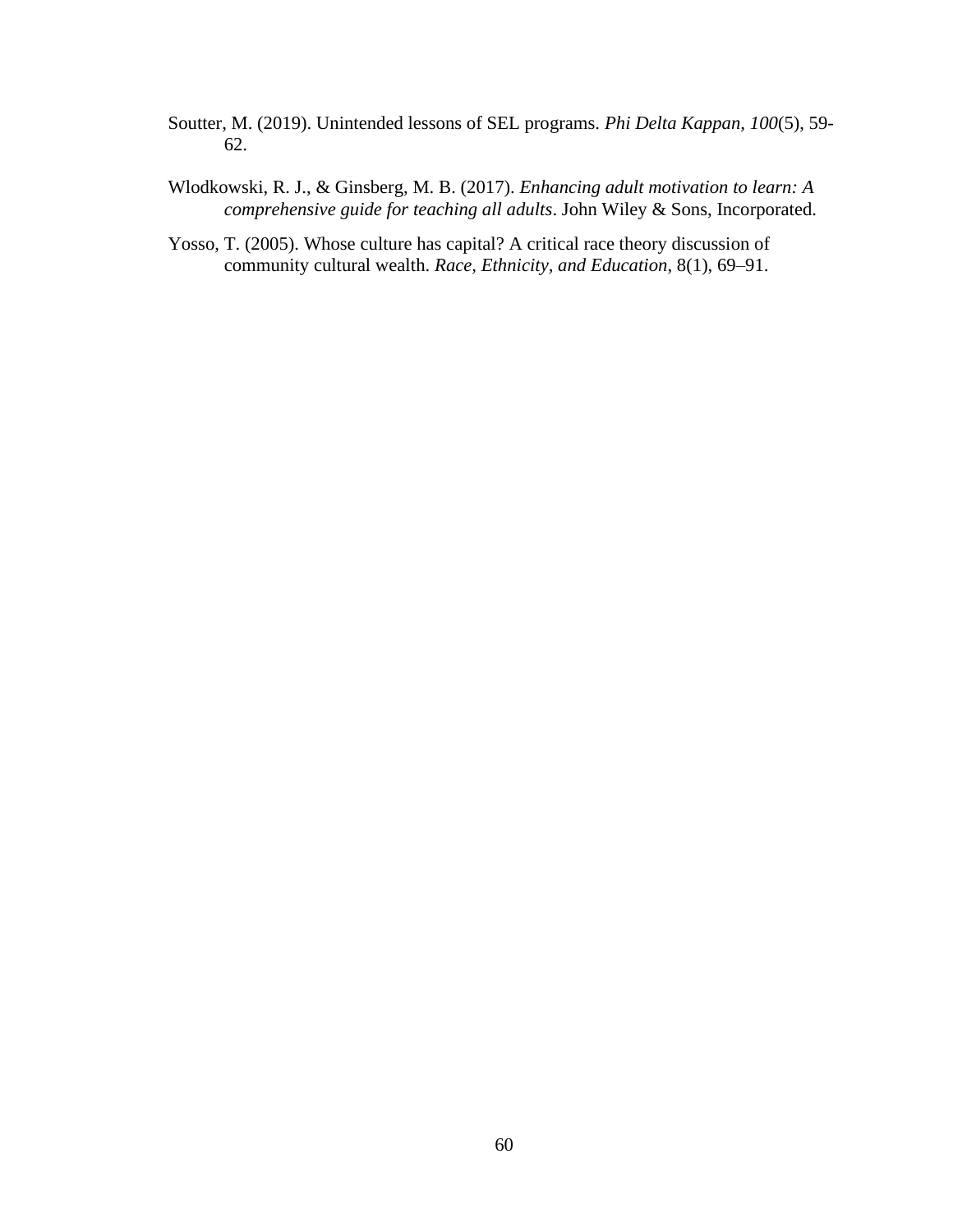Soutter, M. (2019). Unintended lessons of SEL programs. *Phi Delta Kappan, 100*(5), 59-62.

Wlodkowski, R. J., & Ginsberg, M. B. (2017). *Enhancing adult motivation to learn: A comprehensive guide for teaching all adults*. John Wiley & Sons, Incorporated.

Yosso, T. (2005). Whose culture has capital? A critical race theory discussion of community cultural wealth. *Race, Ethnicity, and Education*, 8(1), 69–91.